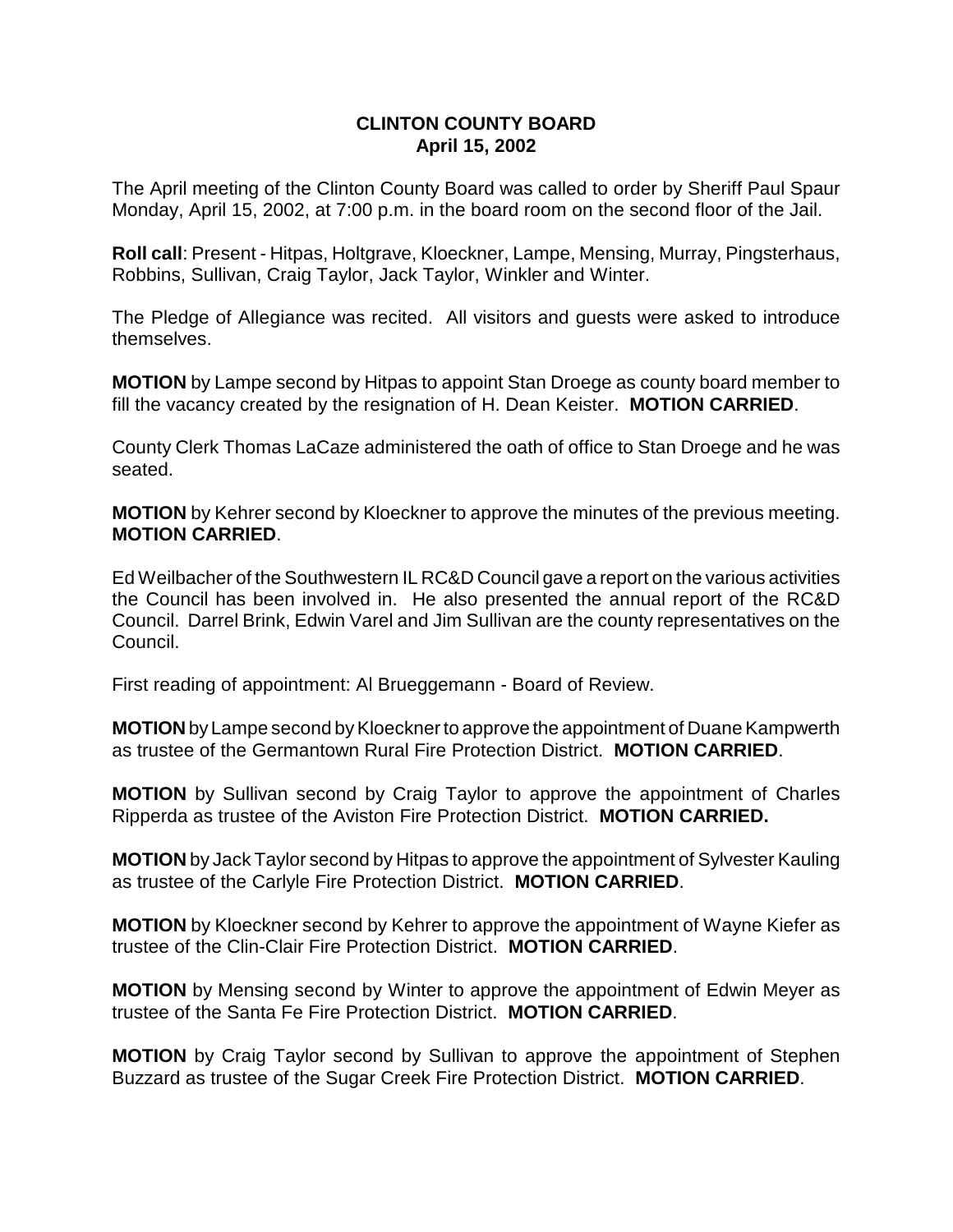# CLINTON COUNTY BOARD
## April 15, 2002

The April meeting of the Clinton County Board was called to order by Sheriff Paul Spaur Monday, April 15, 2002, at 7:00 p.m. in the board room on the second floor of the Jail.

**Roll call**: Present - Hitpas, Holtgrave, Kloeckner, Lampe, Mensing, Murray, Pingsterhaus, Robbins, Sullivan, Craig Taylor, Jack Taylor, Winkler and Winter.

The Pledge of Allegiance was recited. All visitors and guests were asked to introduce themselves.

**MOTION** by Lampe second by Hitpas to appoint Stan Droege as county board member to fill the vacancy created by the resignation of H. Dean Keister. **MOTION CARRIED**.

County Clerk Thomas LaCaze administered the oath of office to Stan Droege and he was seated.

**MOTION** by Kehrer second by Kloeckner to approve the minutes of the previous meeting. **MOTION CARRIED**.

Ed Weilbacher of the Southwestern IL RC&D Council gave a report on the various activities the Council has been involved in. He also presented the annual report of the RC&D Council. Darrel Brink, Edwin Varel and Jim Sullivan are the county representatives on the Council.

First reading of appointment: Al Brueggemann - Board of Review.

**MOTION** by Lampe second by Kloeckner to approve the appointment of Duane Kampwerth as trustee of the Germantown Rural Fire Protection District. **MOTION CARRIED**.

**MOTION** by Sullivan second by Craig Taylor to approve the appointment of Charles Ripperda as trustee of the Aviston Fire Protection District. **MOTION CARRIED.**

**MOTION** by Jack Taylor second by Hitpas to approve the appointment of Sylvester Kauling as trustee of the Carlyle Fire Protection District. **MOTION CARRIED**.

**MOTION** by Kloeckner second by Kehrer to approve the appointment of Wayne Kiefer as trustee of the Clin-Clair Fire Protection District. **MOTION CARRIED**.

**MOTION** by Mensing second by Winter to approve the appointment of Edwin Meyer as trustee of the Santa Fe Fire Protection District. **MOTION CARRIED**.

**MOTION** by Craig Taylor second by Sullivan to approve the appointment of Stephen Buzzard as trustee of the Sugar Creek Fire Protection District. **MOTION CARRIED**.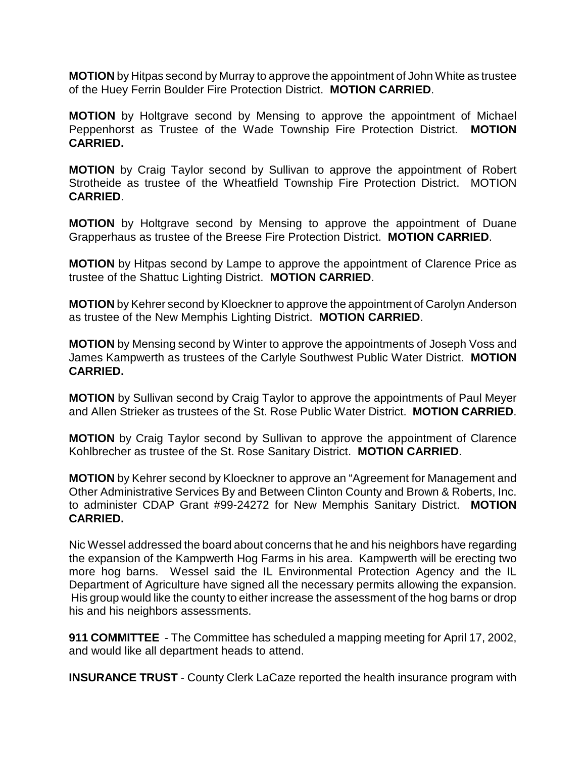**MOTION** by Hitpas second by Murray to approve the appointment of John White as trustee of the Huey Ferrin Boulder Fire Protection District. **MOTION CARRIED**.

**MOTION** by Holtgrave second by Mensing to approve the appointment of Michael Peppenhorst as Trustee of the Wade Township Fire Protection District. **MOTION CARRIED.**

**MOTION** by Craig Taylor second by Sullivan to approve the appointment of Robert Strotheide as trustee of the Wheatfield Township Fire Protection District. MOTION **CARRIED**.

**MOTION** by Holtgrave second by Mensing to approve the appointment of Duane Grapperhaus as trustee of the Breese Fire Protection District. **MOTION CARRIED**.

**MOTION** by Hitpas second by Lampe to approve the appointment of Clarence Price as trustee of the Shattuc Lighting District. **MOTION CARRIED**.

**MOTION** by Kehrer second by Kloeckner to approve the appointment of Carolyn Anderson as trustee of the New Memphis Lighting District. **MOTION CARRIED**.

**MOTION** by Mensing second by Winter to approve the appointments of Joseph Voss and James Kampwerth as trustees of the Carlyle Southwest Public Water District. **MOTION CARRIED.**

**MOTION** by Sullivan second by Craig Taylor to approve the appointments of Paul Meyer and Allen Strieker as trustees of the St. Rose Public Water District. **MOTION CARRIED**.

**MOTION** by Craig Taylor second by Sullivan to approve the appointment of Clarence Kohlbrecher as trustee of the St. Rose Sanitary District. **MOTION CARRIED**.

**MOTION** by Kehrer second by Kloeckner to approve an "Agreement for Management and Other Administrative Services By and Between Clinton County and Brown & Roberts, Inc. to administer CDAP Grant #99-24272 for New Memphis Sanitary District. **MOTION CARRIED.**

Nic Wessel addressed the board about concerns that he and his neighbors have regarding the expansion of the Kampwerth Hog Farms in his area. Kampwerth will be erecting two more hog barns. Wessel said the IL Environmental Protection Agency and the IL Department of Agriculture have signed all the necessary permits allowing the expansion. His group would like the county to either increase the assessment of the hog barns or drop his and his neighbors assessments.

**911 COMMITTEE** - The Committee has scheduled a mapping meeting for April 17, 2002, and would like all department heads to attend.

**INSURANCE TRUST** - County Clerk LaCaze reported the health insurance program with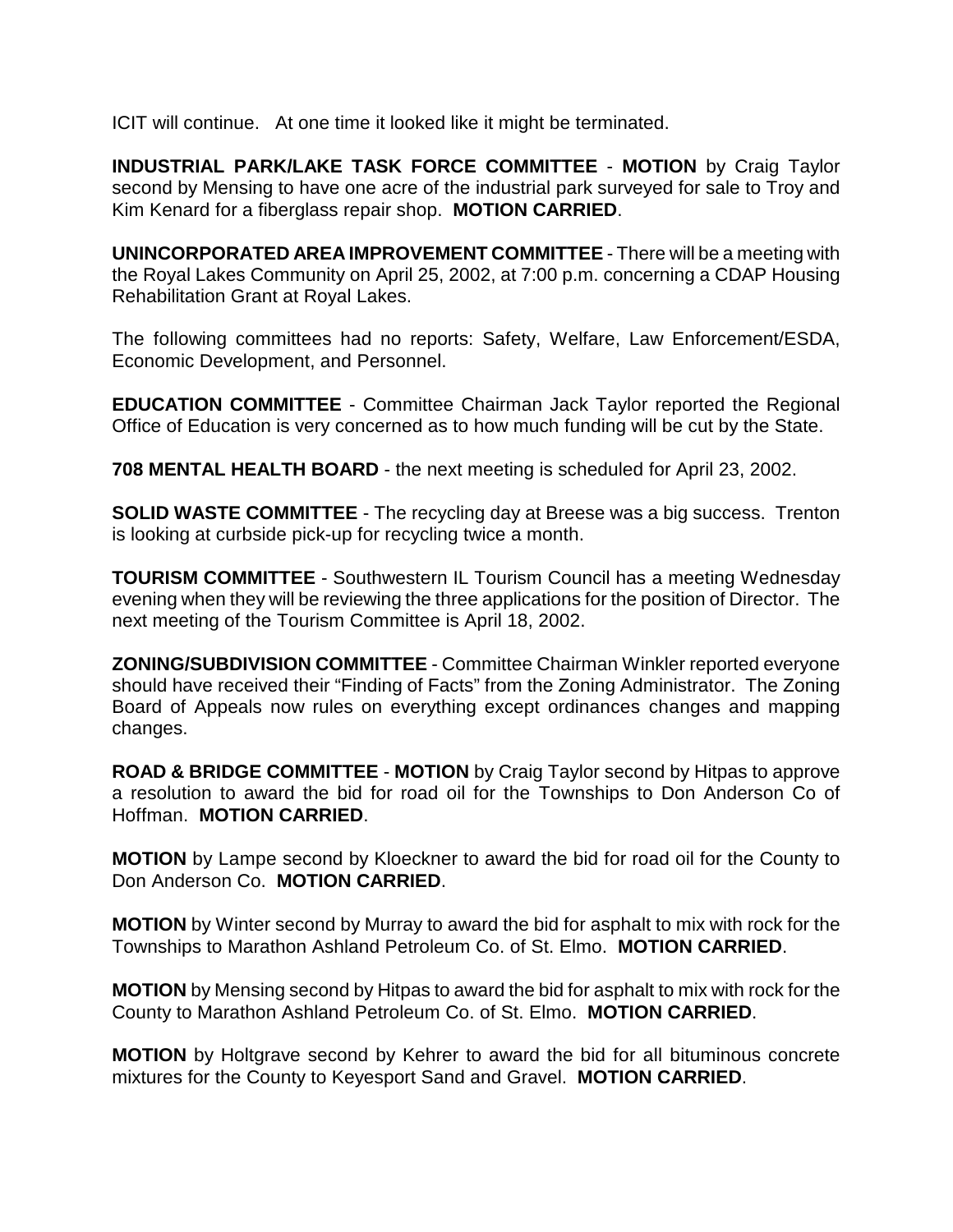ICIT will continue. At one time it looked like it might be terminated.

**INDUSTRIAL PARK/LAKE TASK FORCE COMMITTEE** - **MOTION** by Craig Taylor second by Mensing to have one acre of the industrial park surveyed for sale to Troy and Kim Kenard for a fiberglass repair shop. **MOTION CARRIED**.

**UNINCORPORATED AREA IMPROVEMENT COMMITTEE** - There will be a meeting with the Royal Lakes Community on April 25, 2002, at 7:00 p.m. concerning a CDAP Housing Rehabilitation Grant at Royal Lakes.

The following committees had no reports: Safety, Welfare, Law Enforcement/ESDA, Economic Development, and Personnel.

**EDUCATION COMMITTEE** - Committee Chairman Jack Taylor reported the Regional Office of Education is very concerned as to how much funding will be cut by the State.

**708 MENTAL HEALTH BOARD** - the next meeting is scheduled for April 23, 2002.

**SOLID WASTE COMMITTEE** - The recycling day at Breese was a big success. Trenton is looking at curbside pick-up for recycling twice a month.

**TOURISM COMMITTEE** - Southwestern IL Tourism Council has a meeting Wednesday evening when they will be reviewing the three applications for the position of Director. The next meeting of the Tourism Committee is April 18, 2002.

**ZONING/SUBDIVISION COMMITTEE** - Committee Chairman Winkler reported everyone should have received their "Finding of Facts" from the Zoning Administrator. The Zoning Board of Appeals now rules on everything except ordinances changes and mapping changes.

**ROAD & BRIDGE COMMITTEE** - **MOTION** by Craig Taylor second by Hitpas to approve a resolution to award the bid for road oil for the Townships to Don Anderson Co of Hoffman. **MOTION CARRIED**.

**MOTION** by Lampe second by Kloeckner to award the bid for road oil for the County to Don Anderson Co. **MOTION CARRIED**.

**MOTION** by Winter second by Murray to award the bid for asphalt to mix with rock for the Townships to Marathon Ashland Petroleum Co. of St. Elmo. **MOTION CARRIED**.

**MOTION** by Mensing second by Hitpas to award the bid for asphalt to mix with rock for the County to Marathon Ashland Petroleum Co. of St. Elmo. **MOTION CARRIED**.

**MOTION** by Holtgrave second by Kehrer to award the bid for all bituminous concrete mixtures for the County to Keyesport Sand and Gravel. **MOTION CARRIED**.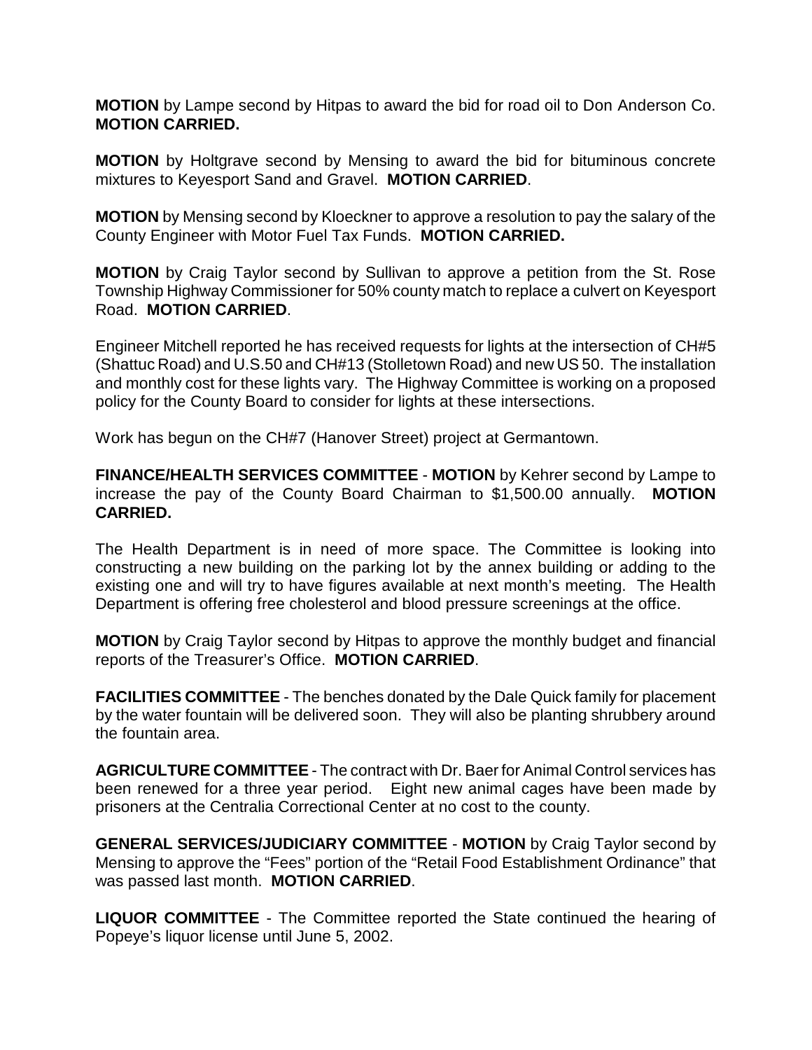**MOTION** by Lampe second by Hitpas to award the bid for road oil to Don Anderson Co. **MOTION CARRIED.**

**MOTION** by Holtgrave second by Mensing to award the bid for bituminous concrete mixtures to Keyesport Sand and Gravel. **MOTION CARRIED**.

**MOTION** by Mensing second by Kloeckner to approve a resolution to pay the salary of the County Engineer with Motor Fuel Tax Funds. **MOTION CARRIED.**

**MOTION** by Craig Taylor second by Sullivan to approve a petition from the St. Rose Township Highway Commissioner for 50% county match to replace a culvert on Keyesport Road. **MOTION CARRIED**.

Engineer Mitchell reported he has received requests for lights at the intersection of CH#5 (Shattuc Road) and U.S.50 and CH#13 (Stolletown Road) and new US 50. The installation and monthly cost for these lights vary. The Highway Committee is working on a proposed policy for the County Board to consider for lights at these intersections.

Work has begun on the CH#7 (Hanover Street) project at Germantown.

**FINANCE/HEALTH SERVICES COMMITTEE** - **MOTION** by Kehrer second by Lampe to increase the pay of the County Board Chairman to $1,500.00 annually. **MOTION CARRIED.**

The Health Department is in need of more space. The Committee is looking into constructing a new building on the parking lot by the annex building or adding to the existing one and will try to have figures available at next month's meeting. The Health Department is offering free cholesterol and blood pressure screenings at the office.

**MOTION** by Craig Taylor second by Hitpas to approve the monthly budget and financial reports of the Treasurer's Office. **MOTION CARRIED**.

**FACILITIES COMMITTEE** - The benches donated by the Dale Quick family for placement by the water fountain will be delivered soon. They will also be planting shrubbery around the fountain area.

**AGRICULTURE COMMITTEE** - The contract with Dr. Baer for Animal Control services has been renewed for a three year period. Eight new animal cages have been made by prisoners at the Centralia Correctional Center at no cost to the county.

**GENERAL SERVICES/JUDICIARY COMMITTEE** - **MOTION** by Craig Taylor second by Mensing to approve the "Fees" portion of the "Retail Food Establishment Ordinance" that was passed last month. **MOTION CARRIED**.

**LIQUOR COMMITTEE** - The Committee reported the State continued the hearing of Popeye's liquor license until June 5, 2002.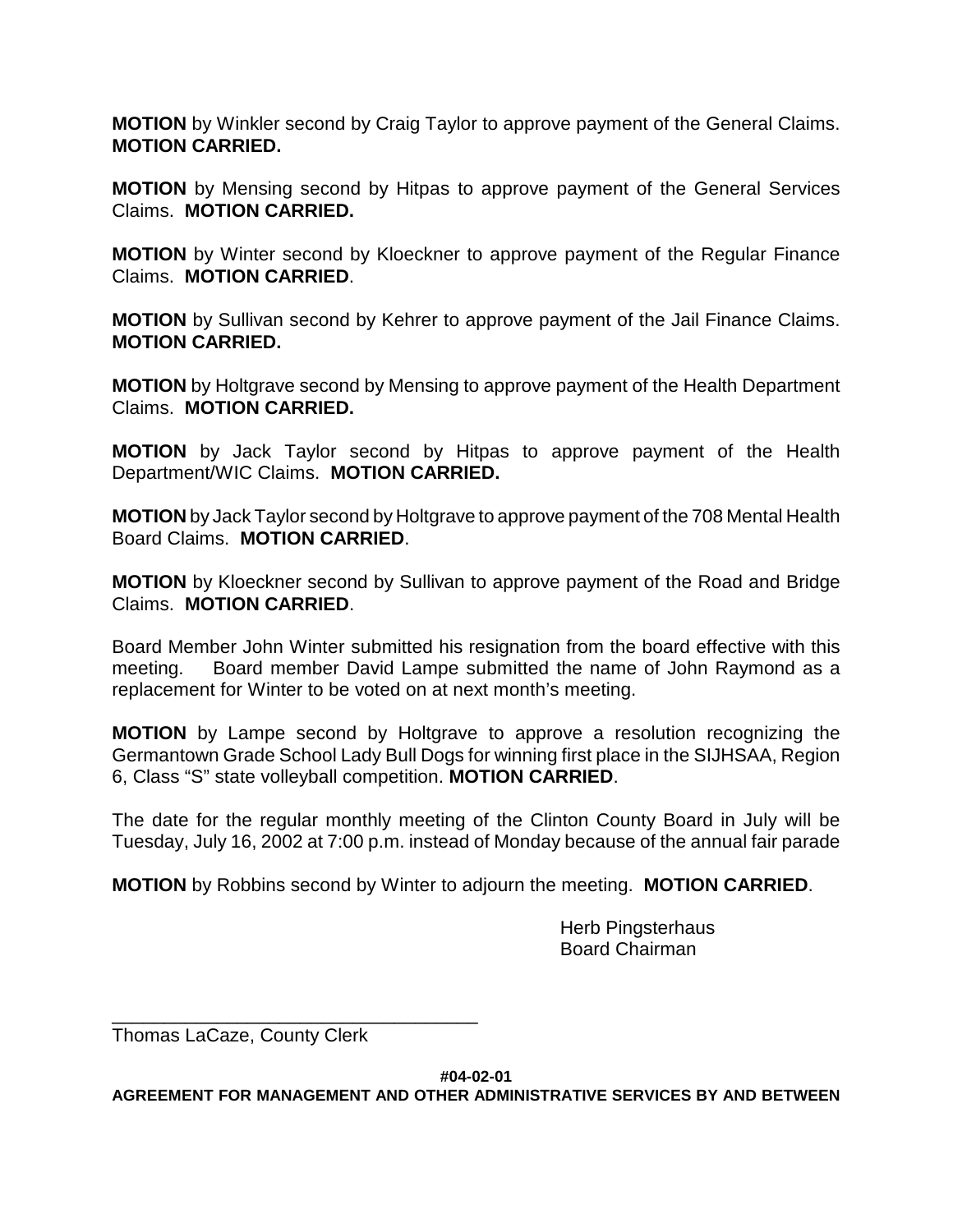**MOTION** by Winkler second by Craig Taylor to approve payment of the General Claims. **MOTION CARRIED.**

**MOTION** by Mensing second by Hitpas to approve payment of the General Services Claims. **MOTION CARRIED.**

**MOTION** by Winter second by Kloeckner to approve payment of the Regular Finance Claims. **MOTION CARRIED**.

**MOTION** by Sullivan second by Kehrer to approve payment of the Jail Finance Claims. **MOTION CARRIED.**

**MOTION** by Holtgrave second by Mensing to approve payment of the Health Department Claims. **MOTION CARRIED.**

**MOTION** by Jack Taylor second by Hitpas to approve payment of the Health Department/WIC Claims. **MOTION CARRIED.**

**MOTION** by Jack Taylor second by Holtgrave to approve payment of the 708 Mental Health Board Claims. **MOTION CARRIED**.

**MOTION** by Kloeckner second by Sullivan to approve payment of the Road and Bridge Claims. **MOTION CARRIED**.

Board Member John Winter submitted his resignation from the board effective with this meeting. Board member David Lampe submitted the name of John Raymond as a replacement for Winter to be voted on at next month's meeting.

**MOTION** by Lampe second by Holtgrave to approve a resolution recognizing the Germantown Grade School Lady Bull Dogs for winning first place in the SIJHSAA, Region 6, Class "S" state volleyball competition. **MOTION CARRIED**.

The date for the regular monthly meeting of the Clinton County Board in July will be Tuesday, July 16, 2002 at 7:00 p.m. instead of Monday because of the annual fair parade

**MOTION** by Robbins second by Winter to adjourn the meeting. **MOTION CARRIED**.

Herb Pingsterhaus
Board Chairman

\_\_\_\_\_\_\_\_\_\_\_\_\_\_\_\_\_\_\_\_\_\_\_\_\_\_\_\_\_\_\_\_\_\_\_\_\_
Thomas LaCaze, County Clerk

**#04-02-01**

**AGREEMENT FOR MANAGEMENT AND OTHER ADMINISTRATIVE SERVICES BY AND BETWEEN**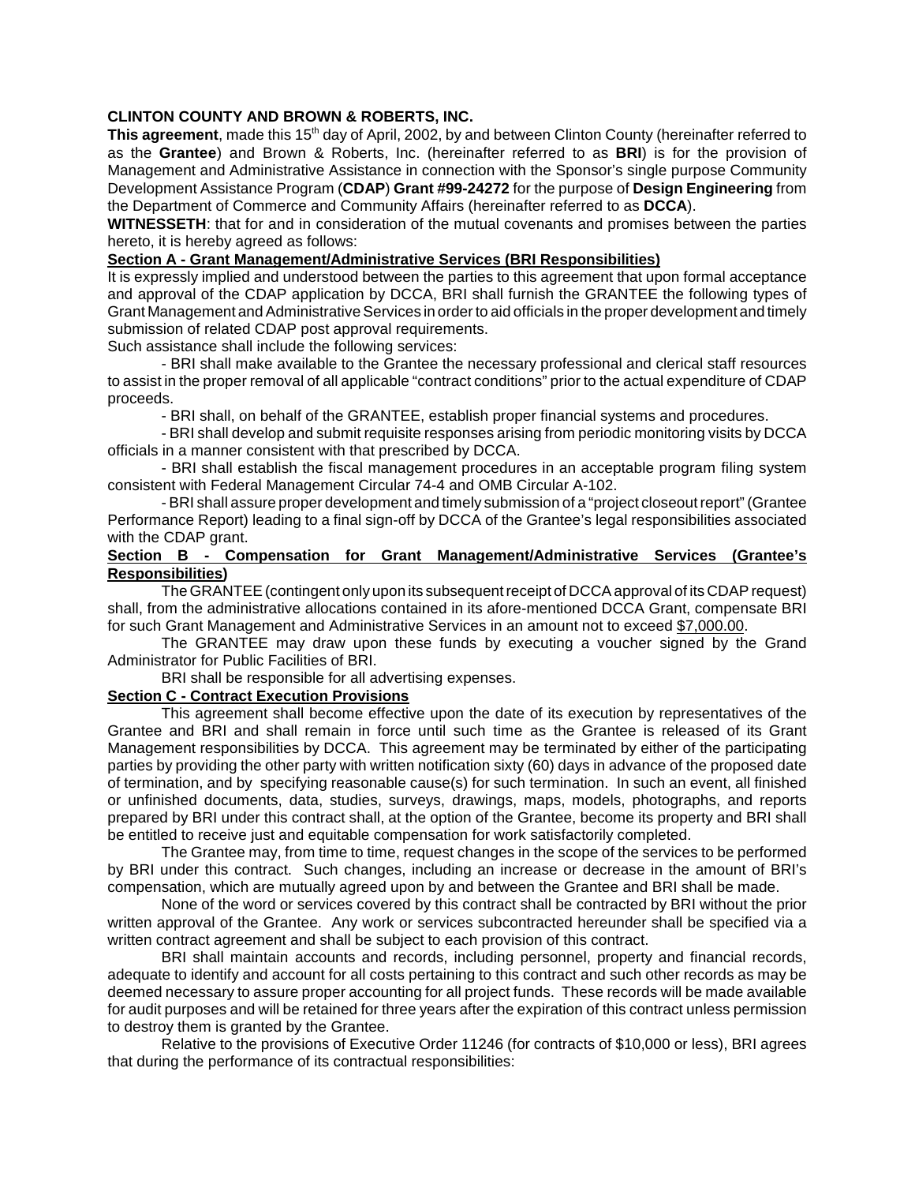**CLINTON COUNTY AND BROWN & ROBERTS, INC.**

**This agreement**, made this 15th day of April, 2002, by and between Clinton County (hereinafter referred to as the **Grantee**) and Brown & Roberts, Inc. (hereinafter referred to as **BRI**) is for the provision of Management and Administrative Assistance in connection with the Sponsor's single purpose Community Development Assistance Program (**CDAP**) **Grant #99-24272** for the purpose of **Design Engineering** from the Department of Commerce and Community Affairs (hereinafter referred to as **DCCA**).

**WITNESSETH**: that for and in consideration of the mutual covenants and promises between the parties hereto, it is hereby agreed as follows:

**Section A - Grant Management/Administrative Services (BRI Responsibilities)**

It is expressly implied and understood between the parties to this agreement that upon formal acceptance and approval of the CDAP application by DCCA, BRI shall furnish the GRANTEE the following types of Grant Management and Administrative Services in order to aid officials in the proper development and timely submission of related CDAP post approval requirements.

Such assistance shall include the following services:

- BRI shall make available to the Grantee the necessary professional and clerical staff resources to assist in the proper removal of all applicable "contract conditions" prior to the actual expenditure of CDAP proceeds.
- BRI shall, on behalf of the GRANTEE, establish proper financial systems and procedures.
- BRI shall develop and submit requisite responses arising from periodic monitoring visits by DCCA officials in a manner consistent with that prescribed by DCCA.
- BRI shall establish the fiscal management procedures in an acceptable program filing system consistent with Federal Management Circular 74-4 and OMB Circular A-102.
- BRI shall assure proper development and timely submission of a "project closeout report" (Grantee Performance Report) leading to a final sign-off by DCCA of the Grantee's legal responsibilities associated with the CDAP grant.

**Section B - Compensation for Grant Management/Administrative Services (Grantee's Responsibilities)**

The GRANTEE (contingent only upon its subsequent receipt of DCCA approval of its CDAP request) shall, from the administrative allocations contained in its afore-mentioned DCCA Grant, compensate BRI for such Grant Management and Administrative Services in an amount not to exceed $7,000.00.

The GRANTEE may draw upon these funds by executing a voucher signed by the Grand Administrator for Public Facilities of BRI.

BRI shall be responsible for all advertising expenses.

**Section C - Contract Execution Provisions**

This agreement shall become effective upon the date of its execution by representatives of the Grantee and BRI and shall remain in force until such time as the Grantee is released of its Grant Management responsibilities by DCCA. This agreement may be terminated by either of the participating parties by providing the other party with written notification sixty (60) days in advance of the proposed date of termination, and by specifying reasonable cause(s) for such termination. In such an event, all finished or unfinished documents, data, studies, surveys, drawings, maps, models, photographs, and reports prepared by BRI under this contract shall, at the option of the Grantee, become its property and BRI shall be entitled to receive just and equitable compensation for work satisfactorily completed.

The Grantee may, from time to time, request changes in the scope of the services to be performed by BRI under this contract. Such changes, including an increase or decrease in the amount of BRI's compensation, which are mutually agreed upon by and between the Grantee and BRI shall be made.

None of the word or services covered by this contract shall be contracted by BRI without the prior written approval of the Grantee. Any work or services subcontracted hereunder shall be specified via a written contract agreement and shall be subject to each provision of this contract.

BRI shall maintain accounts and records, including personnel, property and financial records, adequate to identify and account for all costs pertaining to this contract and such other records as may be deemed necessary to assure proper accounting for all project funds. These records will be made available for audit purposes and will be retained for three years after the expiration of this contract unless permission to destroy them is granted by the Grantee.

Relative to the provisions of Executive Order 11246 (for contracts of $10,000 or less), BRI agrees that during the performance of its contractual responsibilities: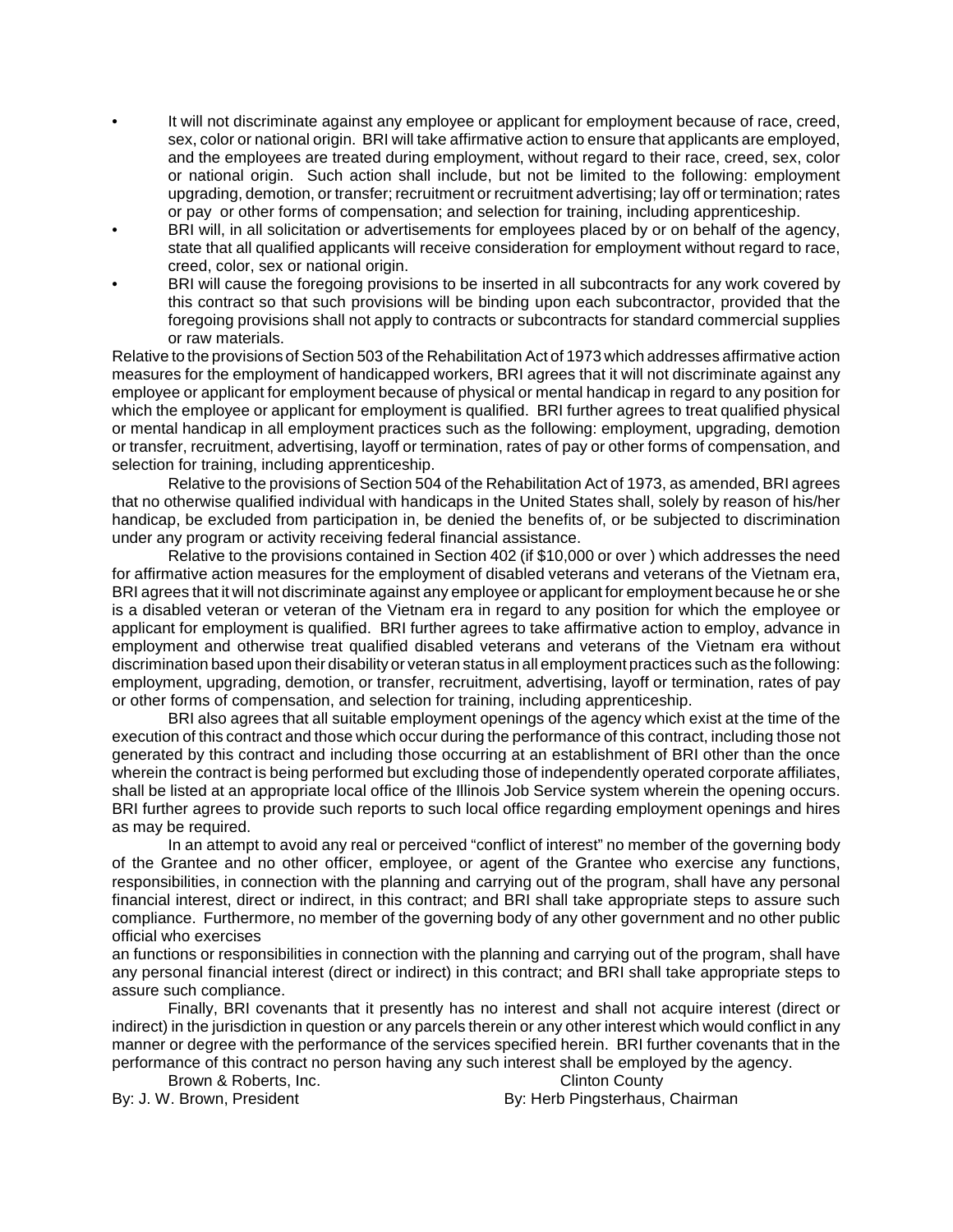- It will not discriminate against any employee or applicant for employment because of race, creed, sex, color or national origin. BRI will take affirmative action to ensure that applicants are employed, and the employees are treated during employment, without regard to their race, creed, sex, color or national origin. Such action shall include, but not be limited to the following: employment upgrading, demotion, or transfer; recruitment or recruitment advertising; lay off or termination; rates or pay or other forms of compensation; and selection for training, including apprenticeship.
- BRI will, in all solicitation or advertisements for employees placed by or on behalf of the agency, state that all qualified applicants will receive consideration for employment without regard to race, creed, color, sex or national origin.
- BRI will cause the foregoing provisions to be inserted in all subcontracts for any work covered by this contract so that such provisions will be binding upon each subcontractor, provided that the foregoing provisions shall not apply to contracts or subcontracts for standard commercial supplies or raw materials.

Relative to the provisions of Section 503 of the Rehabilitation Act of 1973 which addresses affirmative action measures for the employment of handicapped workers, BRI agrees that it will not discriminate against any employee or applicant for employment because of physical or mental handicap in regard to any position for which the employee or applicant for employment is qualified. BRI further agrees to treat qualified physical or mental handicap in all employment practices such as the following: employment, upgrading, demotion or transfer, recruitment, advertising, layoff or termination, rates of pay or other forms of compensation, and selection for training, including apprenticeship.

Relative to the provisions of Section 504 of the Rehabilitation Act of 1973, as amended, BRI agrees that no otherwise qualified individual with handicaps in the United States shall, solely by reason of his/her handicap, be excluded from participation in, be denied the benefits of, or be subjected to discrimination under any program or activity receiving federal financial assistance.

Relative to the provisions contained in Section 402 (if $10,000 or over ) which addresses the need for affirmative action measures for the employment of disabled veterans and veterans of the Vietnam era, BRI agrees that it will not discriminate against any employee or applicant for employment because he or she is a disabled veteran or veteran of the Vietnam era in regard to any position for which the employee or applicant for employment is qualified. BRI further agrees to take affirmative action to employ, advance in employment and otherwise treat qualified disabled veterans and veterans of the Vietnam era without discrimination based upon their disability or veteran status in all employment practices such as the following: employment, upgrading, demotion, or transfer, recruitment, advertising, layoff or termination, rates of pay or other forms of compensation, and selection for training, including apprenticeship.

BRI also agrees that all suitable employment openings of the agency which exist at the time of the execution of this contract and those which occur during the performance of this contract, including those not generated by this contract and including those occurring at an establishment of BRI other than the once wherein the contract is being performed but excluding those of independently operated corporate affiliates, shall be listed at an appropriate local office of the Illinois Job Service system wherein the opening occurs. BRI further agrees to provide such reports to such local office regarding employment openings and hires as may be required.

In an attempt to avoid any real or perceived "conflict of interest" no member of the governing body of the Grantee and no other officer, employee, or agent of the Grantee who exercise any functions, responsibilities, in connection with the planning and carrying out of the program, shall have any personal financial interest, direct or indirect, in this contract; and BRI shall take appropriate steps to assure such compliance. Furthermore, no member of the governing body of any other government and no other public official who exercises
an functions or responsibilities in connection with the planning and carrying out of the program, shall have any personal financial interest (direct or indirect) in this contract; and BRI shall take appropriate steps to assure such compliance.

Finally, BRI covenants that it presently has no interest and shall not acquire interest (direct or indirect) in the jurisdiction in question or any parcels therein or any other interest which would conflict in any manner or degree with the performance of the services specified herein. BRI further covenants that in the performance of this contract no person having any such interest shall be employed by the agency.

Brown & Roberts, Inc.  
By: J. W. Brown, President

Clinton County  
By: Herb Pingsterhaus, Chairman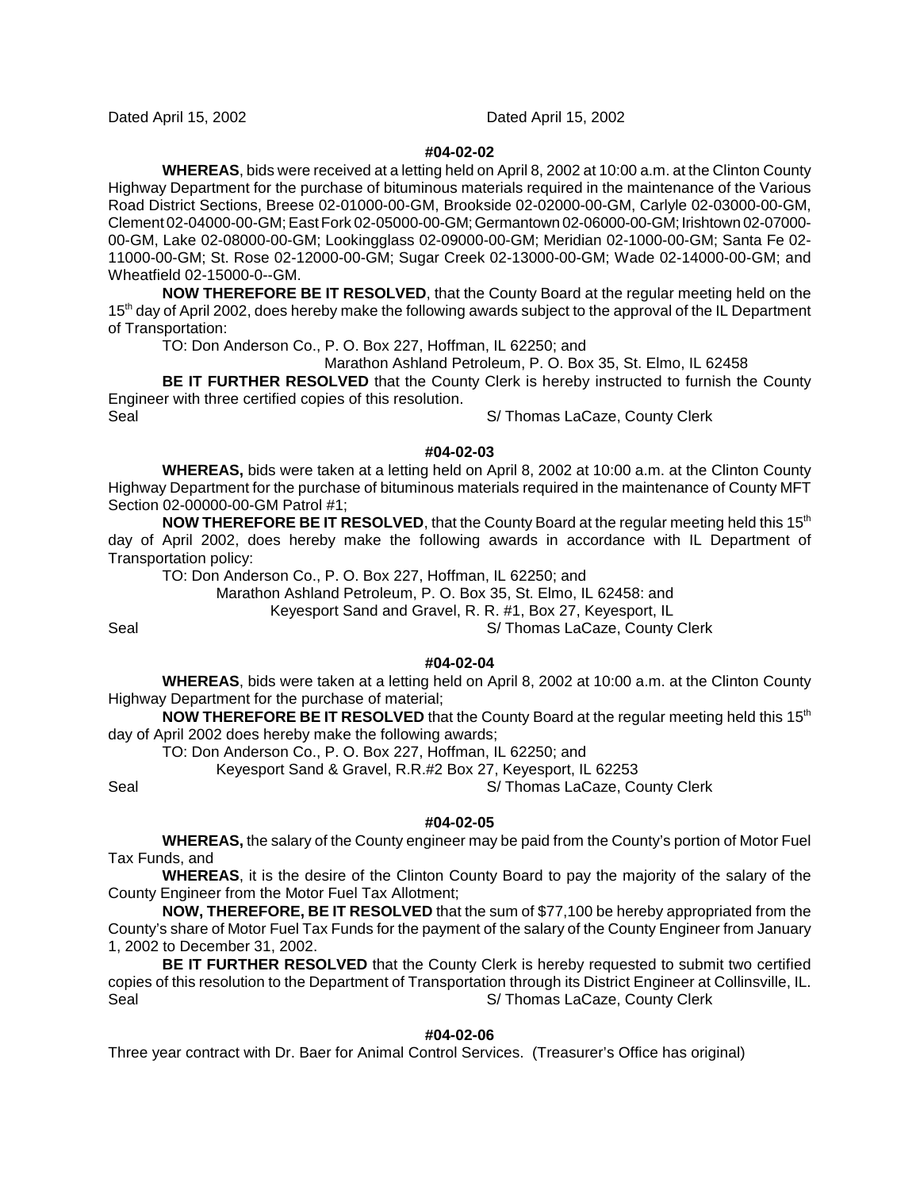Dated April 15, 2002 Dated April 15, 2002

**#04-02-02**

**WHEREAS**, bids were received at a letting held on April 8, 2002 at 10:00 a.m. at the Clinton County Highway Department for the purchase of bituminous materials required in the maintenance of the Various Road District Sections, Breese 02-01000-00-GM, Brookside 02-02000-00-GM, Carlyle 02-03000-00-GM, Clement 02-04000-00-GM; East Fork 02-05000-00-GM; Germantown 02-06000-00-GM; Irishtown 02-07000-00-GM, Lake 02-08000-00-GM; Lookingglass 02-09000-00-GM; Meridian 02-1000-00-GM; Santa Fe 02-11000-00-GM; St. Rose 02-12000-00-GM; Sugar Creek 02-13000-00-GM; Wade 02-14000-00-GM; and Wheatfield 02-15000-0--GM.

**NOW THEREFORE BE IT RESOLVED**, that the County Board at the regular meeting held on the 15th day of April 2002, does hereby make the following awards subject to the approval of the IL Department of Transportation:

TO: Don Anderson Co., P. O. Box 227, Hoffman, IL 62250; and

Marathon Ashland Petroleum, P. O. Box 35, St. Elmo, IL 62458

**BE IT FURTHER RESOLVED** that the County Clerk is hereby instructed to furnish the County Engineer with three certified copies of this resolution.

Seal S/ Thomas LaCaze, County Clerk

**#04-02-03**

**WHEREAS,** bids were taken at a letting held on April 8, 2002 at 10:00 a.m. at the Clinton County Highway Department for the purchase of bituminous materials required in the maintenance of County MFT Section 02-00000-00-GM Patrol #1;

**NOW THEREFORE BE IT RESOLVED**, that the County Board at the regular meeting held this 15th day of April 2002, does hereby make the following awards in accordance with IL Department of Transportation policy:

TO: Don Anderson Co., P. O. Box 227, Hoffman, IL 62250; and

Marathon Ashland Petroleum, P. O. Box 35, St. Elmo, IL 62458: and

Keyesport Sand and Gravel, R. R. #1, Box 27, Keyesport, IL

Seal S/ Thomas LaCaze, County Clerk

**#04-02-04**

**WHEREAS**, bids were taken at a letting held on April 8, 2002 at 10:00 a.m. at the Clinton County Highway Department for the purchase of material;

**NOW THEREFORE BE IT RESOLVED** that the County Board at the regular meeting held this 15th day of April 2002 does hereby make the following awards;

TO: Don Anderson Co., P. O. Box 227, Hoffman, IL 62250; and

Keyesport Sand & Gravel, R.R.#2 Box 27, Keyesport, IL 62253

Seal S/ Thomas LaCaze, County Clerk

**#04-02-05**

**WHEREAS,** the salary of the County engineer may be paid from the County's portion of Motor Fuel Tax Funds, and

**WHEREAS**, it is the desire of the Clinton County Board to pay the majority of the salary of the County Engineer from the Motor Fuel Tax Allotment;

**NOW, THEREFORE, BE IT RESOLVED** that the sum of $77,100 be hereby appropriated from the County's share of Motor Fuel Tax Funds for the payment of the salary of the County Engineer from January 1, 2002 to December 31, 2002.

**BE IT FURTHER RESOLVED** that the County Clerk is hereby requested to submit two certified copies of this resolution to the Department of Transportation through its District Engineer at Collinsville, IL.

Seal S/ Thomas LaCaze, County Clerk

**#04-02-06**

Three year contract with Dr. Baer for Animal Control Services. (Treasurer's Office has original)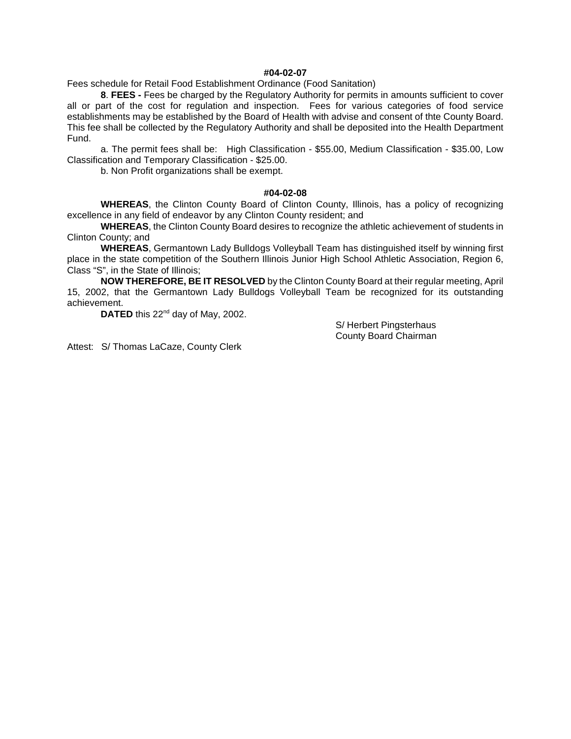**#04-02-07**

Fees schedule for Retail Food Establishment Ordinance (Food Sanitation)

**8**. **FEES -** Fees be charged by the Regulatory Authority for permits in amounts sufficient to cover all or part of the cost for regulation and inspection. Fees for various categories of food service establishments may be established by the Board of Health with advise and consent of thte County Board. This fee shall be collected by the Regulatory Authority and shall be deposited into the Health Department Fund.

a. The permit fees shall be: High Classification - $55.00, Medium Classification - $35.00, Low Classification and Temporary Classification - $25.00.

b. Non Profit organizations shall be exempt.

**#04-02-08**

**WHEREAS**, the Clinton County Board of Clinton County, Illinois, has a policy of recognizing excellence in any field of endeavor by any Clinton County resident; and

**WHEREAS**, the Clinton County Board desires to recognize the athletic achievement of students in Clinton County; and

**WHEREAS**, Germantown Lady Bulldogs Volleyball Team has distinguished itself by winning first place in the state competition of the Southern Illinois Junior High School Athletic Association, Region 6, Class "S", in the State of Illinois;

**NOW THEREFORE, BE IT RESOLVED** by the Clinton County Board at their regular meeting, April 15, 2002, that the Germantown Lady Bulldogs Volleyball Team be recognized for its outstanding achievement.

**DATED** this 22nd day of May, 2002.

S/ Herbert Pingsterhaus
County Board Chairman

Attest: S/ Thomas LaCaze, County Clerk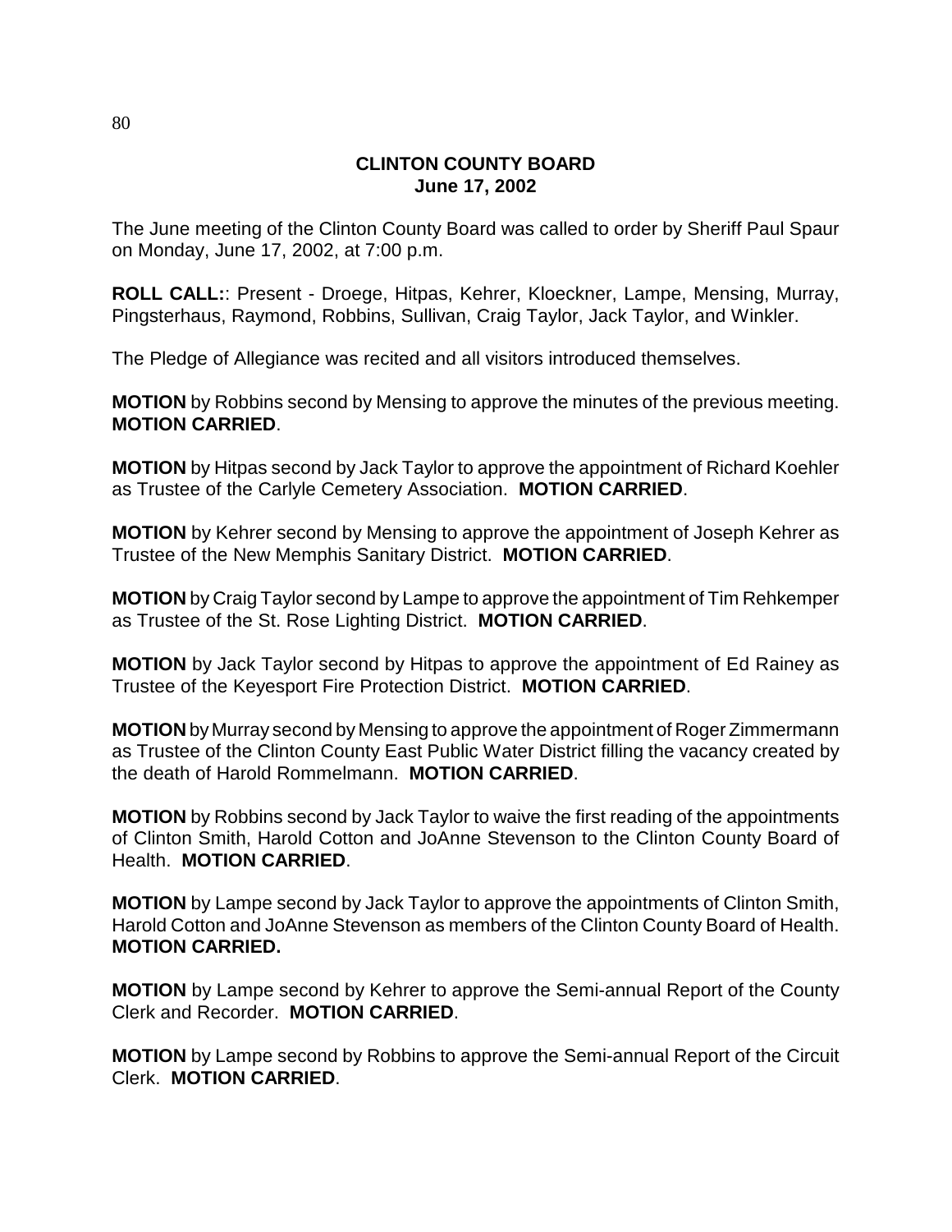**CLINTON COUNTY BOARD**
**June 17, 2002**

The June meeting of the Clinton County Board was called to order by Sheriff Paul Spaur on Monday, June 17, 2002, at 7:00 p.m.

**ROLL CALL:**: Present - Droege, Hitpas, Kehrer, Kloeckner, Lampe, Mensing, Murray, Pingsterhaus, Raymond, Robbins, Sullivan, Craig Taylor, Jack Taylor, and Winkler.

The Pledge of Allegiance was recited and all visitors introduced themselves.

**MOTION** by Robbins second by Mensing to approve the minutes of the previous meeting. **MOTION CARRIED**.

**MOTION** by Hitpas second by Jack Taylor to approve the appointment of Richard Koehler as Trustee of the Carlyle Cemetery Association. **MOTION CARRIED**.

**MOTION** by Kehrer second by Mensing to approve the appointment of Joseph Kehrer as Trustee of the New Memphis Sanitary District. **MOTION CARRIED**.

**MOTION** by Craig Taylor second by Lampe to approve the appointment of Tim Rehkemper as Trustee of the St. Rose Lighting District. **MOTION CARRIED**.

**MOTION** by Jack Taylor second by Hitpas to approve the appointment of Ed Rainey as Trustee of the Keyesport Fire Protection District. **MOTION CARRIED**.

**MOTION** by Murray second by Mensing to approve the appointment of Roger Zimmermann as Trustee of the Clinton County East Public Water District filling the vacancy created by the death of Harold Rommelmann. **MOTION CARRIED**.

**MOTION** by Robbins second by Jack Taylor to waive the first reading of the appointments of Clinton Smith, Harold Cotton and JoAnne Stevenson to the Clinton County Board of Health. **MOTION CARRIED**.

**MOTION** by Lampe second by Jack Taylor to approve the appointments of Clinton Smith, Harold Cotton and JoAnne Stevenson as members of the Clinton County Board of Health. **MOTION CARRIED.**

**MOTION** by Lampe second by Kehrer to approve the Semi-annual Report of the County Clerk and Recorder. **MOTION CARRIED**.

**MOTION** by Lampe second by Robbins to approve the Semi-annual Report of the Circuit Clerk. **MOTION CARRIED**.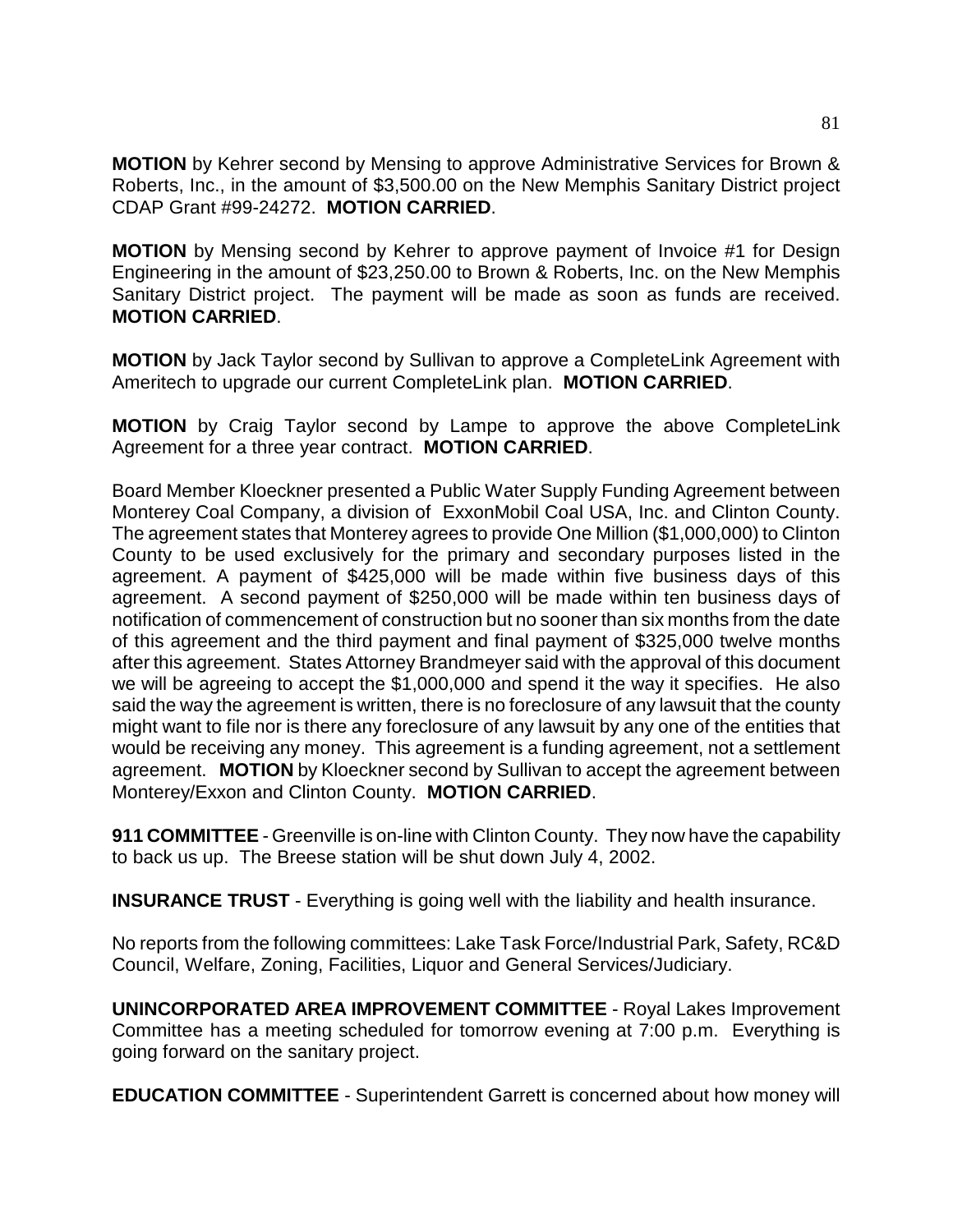**MOTION** by Kehrer second by Mensing to approve Administrative Services for Brown & Roberts, Inc., in the amount of $3,500.00 on the New Memphis Sanitary District project CDAP Grant #99-24272. **MOTION CARRIED**.

**MOTION** by Mensing second by Kehrer to approve payment of Invoice #1 for Design Engineering in the amount of $23,250.00 to Brown & Roberts, Inc. on the New Memphis Sanitary District project. The payment will be made as soon as funds are received. **MOTION CARRIED**.

**MOTION** by Jack Taylor second by Sullivan to approve a CompleteLink Agreement with Ameritech to upgrade our current CompleteLink plan. **MOTION CARRIED**.

**MOTION** by Craig Taylor second by Lampe to approve the above CompleteLink Agreement for a three year contract. **MOTION CARRIED**.

Board Member Kloeckner presented a Public Water Supply Funding Agreement between Monterey Coal Company, a division of ExxonMobil Coal USA, Inc. and Clinton County. The agreement states that Monterey agrees to provide One Million ($1,000,000) to Clinton County to be used exclusively for the primary and secondary purposes listed in the agreement. A payment of $425,000 will be made within five business days of this agreement. A second payment of $250,000 will be made within ten business days of notification of commencement of construction but no sooner than six months from the date of this agreement and the third payment and final payment of $325,000 twelve months after this agreement. States Attorney Brandmeyer said with the approval of this document we will be agreeing to accept the $1,000,000 and spend it the way it specifies. He also said the way the agreement is written, there is no foreclosure of any lawsuit that the county might want to file nor is there any foreclosure of any lawsuit by any one of the entities that would be receiving any money. This agreement is a funding agreement, not a settlement agreement. **MOTION** by Kloeckner second by Sullivan to accept the agreement between Monterey/Exxon and Clinton County. **MOTION CARRIED**.

**911 COMMITTEE** - Greenville is on-line with Clinton County. They now have the capability to back us up. The Breese station will be shut down July 4, 2002.

**INSURANCE TRUST** - Everything is going well with the liability and health insurance.

No reports from the following committees: Lake Task Force/Industrial Park, Safety, RC&D Council, Welfare, Zoning, Facilities, Liquor and General Services/Judiciary.

**UNINCORPORATED AREA IMPROVEMENT COMMITTEE** - Royal Lakes Improvement Committee has a meeting scheduled for tomorrow evening at 7:00 p.m. Everything is going forward on the sanitary project.

**EDUCATION COMMITTEE** - Superintendent Garrett is concerned about how money will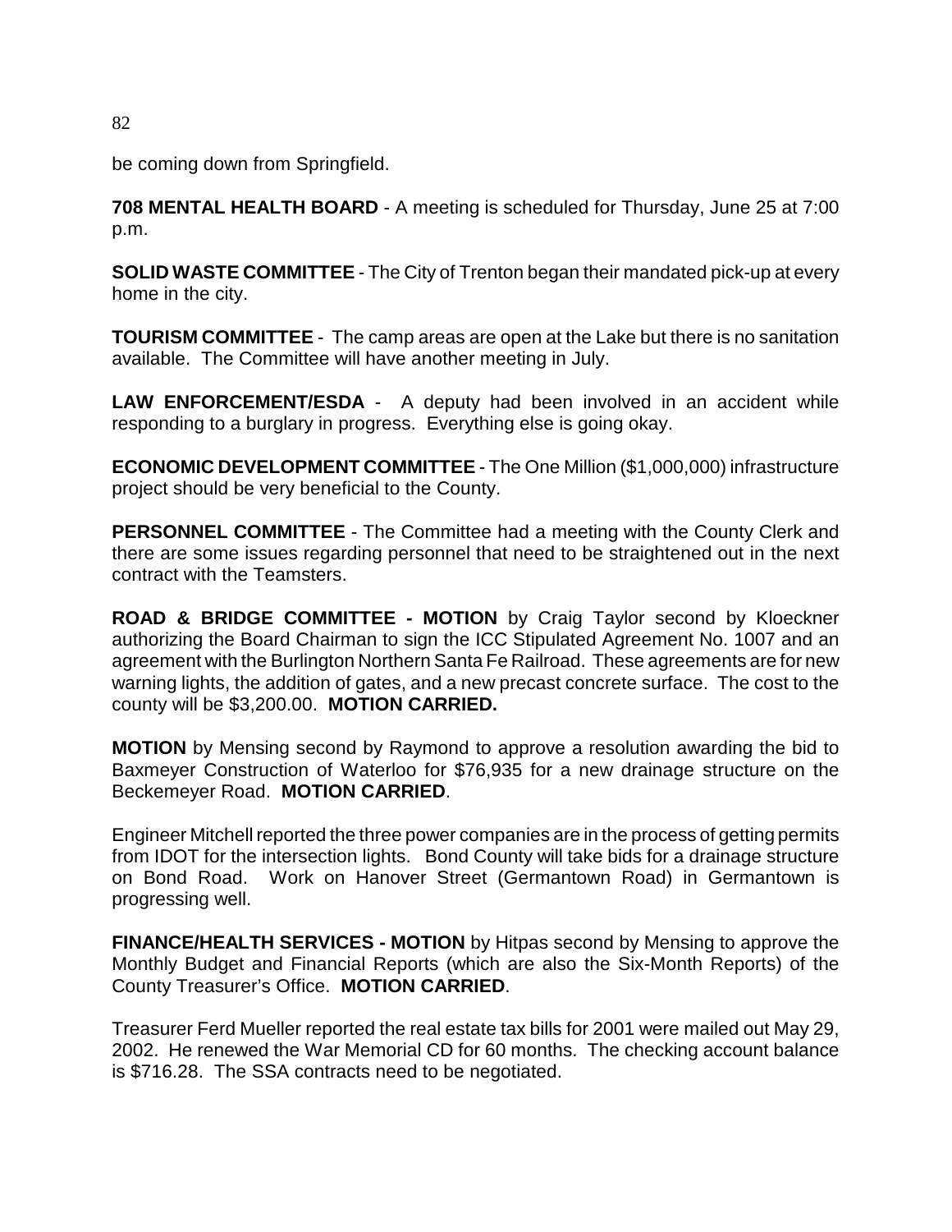be coming down from Springfield.

**708 MENTAL HEALTH BOARD** - A meeting is scheduled for Thursday, June 25 at 7:00 p.m.

**SOLID WASTE COMMITTEE** - The City of Trenton began their mandated pick-up at every home in the city.

**TOURISM COMMITTEE** - The camp areas are open at the Lake but there is no sanitation available. The Committee will have another meeting in July.

**LAW ENFORCEMENT/ESDA** - A deputy had been involved in an accident while responding to a burglary in progress. Everything else is going okay.

**ECONOMIC DEVELOPMENT COMMITTEE** - The One Million ($1,000,000) infrastructure project should be very beneficial to the County.

**PERSONNEL COMMITTEE** - The Committee had a meeting with the County Clerk and there are some issues regarding personnel that need to be straightened out in the next contract with the Teamsters.

**ROAD & BRIDGE COMMITTEE - MOTION** by Craig Taylor second by Kloeckner authorizing the Board Chairman to sign the ICC Stipulated Agreement No. 1007 and an agreement with the Burlington Northern Santa Fe Railroad. These agreements are for new warning lights, the addition of gates, and a new precast concrete surface. The cost to the county will be $3,200.00. **MOTION CARRIED.**

**MOTION** by Mensing second by Raymond to approve a resolution awarding the bid to Baxmeyer Construction of Waterloo for $76,935 for a new drainage structure on the Beckemeyer Road. **MOTION CARRIED**.

Engineer Mitchell reported the three power companies are in the process of getting permits from IDOT for the intersection lights. Bond County will take bids for a drainage structure on Bond Road. Work on Hanover Street (Germantown Road) in Germantown is progressing well.

**FINANCE/HEALTH SERVICES - MOTION** by Hitpas second by Mensing to approve the Monthly Budget and Financial Reports (which are also the Six-Month Reports) of the County Treasurer's Office. **MOTION CARRIED**.

Treasurer Ferd Mueller reported the real estate tax bills for 2001 were mailed out May 29, 2002. He renewed the War Memorial CD for 60 months. The checking account balance is $716.28. The SSA contracts need to be negotiated.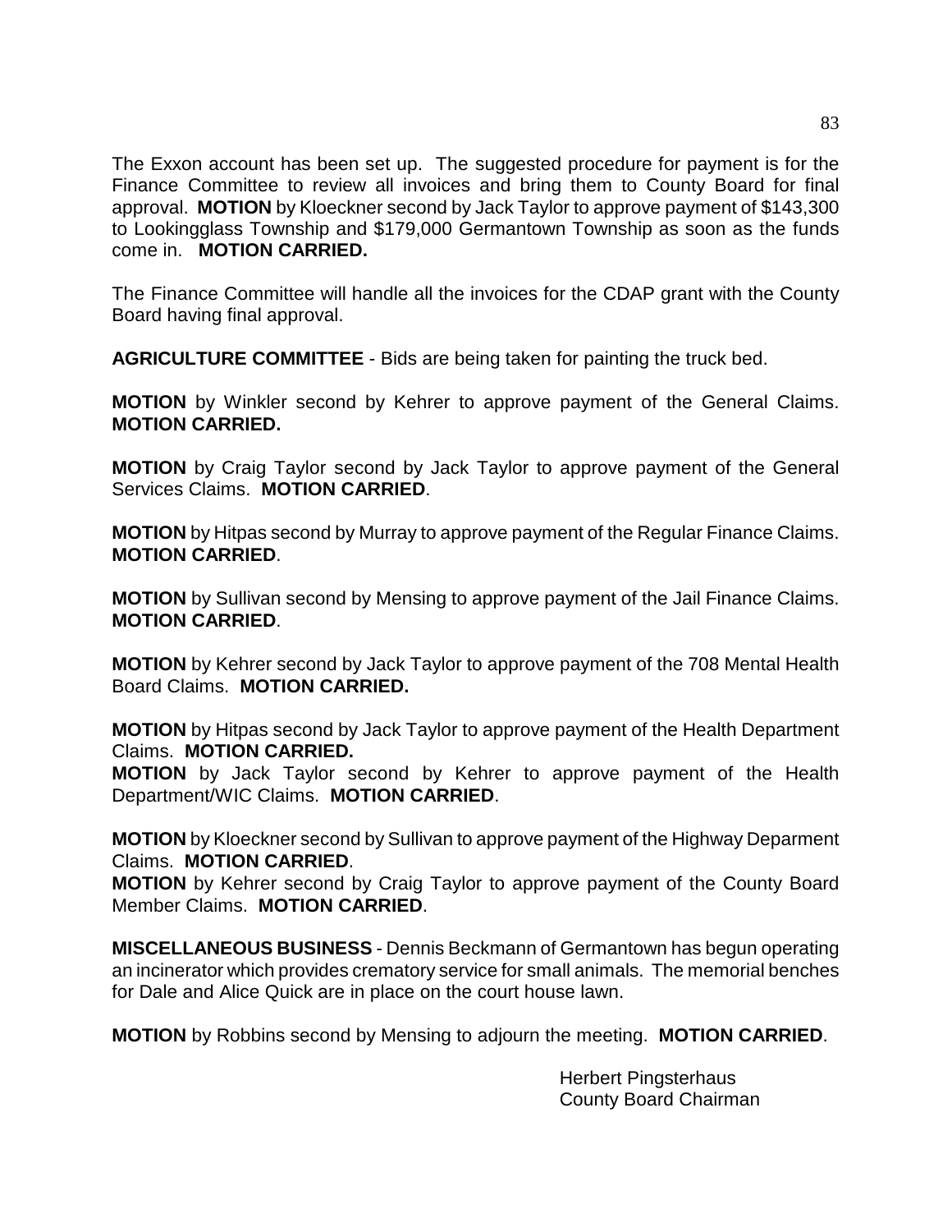The Exxon account has been set up. The suggested procedure for payment is for the Finance Committee to review all invoices and bring them to County Board for final approval. **MOTION** by Kloeckner second by Jack Taylor to approve payment of $143,300 to Lookingglass Township and $179,000 Germantown Township as soon as the funds come in. **MOTION CARRIED.**

The Finance Committee will handle all the invoices for the CDAP grant with the County Board having final approval.

**AGRICULTURE COMMITTEE** - Bids are being taken for painting the truck bed.

**MOTION** by Winkler second by Kehrer to approve payment of the General Claims. **MOTION CARRIED.**

**MOTION** by Craig Taylor second by Jack Taylor to approve payment of the General Services Claims. **MOTION CARRIED**.

**MOTION** by Hitpas second by Murray to approve payment of the Regular Finance Claims. **MOTION CARRIED**.

**MOTION** by Sullivan second by Mensing to approve payment of the Jail Finance Claims. **MOTION CARRIED**.

**MOTION** by Kehrer second by Jack Taylor to approve payment of the 708 Mental Health Board Claims. **MOTION CARRIED.**

**MOTION** by Hitpas second by Jack Taylor to approve payment of the Health Department Claims. **MOTION CARRIED.**

**MOTION** by Jack Taylor second by Kehrer to approve payment of the Health Department/WIC Claims. **MOTION CARRIED**.

**MOTION** by Kloeckner second by Sullivan to approve payment of the Highway Deparment Claims. **MOTION CARRIED**.

**MOTION** by Kehrer second by Craig Taylor to approve payment of the County Board Member Claims. **MOTION CARRIED**.

**MISCELLANEOUS BUSINESS** - Dennis Beckmann of Germantown has begun operating an incinerator which provides crematory service for small animals. The memorial benches for Dale and Alice Quick are in place on the court house lawn.

**MOTION** by Robbins second by Mensing to adjourn the meeting. **MOTION CARRIED**.

Herbert Pingsterhaus
County Board Chairman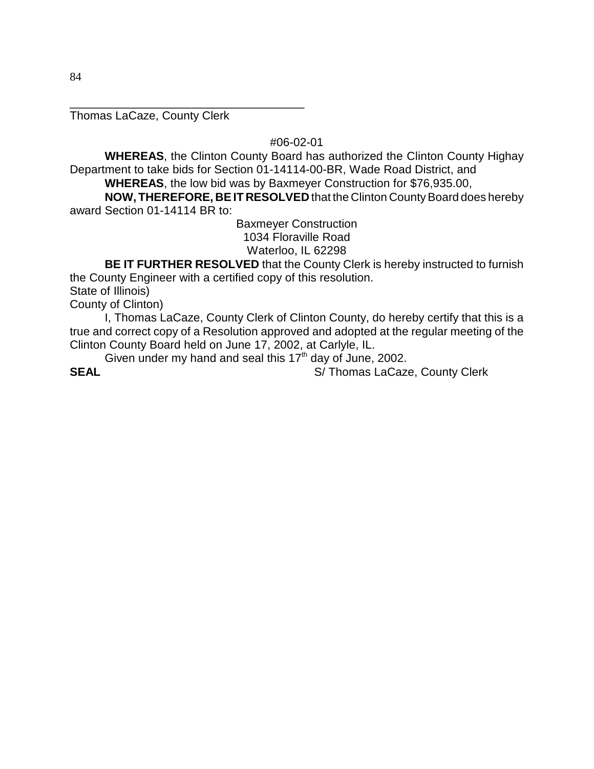\_\_\_\_\_\_\_\_\_\_\_\_\_\_\_\_\_\_\_\_\_\_\_\_\_\_\_\_\_\_\_\_\_\_\_\_\_\_
Thomas LaCaze, County Clerk

#06-02-01

**WHEREAS**, the Clinton County Board has authorized the Clinton County Highay Department to take bids for Section 01-14114-00-BR, Wade Road District, and

**WHEREAS**, the low bid was by Baxmeyer Construction for $76,935.00,

**NOW, THEREFORE, BE IT RESOLVED** that the Clinton County Board does hereby award Section 01-14114 BR to:

Baxmeyer Construction
1034 Floraville Road
Waterloo, IL 62298

**BE IT FURTHER RESOLVED** that the County Clerk is hereby instructed to furnish the County Engineer with a certified copy of this resolution.

State of Illinois)
County of Clinton)

I, Thomas LaCaze, County Clerk of Clinton County, do hereby certify that this is a true and correct copy of a Resolution approved and adopted at the regular meeting of the Clinton County Board held on June 17, 2002, at Carlyle, IL.

Given under my hand and seal this 17th day of June, 2002.

**SEAL** S/ Thomas LaCaze, County Clerk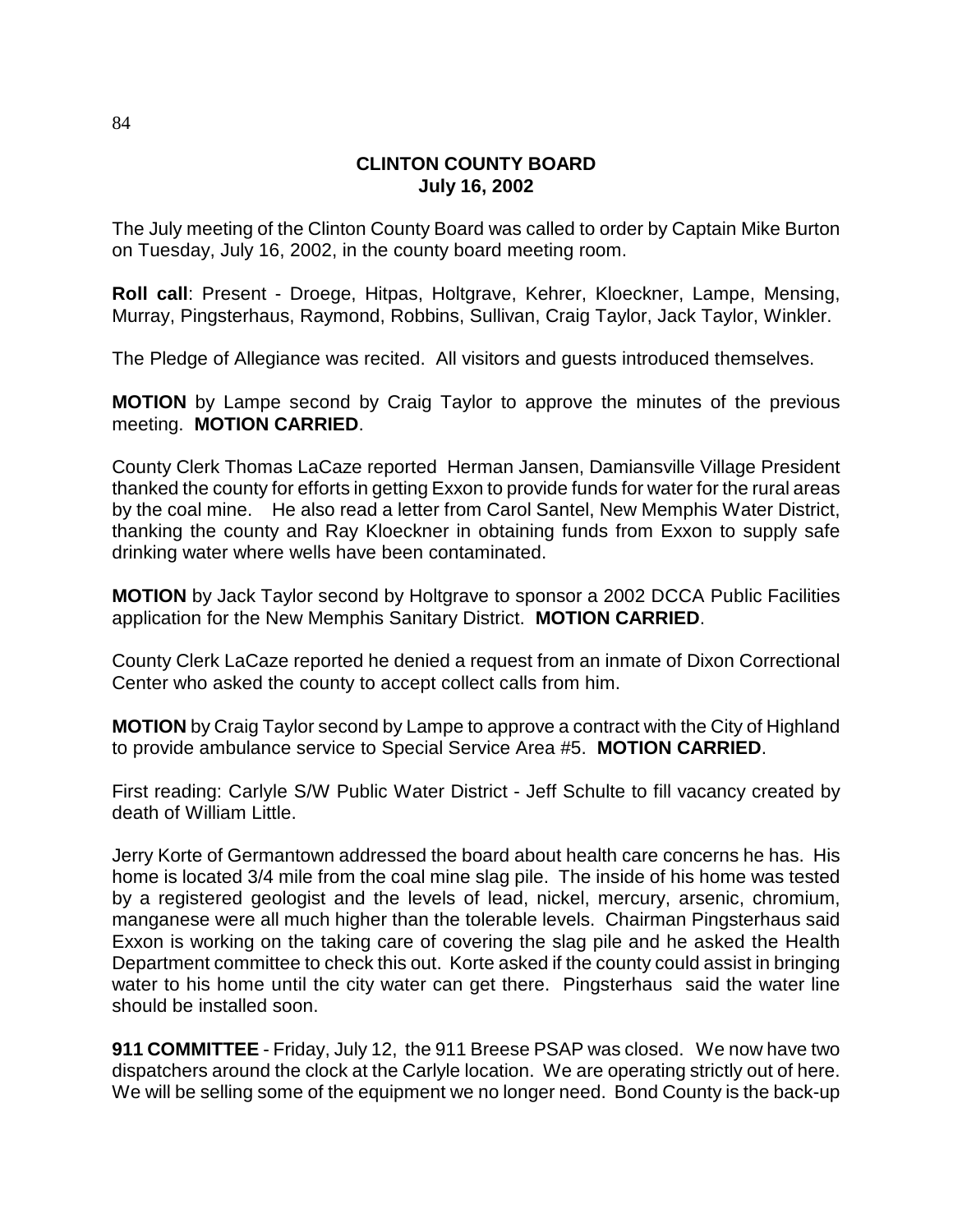# CLINTON COUNTY BOARD
## July 16, 2002

The July meeting of the Clinton County Board was called to order by Captain Mike Burton on Tuesday, July 16, 2002, in the county board meeting room.

**Roll call**: Present - Droege, Hitpas, Holtgrave, Kehrer, Kloeckner, Lampe, Mensing, Murray, Pingsterhaus, Raymond, Robbins, Sullivan, Craig Taylor, Jack Taylor, Winkler.

The Pledge of Allegiance was recited. All visitors and guests introduced themselves.

**MOTION** by Lampe second by Craig Taylor to approve the minutes of the previous meeting. **MOTION CARRIED**.

County Clerk Thomas LaCaze reported Herman Jansen, Damiansville Village President thanked the county for efforts in getting Exxon to provide funds for water for the rural areas by the coal mine. He also read a letter from Carol Santel, New Memphis Water District, thanking the county and Ray Kloeckner in obtaining funds from Exxon to supply safe drinking water where wells have been contaminated.

**MOTION** by Jack Taylor second by Holtgrave to sponsor a 2002 DCCA Public Facilities application for the New Memphis Sanitary District. **MOTION CARRIED**.

County Clerk LaCaze reported he denied a request from an inmate of Dixon Correctional Center who asked the county to accept collect calls from him.

**MOTION** by Craig Taylor second by Lampe to approve a contract with the City of Highland to provide ambulance service to Special Service Area #5. **MOTION CARRIED**.

First reading: Carlyle S/W Public Water District - Jeff Schulte to fill vacancy created by death of William Little.

Jerry Korte of Germantown addressed the board about health care concerns he has. His home is located 3/4 mile from the coal mine slag pile. The inside of his home was tested by a registered geologist and the levels of lead, nickel, mercury, arsenic, chromium, manganese were all much higher than the tolerable levels. Chairman Pingsterhaus said Exxon is working on the taking care of covering the slag pile and he asked the Health Department committee to check this out. Korte asked if the county could assist in bringing water to his home until the city water can get there. Pingsterhaus said the water line should be installed soon.

**911 COMMITTEE** - Friday, July 12, the 911 Breese PSAP was closed. We now have two dispatchers around the clock at the Carlyle location. We are operating strictly out of here. We will be selling some of the equipment we no longer need. Bond County is the back-up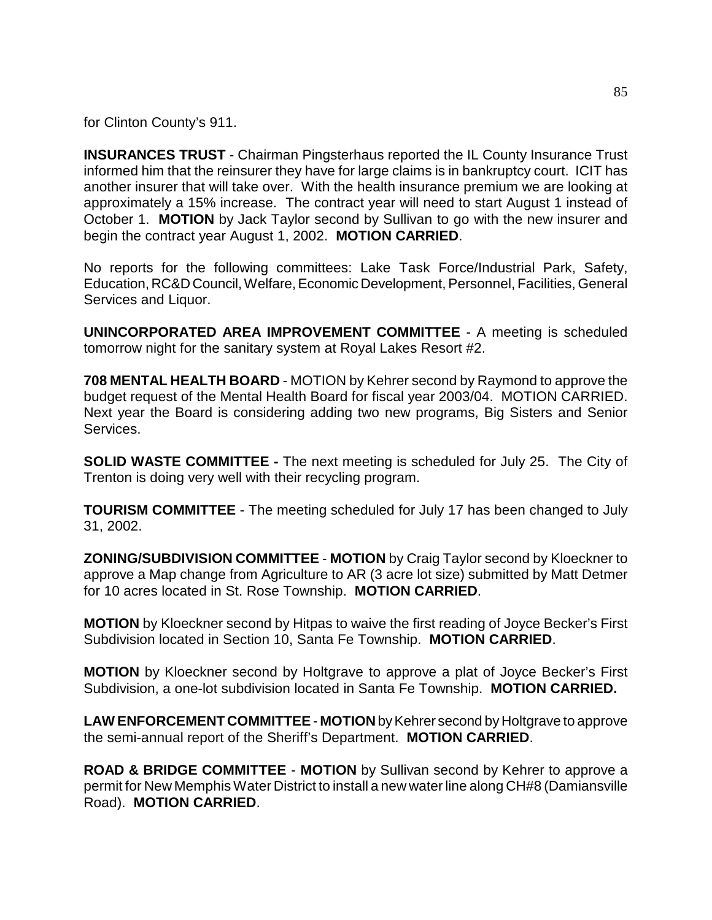for Clinton County's 911.

**INSURANCES TRUST** - Chairman Pingsterhaus reported the IL County Insurance Trust informed him that the reinsurer they have for large claims is in bankruptcy court. ICIT has another insurer that will take over. With the health insurance premium we are looking at approximately a 15% increase. The contract year will need to start August 1 instead of October 1. **MOTION** by Jack Taylor second by Sullivan to go with the new insurer and begin the contract year August 1, 2002. **MOTION CARRIED**.

No reports for the following committees: Lake Task Force/Industrial Park, Safety, Education, RC&D Council, Welfare, Economic Development, Personnel, Facilities, General Services and Liquor.

**UNINCORPORATED AREA IMPROVEMENT COMMITTEE** - A meeting is scheduled tomorrow night for the sanitary system at Royal Lakes Resort #2.

**708 MENTAL HEALTH BOARD** - MOTION by Kehrer second by Raymond to approve the budget request of the Mental Health Board for fiscal year 2003/04. MOTION CARRIED. Next year the Board is considering adding two new programs, Big Sisters and Senior Services.

**SOLID WASTE COMMITTEE -** The next meeting is scheduled for July 25. The City of Trenton is doing very well with their recycling program.

**TOURISM COMMITTEE** - The meeting scheduled for July 17 has been changed to July 31, 2002.

**ZONING/SUBDIVISION COMMITTEE** - **MOTION** by Craig Taylor second by Kloeckner to approve a Map change from Agriculture to AR (3 acre lot size) submitted by Matt Detmer for 10 acres located in St. Rose Township. **MOTION CARRIED**.

**MOTION** by Kloeckner second by Hitpas to waive the first reading of Joyce Becker's First Subdivision located in Section 10, Santa Fe Township. **MOTION CARRIED**.

**MOTION** by Kloeckner second by Holtgrave to approve a plat of Joyce Becker's First Subdivision, a one-lot subdivision located in Santa Fe Township. **MOTION CARRIED.**

**LAW ENFORCEMENT COMMITTEE** - **MOTION** by Kehrer second by Holtgrave to approve the semi-annual report of the Sheriff's Department. **MOTION CARRIED**.

**ROAD & BRIDGE COMMITTEE** - **MOTION** by Sullivan second by Kehrer to approve a permit for New Memphis Water District to install a new water line along CH#8 (Damiansville Road). **MOTION CARRIED**.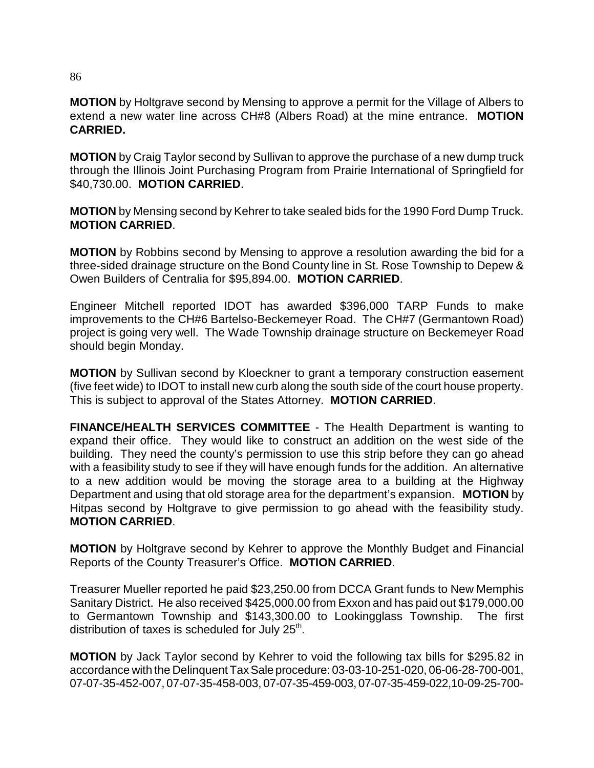**MOTION** by Holtgrave second by Mensing to approve a permit for the Village of Albers to extend a new water line across CH#8 (Albers Road) at the mine entrance. **MOTION CARRIED.**

**MOTION** by Craig Taylor second by Sullivan to approve the purchase of a new dump truck through the Illinois Joint Purchasing Program from Prairie International of Springfield for $40,730.00. **MOTION CARRIED**.

**MOTION** by Mensing second by Kehrer to take sealed bids for the 1990 Ford Dump Truck. **MOTION CARRIED**.

**MOTION** by Robbins second by Mensing to approve a resolution awarding the bid for a three-sided drainage structure on the Bond County line in St. Rose Township to Depew & Owen Builders of Centralia for $95,894.00. **MOTION CARRIED**.

Engineer Mitchell reported IDOT has awarded $396,000 TARP Funds to make improvements to the CH#6 Bartelso-Beckemeyer Road. The CH#7 (Germantown Road) project is going very well. The Wade Township drainage structure on Beckemeyer Road should begin Monday.

**MOTION** by Sullivan second by Kloeckner to grant a temporary construction easement (five feet wide) to IDOT to install new curb along the south side of the court house property. This is subject to approval of the States Attorney. **MOTION CARRIED**.

**FINANCE/HEALTH SERVICES COMMITTEE** - The Health Department is wanting to expand their office. They would like to construct an addition on the west side of the building. They need the county's permission to use this strip before they can go ahead with a feasibility study to see if they will have enough funds for the addition. An alternative to a new addition would be moving the storage area to a building at the Highway Department and using that old storage area for the department's expansion. **MOTION** by Hitpas second by Holtgrave to give permission to go ahead with the feasibility study. **MOTION CARRIED**.

**MOTION** by Holtgrave second by Kehrer to approve the Monthly Budget and Financial Reports of the County Treasurer's Office. **MOTION CARRIED**.

Treasurer Mueller reported he paid $23,250.00 from DCCA Grant funds to New Memphis Sanitary District. He also received $425,000.00 from Exxon and has paid out $179,000.00 to Germantown Township and $143,300.00 to Lookingglass Township. The first distribution of taxes is scheduled for July 25th.

**MOTION** by Jack Taylor second by Kehrer to void the following tax bills for $295.82 in accordance with the Delinquent Tax Sale procedure: 03-03-10-251-020, 06-06-28-700-001, 07-07-35-452-007, 07-07-35-458-003, 07-07-35-459-003, 07-07-35-459-022,10-09-25-700-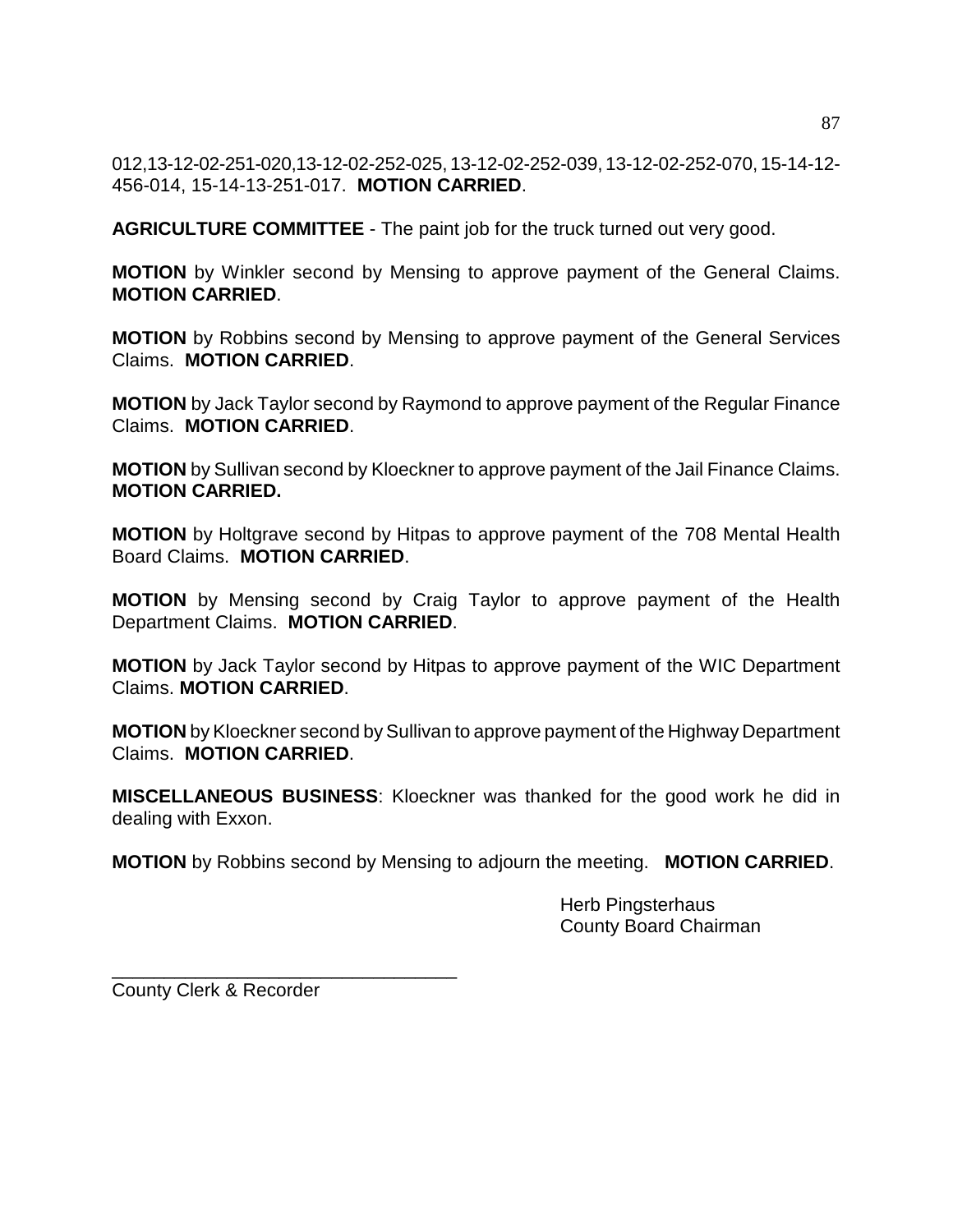012,13-12-02-251-020,13-12-02-252-025, 13-12-02-252-039, 13-12-02-252-070, 15-14-12-456-014, 15-14-13-251-017. **MOTION CARRIED**.

**AGRICULTURE COMMITTEE** - The paint job for the truck turned out very good.

**MOTION** by Winkler second by Mensing to approve payment of the General Claims. **MOTION CARRIED**.

**MOTION** by Robbins second by Mensing to approve payment of the General Services Claims. **MOTION CARRIED**.

**MOTION** by Jack Taylor second by Raymond to approve payment of the Regular Finance Claims. **MOTION CARRIED**.

**MOTION** by Sullivan second by Kloeckner to approve payment of the Jail Finance Claims. **MOTION CARRIED.**

**MOTION** by Holtgrave second by Hitpas to approve payment of the 708 Mental Health Board Claims. **MOTION CARRIED**.

**MOTION** by Mensing second by Craig Taylor to approve payment of the Health Department Claims. **MOTION CARRIED**.

**MOTION** by Jack Taylor second by Hitpas to approve payment of the WIC Department Claims. **MOTION CARRIED**.

**MOTION** by Kloeckner second by Sullivan to approve payment of the Highway Department Claims. **MOTION CARRIED**.

**MISCELLANEOUS BUSINESS**: Kloeckner was thanked for the good work he did in dealing with Exxon.

**MOTION** by Robbins second by Mensing to adjourn the meeting. **MOTION CARRIED**.

Herb Pingsterhaus
County Board Chairman

\_\_\_\_\_\_\_\_\_\_\_\_\_\_\_\_\_\_\_\_\_\_\_\_\_\_\_\_\_\_\_\_\_\_
County Clerk & Recorder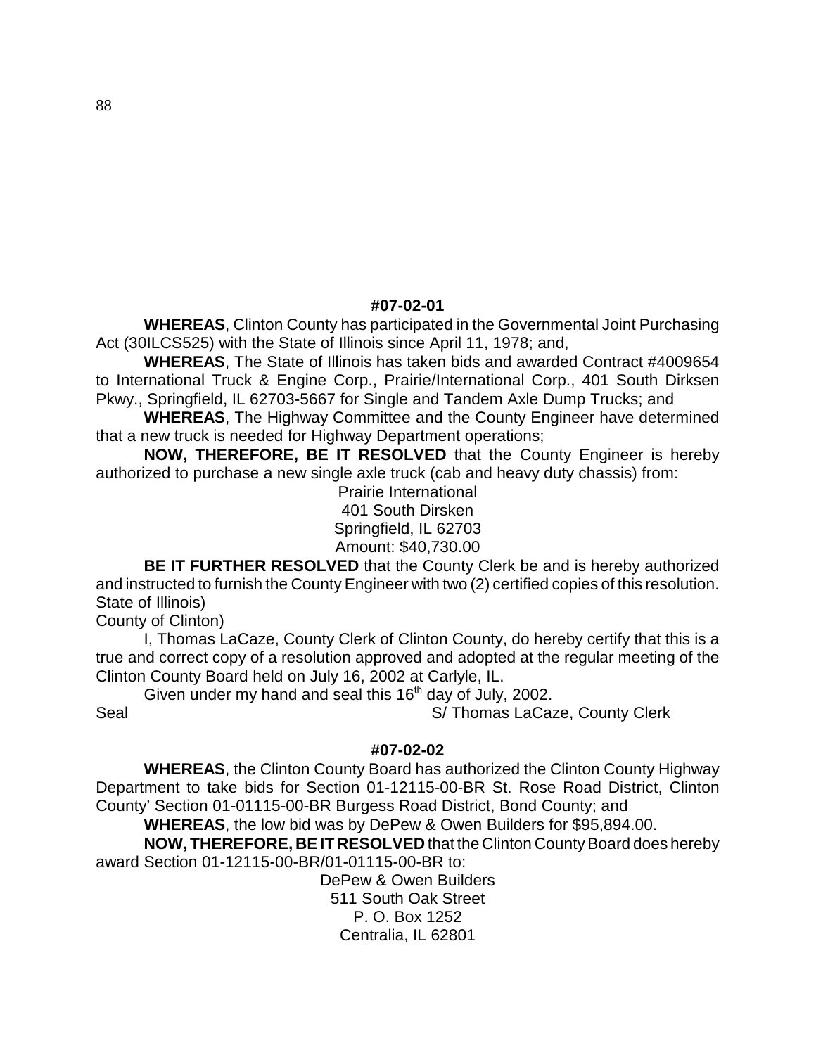**#07-02-01**

**WHEREAS**, Clinton County has participated in the Governmental Joint Purchasing Act (30ILCS525) with the State of Illinois since April 11, 1978; and,

**WHEREAS**, The State of Illinois has taken bids and awarded Contract #4009654 to International Truck & Engine Corp., Prairie/International Corp., 401 South Dirksen Pkwy., Springfield, IL 62703-5667 for Single and Tandem Axle Dump Trucks; and

**WHEREAS**, The Highway Committee and the County Engineer have determined that a new truck is needed for Highway Department operations;

**NOW, THEREFORE, BE IT RESOLVED** that the County Engineer is hereby authorized to purchase a new single axle truck (cab and heavy duty chassis) from:

Prairie International
401 South Dirsken
Springfield, IL 62703
Amount: $40,730.00

**BE IT FURTHER RESOLVED** that the County Clerk be and is hereby authorized and instructed to furnish the County Engineer with two (2) certified copies of this resolution.

State of Illinois)
County of Clinton)

I, Thomas LaCaze, County Clerk of Clinton County, do hereby certify that this is a true and correct copy of a resolution approved and adopted at the regular meeting of the Clinton County Board held on July 16, 2002 at Carlyle, IL.

Given under my hand and seal this 16th day of July, 2002.

Seal S/ Thomas LaCaze, County Clerk

**#07-02-02**

**WHEREAS**, the Clinton County Board has authorized the Clinton County Highway Department to take bids for Section 01-12115-00-BR St. Rose Road District, Clinton County' Section 01-01115-00-BR Burgess Road District, Bond County; and

**WHEREAS**, the low bid was by DePew & Owen Builders for $95,894.00.

**NOW, THEREFORE, BE IT RESOLVED** that the Clinton County Board does hereby award Section 01-12115-00-BR/01-01115-00-BR to:

DePew & Owen Builders
511 South Oak Street
P. O. Box 1252
Centralia, IL 62801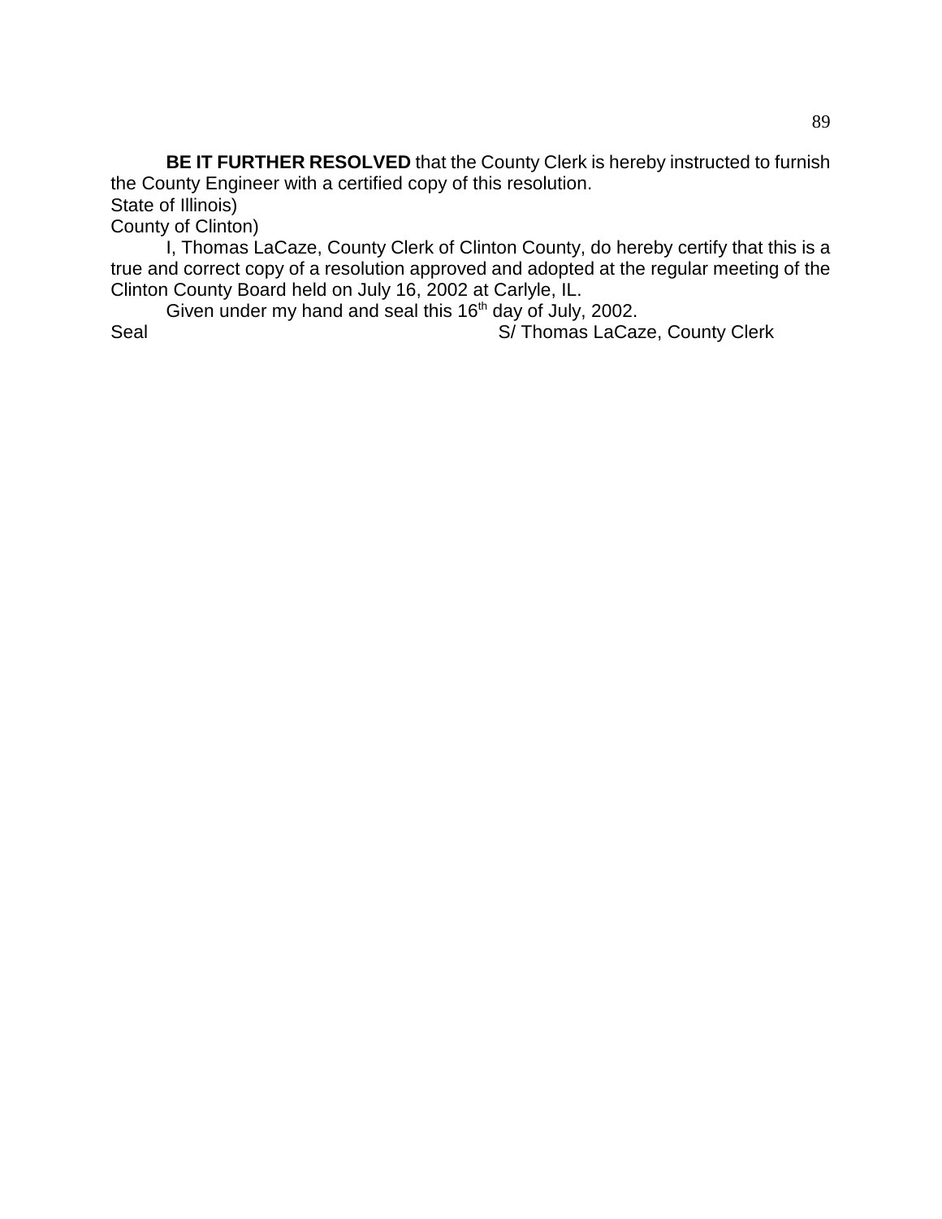**BE IT FURTHER RESOLVED** that the County Clerk is hereby instructed to furnish the County Engineer with a certified copy of this resolution.

State of Illinois)

County of Clinton)

I, Thomas LaCaze, County Clerk of Clinton County, do hereby certify that this is a true and correct copy of a resolution approved and adopted at the regular meeting of the Clinton County Board held on July 16, 2002 at Carlyle, IL.

Given under my hand and seal this 16th day of July, 2002.

Seal S/ Thomas LaCaze, County Clerk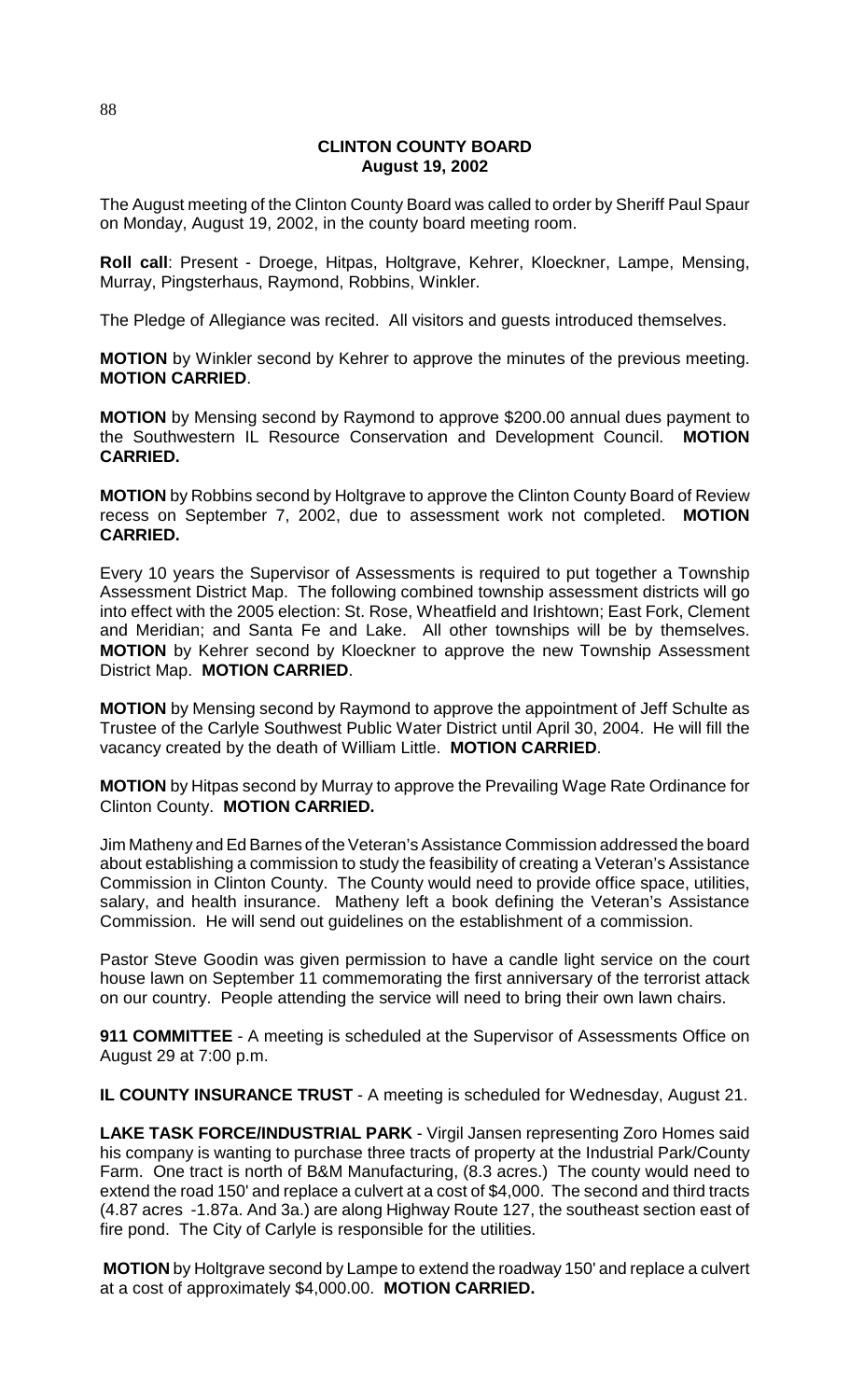**CLINTON COUNTY BOARD**
**August 19, 2002**

The August meeting of the Clinton County Board was called to order by Sheriff Paul Spaur on Monday, August 19, 2002, in the county board meeting room.

**Roll call**: Present - Droege, Hitpas, Holtgrave, Kehrer, Kloeckner, Lampe, Mensing, Murray, Pingsterhaus, Raymond, Robbins, Winkler.

The Pledge of Allegiance was recited. All visitors and guests introduced themselves.

**MOTION** by Winkler second by Kehrer to approve the minutes of the previous meeting. **MOTION CARRIED**.

**MOTION** by Mensing second by Raymond to approve $200.00 annual dues payment to the Southwestern IL Resource Conservation and Development Council. **MOTION CARRIED.**

**MOTION** by Robbins second by Holtgrave to approve the Clinton County Board of Review recess on September 7, 2002, due to assessment work not completed. **MOTION CARRIED.**

Every 10 years the Supervisor of Assessments is required to put together a Township Assessment District Map. The following combined township assessment districts will go into effect with the 2005 election: St. Rose, Wheatfield and Irishtown; East Fork, Clement and Meridian; and Santa Fe and Lake. All other townships will be by themselves. **MOTION** by Kehrer second by Kloeckner to approve the new Township Assessment District Map. **MOTION CARRIED**.

**MOTION** by Mensing second by Raymond to approve the appointment of Jeff Schulte as Trustee of the Carlyle Southwest Public Water District until April 30, 2004. He will fill the vacancy created by the death of William Little. **MOTION CARRIED**.

**MOTION** by Hitpas second by Murray to approve the Prevailing Wage Rate Ordinance for Clinton County. **MOTION CARRIED.**

Jim Matheny and Ed Barnes of the Veteran's Assistance Commission addressed the board about establishing a commission to study the feasibility of creating a Veteran's Assistance Commission in Clinton County. The County would need to provide office space, utilities, salary, and health insurance. Matheny left a book defining the Veteran's Assistance Commission. He will send out guidelines on the establishment of a commission.

Pastor Steve Goodin was given permission to have a candle light service on the court house lawn on September 11 commemorating the first anniversary of the terrorist attack on our country. People attending the service will need to bring their own lawn chairs.

**911 COMMITTEE** - A meeting is scheduled at the Supervisor of Assessments Office on August 29 at 7:00 p.m.

**IL COUNTY INSURANCE TRUST** - A meeting is scheduled for Wednesday, August 21.

**LAKE TASK FORCE/INDUSTRIAL PARK** - Virgil Jansen representing Zoro Homes said his company is wanting to purchase three tracts of property at the Industrial Park/County Farm. One tract is north of B&M Manufacturing, (8.3 acres.) The county would need to extend the road 150' and replace a culvert at a cost of $4,000. The second and third tracts (4.87 acres -1.87a. And 3a.) are along Highway Route 127, the southeast section east of fire pond. The City of Carlyle is responsible for the utilities.

**MOTION** by Holtgrave second by Lampe to extend the roadway 150' and replace a culvert at a cost of approximately $4,000.00. **MOTION CARRIED.**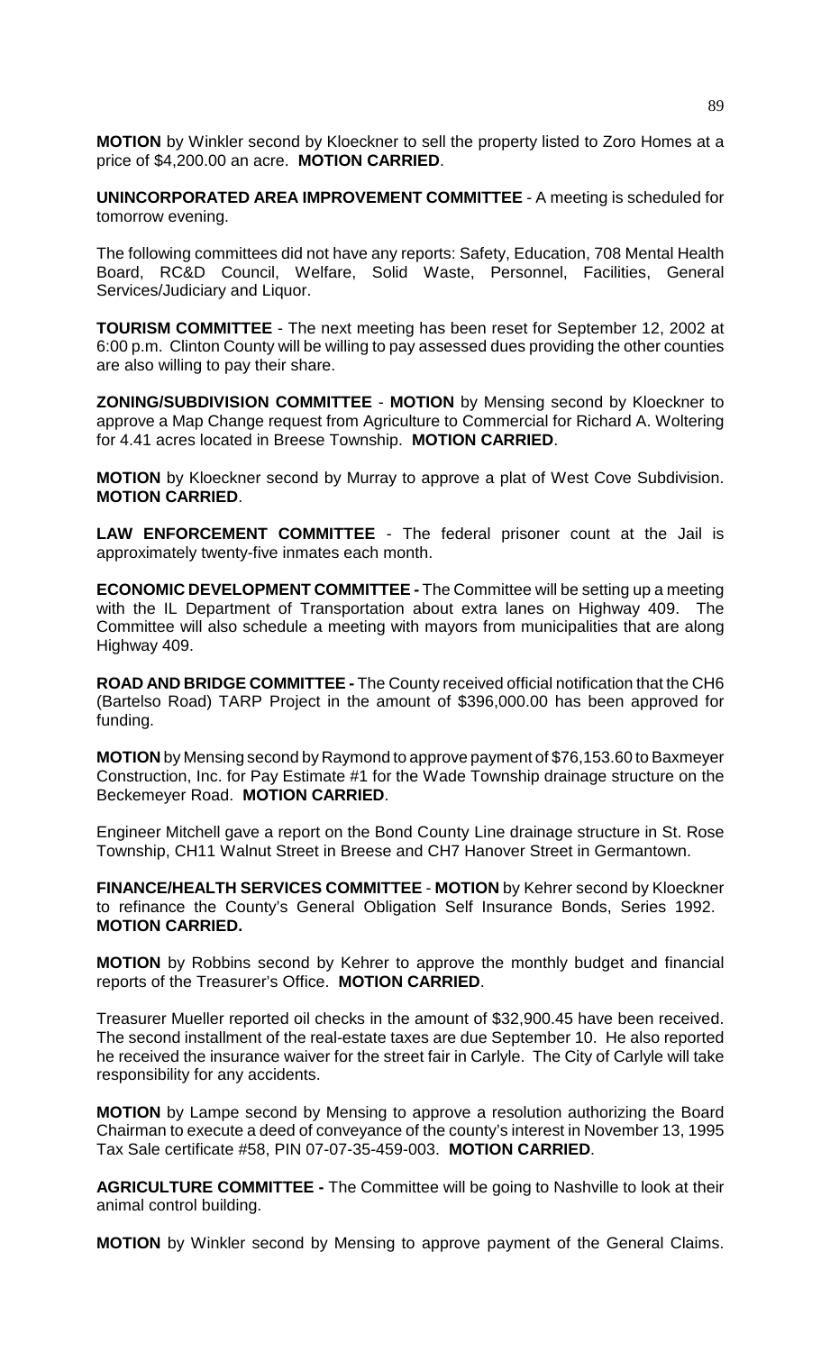**MOTION** by Winkler second by Kloeckner to sell the property listed to Zoro Homes at a price of $4,200.00 an acre. **MOTION CARRIED**.

**UNINCORPORATED AREA IMPROVEMENT COMMITTEE** - A meeting is scheduled for tomorrow evening.

The following committees did not have any reports: Safety, Education, 708 Mental Health Board, RC&D Council, Welfare, Solid Waste, Personnel, Facilities, General Services/Judiciary and Liquor.

**TOURISM COMMITTEE** - The next meeting has been reset for September 12, 2002 at 6:00 p.m. Clinton County will be willing to pay assessed dues providing the other counties are also willing to pay their share.

**ZONING/SUBDIVISION COMMITTEE** - **MOTION** by Mensing second by Kloeckner to approve a Map Change request from Agriculture to Commercial for Richard A. Woltering for 4.41 acres located in Breese Township. **MOTION CARRIED**.

**MOTION** by Kloeckner second by Murray to approve a plat of West Cove Subdivision. **MOTION CARRIED**.

**LAW ENFORCEMENT COMMITTEE** - The federal prisoner count at the Jail is approximately twenty-five inmates each month.

**ECONOMIC DEVELOPMENT COMMITTEE -** The Committee will be setting up a meeting with the IL Department of Transportation about extra lanes on Highway 409. The Committee will also schedule a meeting with mayors from municipalities that are along Highway 409.

**ROAD AND BRIDGE COMMITTEE -** The County received official notification that the CH6 (Bartelso Road) TARP Project in the amount of $396,000.00 has been approved for funding.

**MOTION** by Mensing second by Raymond to approve payment of $76,153.60 to Baxmeyer Construction, Inc. for Pay Estimate #1 for the Wade Township drainage structure on the Beckemeyer Road. **MOTION CARRIED**.

Engineer Mitchell gave a report on the Bond County Line drainage structure in St. Rose Township, CH11 Walnut Street in Breese and CH7 Hanover Street in Germantown.

**FINANCE/HEALTH SERVICES COMMITTEE** - **MOTION** by Kehrer second by Kloeckner to refinance the County's General Obligation Self Insurance Bonds, Series 1992. **MOTION CARRIED.**

**MOTION** by Robbins second by Kehrer to approve the monthly budget and financial reports of the Treasurer's Office. **MOTION CARRIED**.

Treasurer Mueller reported oil checks in the amount of $32,900.45 have been received. The second installment of the real-estate taxes are due September 10. He also reported he received the insurance waiver for the street fair in Carlyle. The City of Carlyle will take responsibility for any accidents.

**MOTION** by Lampe second by Mensing to approve a resolution authorizing the Board Chairman to execute a deed of conveyance of the county's interest in November 13, 1995 Tax Sale certificate #58, PIN 07-07-35-459-003. **MOTION CARRIED**.

**AGRICULTURE COMMITTEE -** The Committee will be going to Nashville to look at their animal control building.

**MOTION** by Winkler second by Mensing to approve payment of the General Claims.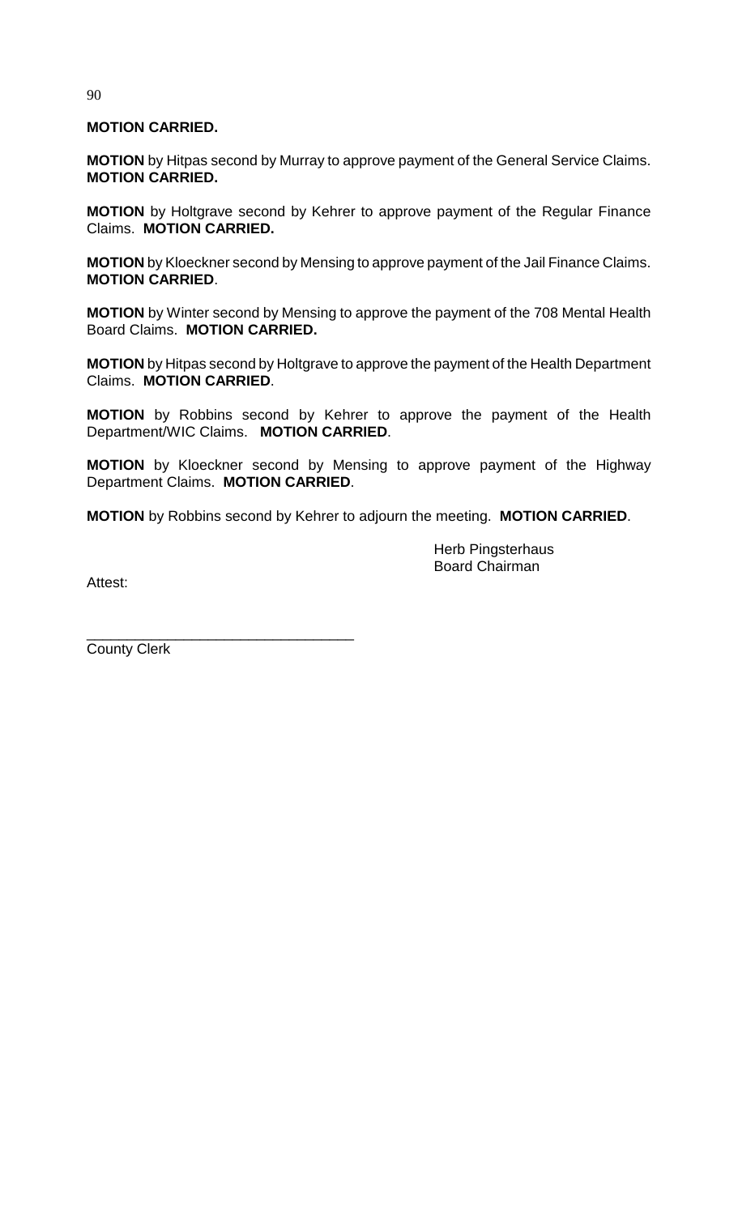**MOTION CARRIED.**

**MOTION** by Hitpas second by Murray to approve payment of the General Service Claims. **MOTION CARRIED.**

**MOTION** by Holtgrave second by Kehrer to approve payment of the Regular Finance Claims. **MOTION CARRIED.**

**MOTION** by Kloeckner second by Mensing to approve payment of the Jail Finance Claims. **MOTION CARRIED**.

**MOTION** by Winter second by Mensing to approve the payment of the 708 Mental Health Board Claims. **MOTION CARRIED.**

**MOTION** by Hitpas second by Holtgrave to approve the payment of the Health Department Claims. **MOTION CARRIED**.

**MOTION** by Robbins second by Kehrer to approve the payment of the Health Department/WIC Claims. **MOTION CARRIED**.

**MOTION** by Kloeckner second by Mensing to approve payment of the Highway Department Claims. **MOTION CARRIED**.

**MOTION** by Robbins second by Kehrer to adjourn the meeting. **MOTION CARRIED**.

Herb Pingsterhaus
Board Chairman

Attest:

_________________________________
County Clerk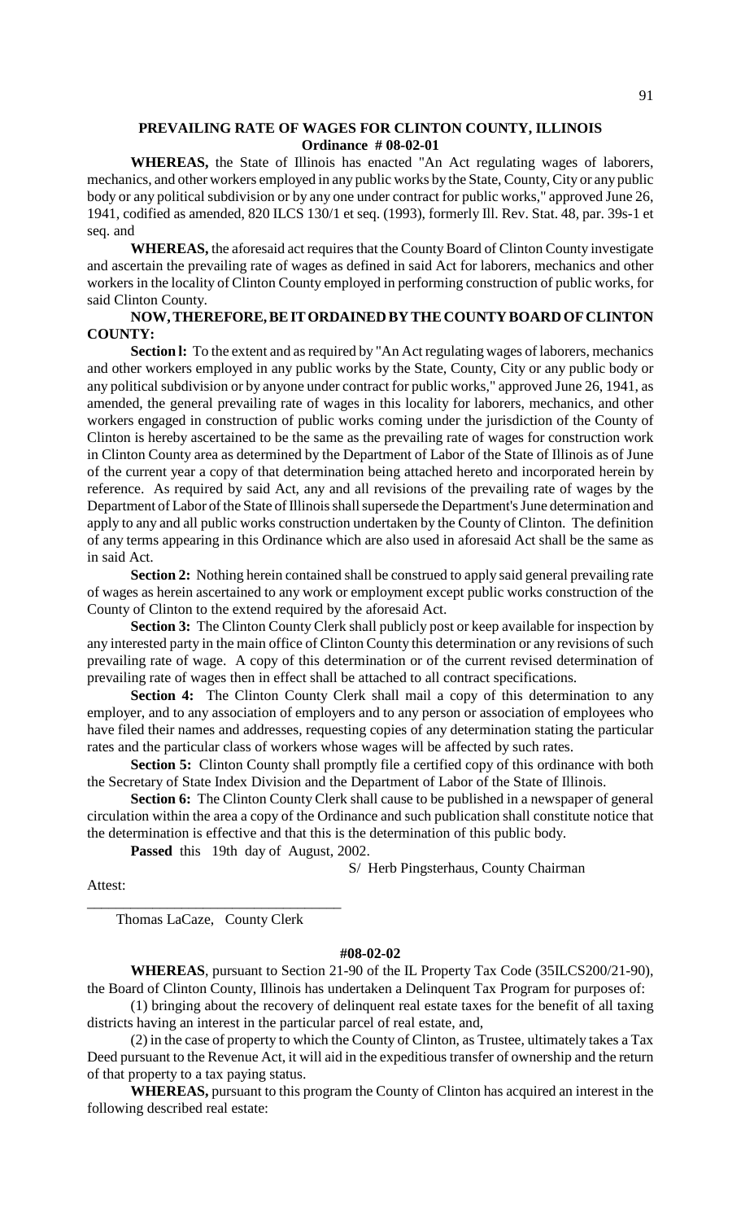## PREVAILING RATE OF WAGES FOR CLINTON COUNTY, ILLINOIS
### Ordinance # 08-02-01

**WHEREAS,** the State of Illinois has enacted "An Act regulating wages of laborers, mechanics, and other workers employed in any public works by the State, County, City or any public body or any political subdivision or by any one under contract for public works," approved June 26, 1941, codified as amended, 820 ILCS 130/1 et seq. (1993), formerly Ill. Rev. Stat. 48, par. 39s-1 et seq. and

**WHEREAS,** the aforesaid act requires that the County Board of Clinton County investigate and ascertain the prevailing rate of wages as defined in said Act for laborers, mechanics and other workers in the locality of Clinton County employed in performing construction of public works, for said Clinton County.

**NOW, THEREFORE, BE IT ORDAINED BY THE COUNTY BOARD OF CLINTON COUNTY:**

**Section l:** To the extent and as required by "An Act regulating wages of laborers, mechanics and other workers employed in any public works by the State, County, City or any public body or any political subdivision or by anyone under contract for public works," approved June 26, 1941, as amended, the general prevailing rate of wages in this locality for laborers, mechanics, and other workers engaged in construction of public works coming under the jurisdiction of the County of Clinton is hereby ascertained to be the same as the prevailing rate of wages for construction work in Clinton County area as determined by the Department of Labor of the State of Illinois as of June of the current year a copy of that determination being attached hereto and incorporated herein by reference. As required by said Act, any and all revisions of the prevailing rate of wages by the Department of Labor of the State of Illinois shall supersede the Department's June determination and apply to any and all public works construction undertaken by the County of Clinton. The definition of any terms appearing in this Ordinance which are also used in aforesaid Act shall be the same as in said Act.

**Section 2:** Nothing herein contained shall be construed to apply said general prevailing rate of wages as herein ascertained to any work or employment except public works construction of the County of Clinton to the extend required by the aforesaid Act.

**Section 3:** The Clinton County Clerk shall publicly post or keep available for inspection by any interested party in the main office of Clinton County this determination or any revisions of such prevailing rate of wage. A copy of this determination or of the current revised determination of prevailing rate of wages then in effect shall be attached to all contract specifications.

**Section 4:** The Clinton County Clerk shall mail a copy of this determination to any employer, and to any association of employers and to any person or association of employees who have filed their names and addresses, requesting copies of any determination stating the particular rates and the particular class of workers whose wages will be affected by such rates.

**Section 5:** Clinton County shall promptly file a certified copy of this ordinance with both the Secretary of State Index Division and the Department of Labor of the State of Illinois.

**Section 6:** The Clinton County Clerk shall cause to be published in a newspaper of general circulation within the area a copy of the Ordinance and such publication shall constitute notice that the determination is effective and that this is the determination of this public body.

**Passed** this 19th day of August, 2002.

S/ Herb Pingsterhaus, County Chairman

Attest:

\_\_\_\_\_\_\_\_\_\_\_\_\_\_\_\_\_\_\_\_\_\_\_\_\_\_\_\_\_\_\_\_\_\_\_

Thomas LaCaze, County Clerk

### #08-02-02

**WHEREAS**, pursuant to Section 21-90 of the IL Property Tax Code (35ILCS200/21-90), the Board of Clinton County, Illinois has undertaken a Delinquent Tax Program for purposes of:

(1) bringing about the recovery of delinquent real estate taxes for the benefit of all taxing districts having an interest in the particular parcel of real estate, and,

(2) in the case of property to which the County of Clinton, as Trustee, ultimately takes a Tax Deed pursuant to the Revenue Act, it will aid in the expeditious transfer of ownership and the return of that property to a tax paying status.

**WHEREAS,** pursuant to this program the County of Clinton has acquired an interest in the following described real estate: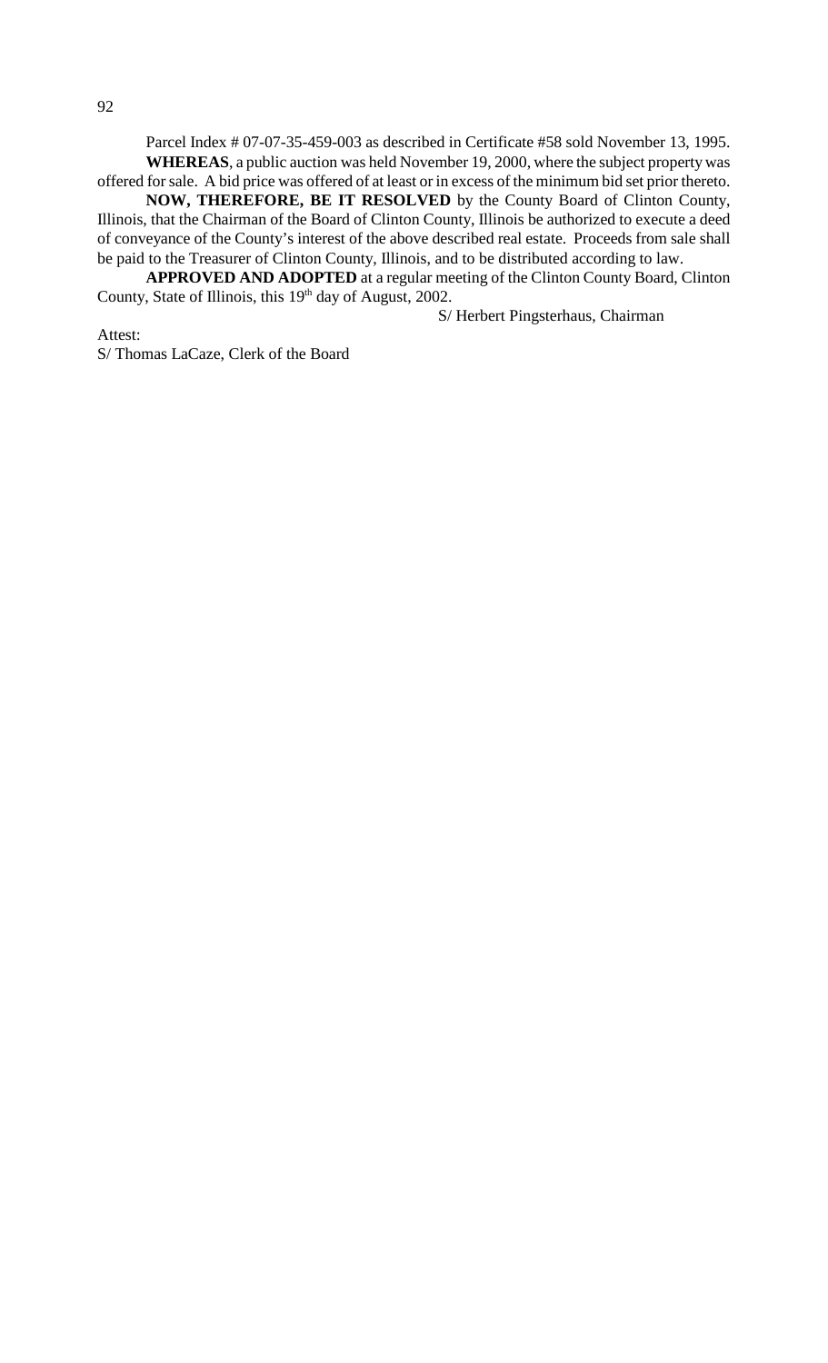Parcel Index # 07-07-35-459-003 as described in Certificate #58 sold November 13, 1995.

**WHEREAS**, a public auction was held November 19, 2000, where the subject property was offered for sale. A bid price was offered of at least or in excess of the minimum bid set prior thereto.

**NOW, THEREFORE, BE IT RESOLVED** by the County Board of Clinton County, Illinois, that the Chairman of the Board of Clinton County, Illinois be authorized to execute a deed of conveyance of the County's interest of the above described real estate. Proceeds from sale shall be paid to the Treasurer of Clinton County, Illinois, and to be distributed according to law.

**APPROVED AND ADOPTED** at a regular meeting of the Clinton County Board, Clinton County, State of Illinois, this 19th day of August, 2002.

S/ Herbert Pingsterhaus, Chairman

Attest:

S/ Thomas LaCaze, Clerk of the Board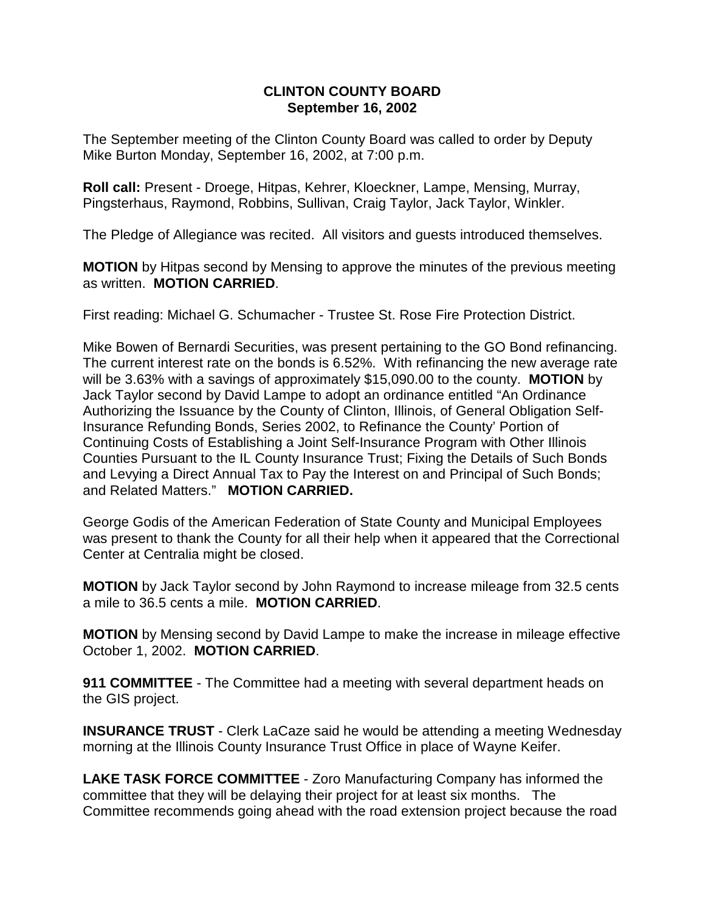# CLINTON COUNTY BOARD
## September 16, 2002

The September meeting of the Clinton County Board was called to order by Deputy Mike Burton Monday, September 16, 2002, at 7:00 p.m.

**Roll call:** Present - Droege, Hitpas, Kehrer, Kloeckner, Lampe, Mensing, Murray, Pingsterhaus, Raymond, Robbins, Sullivan, Craig Taylor, Jack Taylor, Winkler.

The Pledge of Allegiance was recited. All visitors and guests introduced themselves.

**MOTION** by Hitpas second by Mensing to approve the minutes of the previous meeting as written. **MOTION CARRIED**.

First reading: Michael G. Schumacher - Trustee St. Rose Fire Protection District.

Mike Bowen of Bernardi Securities, was present pertaining to the GO Bond refinancing. The current interest rate on the bonds is 6.52%. With refinancing the new average rate will be 3.63% with a savings of approximately $15,090.00 to the county. **MOTION** by Jack Taylor second by David Lampe to adopt an ordinance entitled "An Ordinance Authorizing the Issuance by the County of Clinton, Illinois, of General Obligation Self-Insurance Refunding Bonds, Series 2002, to Refinance the County' Portion of Continuing Costs of Establishing a Joint Self-Insurance Program with Other Illinois Counties Pursuant to the IL County Insurance Trust; Fixing the Details of Such Bonds and Levying a Direct Annual Tax to Pay the Interest on and Principal of Such Bonds; and Related Matters." **MOTION CARRIED.**

George Godis of the American Federation of State County and Municipal Employees was present to thank the County for all their help when it appeared that the Correctional Center at Centralia might be closed.

**MOTION** by Jack Taylor second by John Raymond to increase mileage from 32.5 cents a mile to 36.5 cents a mile. **MOTION CARRIED**.

**MOTION** by Mensing second by David Lampe to make the increase in mileage effective October 1, 2002. **MOTION CARRIED**.

**911 COMMITTEE** - The Committee had a meeting with several department heads on the GIS project.

**INSURANCE TRUST** - Clerk LaCaze said he would be attending a meeting Wednesday morning at the Illinois County Insurance Trust Office in place of Wayne Keifer.

**LAKE TASK FORCE COMMITTEE** - Zoro Manufacturing Company has informed the committee that they will be delaying their project for at least six months. The Committee recommends going ahead with the road extension project because the road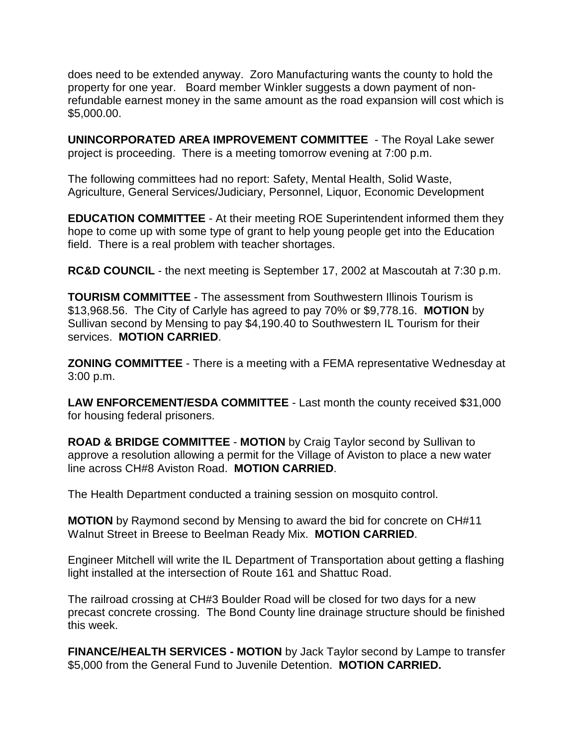does need to be extended anyway. Zoro Manufacturing wants the county to hold the property for one year. Board member Winkler suggests a down payment of non-refundable earnest money in the same amount as the road expansion will cost which is $5,000.00.

**UNINCORPORATED AREA IMPROVEMENT COMMITTEE** - The Royal Lake sewer project is proceeding. There is a meeting tomorrow evening at 7:00 p.m.

The following committees had no report: Safety, Mental Health, Solid Waste, Agriculture, General Services/Judiciary, Personnel, Liquor, Economic Development

**EDUCATION COMMITTEE** - At their meeting ROE Superintendent informed them they hope to come up with some type of grant to help young people get into the Education field. There is a real problem with teacher shortages.

**RC&D COUNCIL** - the next meeting is September 17, 2002 at Mascoutah at 7:30 p.m.

**TOURISM COMMITTEE** - The assessment from Southwestern Illinois Tourism is $13,968.56. The City of Carlyle has agreed to pay 70% or $9,778.16. **MOTION** by Sullivan second by Mensing to pay $4,190.40 to Southwestern IL Tourism for their services. **MOTION CARRIED**.

**ZONING COMMITTEE** - There is a meeting with a FEMA representative Wednesday at 3:00 p.m.

**LAW ENFORCEMENT/ESDA COMMITTEE** - Last month the county received $31,000 for housing federal prisoners.

**ROAD & BRIDGE COMMITTEE** - **MOTION** by Craig Taylor second by Sullivan to approve a resolution allowing a permit for the Village of Aviston to place a new water line across CH#8 Aviston Road. **MOTION CARRIED**.

The Health Department conducted a training session on mosquito control.

**MOTION** by Raymond second by Mensing to award the bid for concrete on CH#11 Walnut Street in Breese to Beelman Ready Mix. **MOTION CARRIED**.

Engineer Mitchell will write the IL Department of Transportation about getting a flashing light installed at the intersection of Route 161 and Shattuc Road.

The railroad crossing at CH#3 Boulder Road will be closed for two days for a new precast concrete crossing. The Bond County line drainage structure should be finished this week.

**FINANCE/HEALTH SERVICES - MOTION** by Jack Taylor second by Lampe to transfer $5,000 from the General Fund to Juvenile Detention. **MOTION CARRIED.**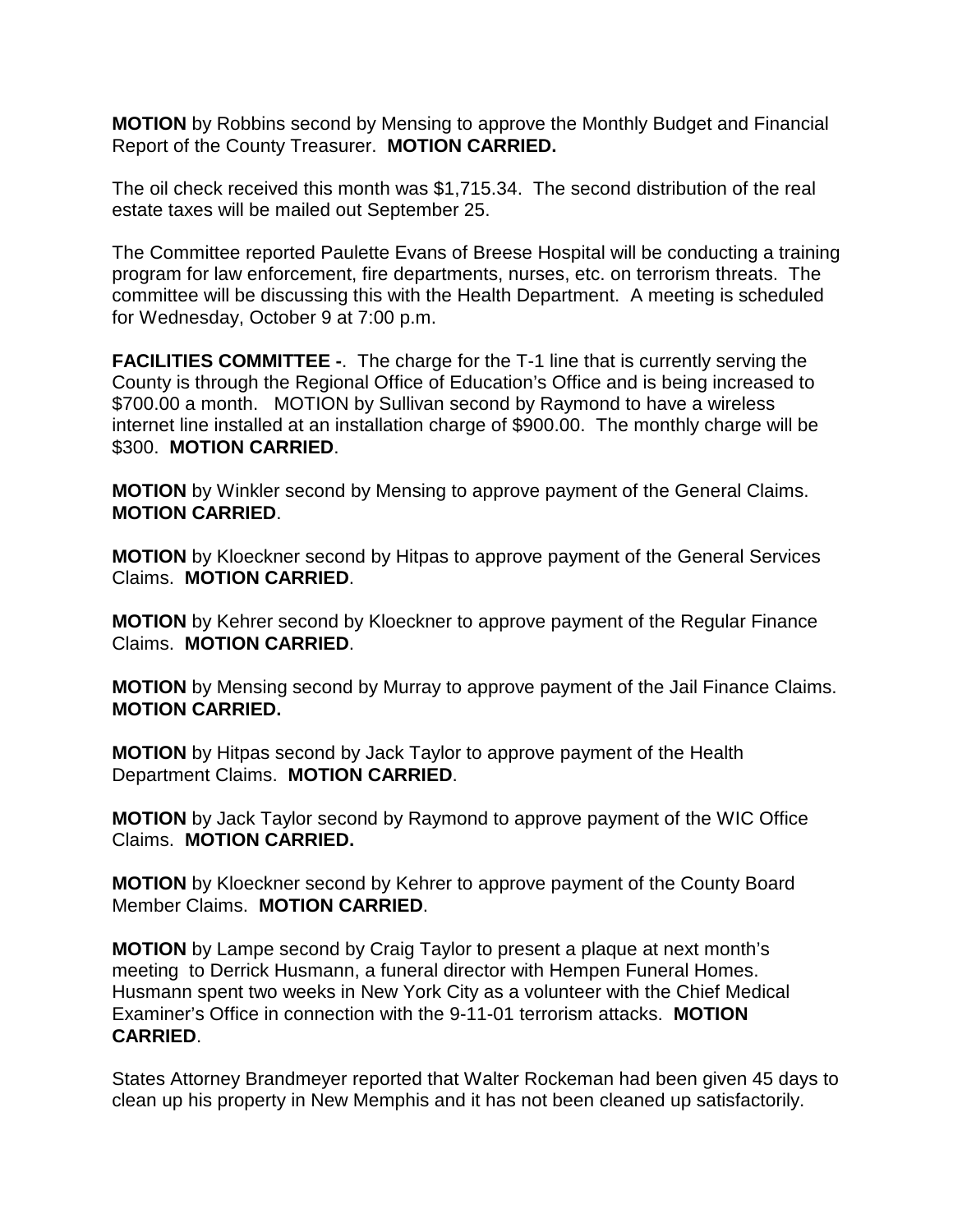**MOTION** by Robbins second by Mensing to approve the Monthly Budget and Financial Report of the County Treasurer. **MOTION CARRIED.**

The oil check received this month was $1,715.34. The second distribution of the real estate taxes will be mailed out September 25.

The Committee reported Paulette Evans of Breese Hospital will be conducting a training program for law enforcement, fire departments, nurses, etc. on terrorism threats. The committee will be discussing this with the Health Department. A meeting is scheduled for Wednesday, October 9 at 7:00 p.m.

**FACILITIES COMMITTEE -**. The charge for the T-1 line that is currently serving the County is through the Regional Office of Education's Office and is being increased to $700.00 a month. MOTION by Sullivan second by Raymond to have a wireless internet line installed at an installation charge of $900.00. The monthly charge will be $300. **MOTION CARRIED**.

**MOTION** by Winkler second by Mensing to approve payment of the General Claims. **MOTION CARRIED**.

**MOTION** by Kloeckner second by Hitpas to approve payment of the General Services Claims. **MOTION CARRIED**.

**MOTION** by Kehrer second by Kloeckner to approve payment of the Regular Finance Claims. **MOTION CARRIED**.

**MOTION** by Mensing second by Murray to approve payment of the Jail Finance Claims. **MOTION CARRIED.**

**MOTION** by Hitpas second by Jack Taylor to approve payment of the Health Department Claims. **MOTION CARRIED**.

**MOTION** by Jack Taylor second by Raymond to approve payment of the WIC Office Claims. **MOTION CARRIED.**

**MOTION** by Kloeckner second by Kehrer to approve payment of the County Board Member Claims. **MOTION CARRIED**.

**MOTION** by Lampe second by Craig Taylor to present a plaque at next month's meeting to Derrick Husmann, a funeral director with Hempen Funeral Homes. Husmann spent two weeks in New York City as a volunteer with the Chief Medical Examiner's Office in connection with the 9-11-01 terrorism attacks. **MOTION CARRIED**.

States Attorney Brandmeyer reported that Walter Rockeman had been given 45 days to clean up his property in New Memphis and it has not been cleaned up satisfactorily.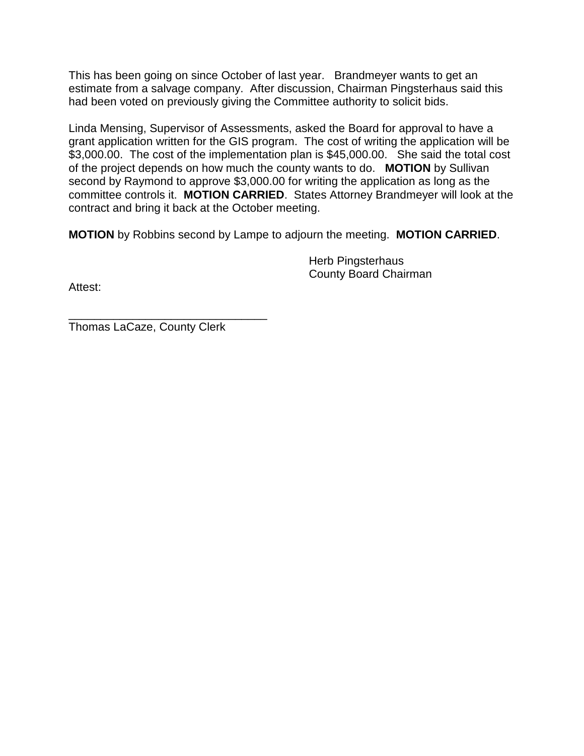This has been going on since October of last year. Brandmeyer wants to get an estimate from a salvage company. After discussion, Chairman Pingsterhaus said this had been voted on previously giving the Committee authority to solicit bids.

Linda Mensing, Supervisor of Assessments, asked the Board for approval to have a grant application written for the GIS program. The cost of writing the application will be $3,000.00. The cost of the implementation plan is $45,000.00. She said the total cost of the project depends on how much the county wants to do. **MOTION** by Sullivan second by Raymond to approve $3,000.00 for writing the application as long as the committee controls it. **MOTION CARRIED**. States Attorney Brandmeyer will look at the contract and bring it back at the October meeting.

**MOTION** by Robbins second by Lampe to adjourn the meeting. **MOTION CARRIED**.

Herb Pingsterhaus
County Board Chairman

Attest:

_______________________________
Thomas LaCaze, County Clerk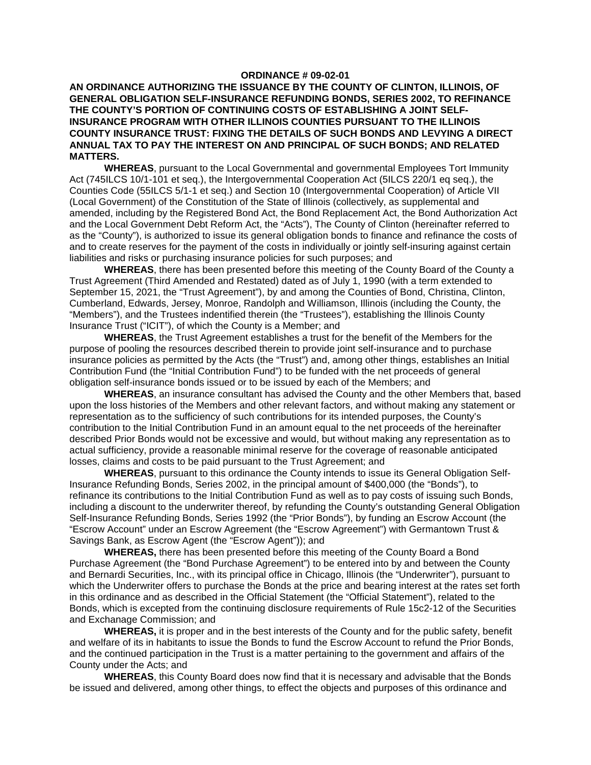**ORDINANCE # 09-02-01**

**AN ORDINANCE AUTHORIZING THE ISSUANCE BY THE COUNTY OF CLINTON, ILLINOIS, OF GENERAL OBLIGATION SELF-INSURANCE REFUNDING BONDS, SERIES 2002, TO REFINANCE THE COUNTY'S PORTION OF CONTINUING COSTS OF ESTABLISHING A JOINT SELF-INSURANCE PROGRAM WITH OTHER ILLINOIS COUNTIES PURSUANT TO THE ILLINOIS COUNTY INSURANCE TRUST: FIXING THE DETAILS OF SUCH BONDS AND LEVYING A DIRECT ANNUAL TAX TO PAY THE INTEREST ON AND PRINCIPAL OF SUCH BONDS; AND RELATED MATTERS.**

**WHEREAS**, pursuant to the Local Governmental and governmental Employees Tort Immunity Act (745ILCS 10/1-101 et seq.), the Intergovernmental Cooperation Act (5ILCS 220/1 eq seq.), the Counties Code (55ILCS 5/1-1 et seq.) and Section 10 (Intergovernmental Cooperation) of Article VII (Local Government) of the Constitution of the State of Illinois (collectively, as supplemental and amended, including by the Registered Bond Act, the Bond Replacement Act, the Bond Authorization Act and the Local Government Debt Reform Act, the "Acts"), The County of Clinton (hereinafter referred to as the "County"), is authorized to issue its general obligation bonds to finance and refinance the costs of and to create reserves for the payment of the costs in individually or jointly self-insuring against certain liabilities and risks or purchasing insurance policies for such purposes; and

**WHEREAS**, there has been presented before this meeting of the County Board of the County a Trust Agreement (Third Amended and Restated) dated as of July 1, 1990 (with a term extended to September 15, 2021, the "Trust Agreement"), by and among the Counties of Bond, Christina, Clinton, Cumberland, Edwards, Jersey, Monroe, Randolph and Williamson, Illinois (including the County, the "Members"), and the Trustees indentified therein (the "Trustees"), establishing the Illinois County Insurance Trust ("ICIT"), of which the County is a Member; and

**WHEREAS**, the Trust Agreement establishes a trust for the benefit of the Members for the purpose of pooling the resources described therein to provide joint self-insurance and to purchase insurance policies as permitted by the Acts (the "Trust") and, among other things, establishes an Initial Contribution Fund (the "Initial Contribution Fund") to be funded with the net proceeds of general obligation self-insurance bonds issued or to be issued by each of the Members; and

**WHEREAS**, an insurance consultant has advised the County and the other Members that, based upon the loss histories of the Members and other relevant factors, and without making any statement or representation as to the sufficiency of such contributions for its intended purposes, the County's contribution to the Initial Contribution Fund in an amount equal to the net proceeds of the hereinafter described Prior Bonds would not be excessive and would, but without making any representation as to actual sufficiency, provide a reasonable minimal reserve for the coverage of reasonable anticipated losses, claims and costs to be paid pursuant to the Trust Agreement; and

**WHEREAS**, pursuant to this ordinance the County intends to issue its General Obligation Self-Insurance Refunding Bonds, Series 2002, in the principal amount of $400,000 (the "Bonds"), to refinance its contributions to the Initial Contribution Fund as well as to pay costs of issuing such Bonds, including a discount to the underwriter thereof, by refunding the County's outstanding General Obligation Self-Insurance Refunding Bonds, Series 1992 (the "Prior Bonds"), by funding an Escrow Account (the "Escrow Account" under an Escrow Agreement (the "Escrow Agreement") with Germantown Trust & Savings Bank, as Escrow Agent (the "Escrow Agent")); and

**WHEREAS,** there has been presented before this meeting of the County Board a Bond Purchase Agreement (the "Bond Purchase Agreement") to be entered into by and between the County and Bernardi Securities, Inc., with its principal office in Chicago, Illinois (the "Underwriter"), pursuant to which the Underwriter offers to purchase the Bonds at the price and bearing interest at the rates set forth in this ordinance and as described in the Official Statement (the "Official Statement"), related to the Bonds, which is excepted from the continuing disclosure requirements of Rule 15c2-12 of the Securities and Exchanage Commission; and

**WHEREAS,** it is proper and in the best interests of the County and for the public safety, benefit and welfare of its in habitants to issue the Bonds to fund the Escrow Account to refund the Prior Bonds, and the continued participation in the Trust is a matter pertaining to the government and affairs of the County under the Acts; and

**WHEREAS**, this County Board does now find that it is necessary and advisable that the Bonds be issued and delivered, among other things, to effect the objects and purposes of this ordinance and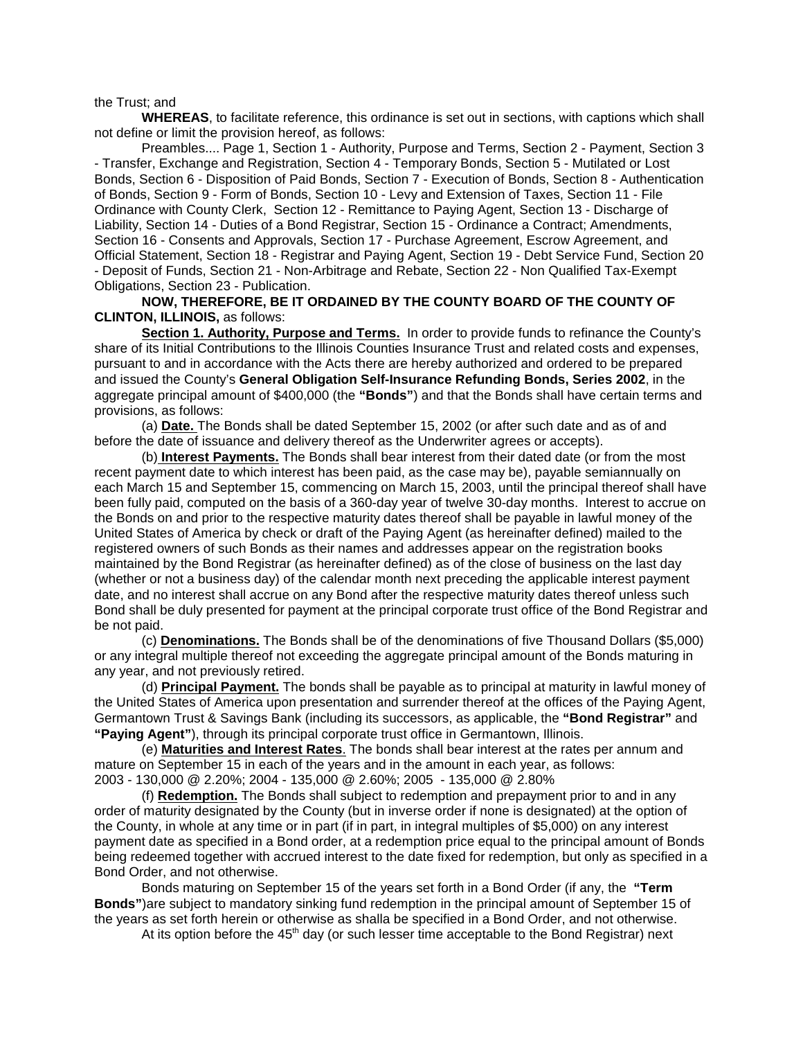the Trust; and

**WHEREAS**, to facilitate reference, this ordinance is set out in sections, with captions which shall not define or limit the provision hereof, as follows:

Preambles.... Page 1, Section 1 - Authority, Purpose and Terms, Section 2 - Payment, Section 3 - Transfer, Exchange and Registration, Section 4 - Temporary Bonds, Section 5 - Mutilated or Lost Bonds, Section 6 - Disposition of Paid Bonds, Section 7 - Execution of Bonds, Section 8 - Authentication of Bonds, Section 9 - Form of Bonds, Section 10 - Levy and Extension of Taxes, Section 11 - File Ordinance with County Clerk, Section 12 - Remittance to Paying Agent, Section 13 - Discharge of Liability, Section 14 - Duties of a Bond Registrar, Section 15 - Ordinance a Contract; Amendments, Section 16 - Consents and Approvals, Section 17 - Purchase Agreement, Escrow Agreement, and Official Statement, Section 18 - Registrar and Paying Agent, Section 19 - Debt Service Fund, Section 20 - Deposit of Funds, Section 21 - Non-Arbitrage and Rebate, Section 22 - Non Qualified Tax-Exempt Obligations, Section 23 - Publication.

**NOW, THEREFORE, BE IT ORDAINED BY THE COUNTY BOARD OF THE COUNTY OF CLINTON, ILLINOIS,** as follows:

**Section 1. Authority, Purpose and Terms.** In order to provide funds to refinance the County's share of its Initial Contributions to the Illinois Counties Insurance Trust and related costs and expenses, pursuant to and in accordance with the Acts there are hereby authorized and ordered to be prepared and issued the County's **General Obligation Self-Insurance Refunding Bonds, Series 2002**, in the aggregate principal amount of $400,000 (the **"Bonds"**) and that the Bonds shall have certain terms and provisions, as follows:

(a) **Date.** The Bonds shall be dated September 15, 2002 (or after such date and as of and before the date of issuance and delivery thereof as the Underwriter agrees or accepts).

(b) **Interest Payments.** The Bonds shall bear interest from their dated date (or from the most recent payment date to which interest has been paid, as the case may be), payable semiannually on each March 15 and September 15, commencing on March 15, 2003, until the principal thereof shall have been fully paid, computed on the basis of a 360-day year of twelve 30-day months. Interest to accrue on the Bonds on and prior to the respective maturity dates thereof shall be payable in lawful money of the United States of America by check or draft of the Paying Agent (as hereinafter defined) mailed to the registered owners of such Bonds as their names and addresses appear on the registration books maintained by the Bond Registrar (as hereinafter defined) as of the close of business on the last day (whether or not a business day) of the calendar month next preceding the applicable interest payment date, and no interest shall accrue on any Bond after the respective maturity dates thereof unless such Bond shall be duly presented for payment at the principal corporate trust office of the Bond Registrar and be not paid.

(c) **Denominations.** The Bonds shall be of the denominations of five Thousand Dollars ($5,000) or any integral multiple thereof not exceeding the aggregate principal amount of the Bonds maturing in any year, and not previously retired.

(d) **Principal Payment.** The bonds shall be payable as to principal at maturity in lawful money of the United States of America upon presentation and surrender thereof at the offices of the Paying Agent, Germantown Trust & Savings Bank (including its successors, as applicable, the **"Bond Registrar"** and **"Paying Agent"**), through its principal corporate trust office in Germantown, Illinois.

(e) **Maturities and Interest Rates**. The bonds shall bear interest at the rates per annum and mature on September 15 in each of the years and in the amount in each year, as follows:
2003 - 130,000 @ 2.20%; 2004 - 135,000 @ 2.60%; 2005 - 135,000 @ 2.80%

(f) **Redemption.** The Bonds shall subject to redemption and prepayment prior to and in any order of maturity designated by the County (but in inverse order if none is designated) at the option of the County, in whole at any time or in part (if in part, in integral multiples of $5,000) on any interest payment date as specified in a Bond order, at a redemption price equal to the principal amount of Bonds being redeemed together with accrued interest to the date fixed for redemption, but only as specified in a Bond Order, and not otherwise.

Bonds maturing on September 15 of the years set forth in a Bond Order (if any, the **"Term Bonds"**)are subject to mandatory sinking fund redemption in the principal amount of September 15 of the years as set forth herein or otherwise as shalla be specified in a Bond Order, and not otherwise.

At its option before the 45th day (or such lesser time acceptable to the Bond Registrar) next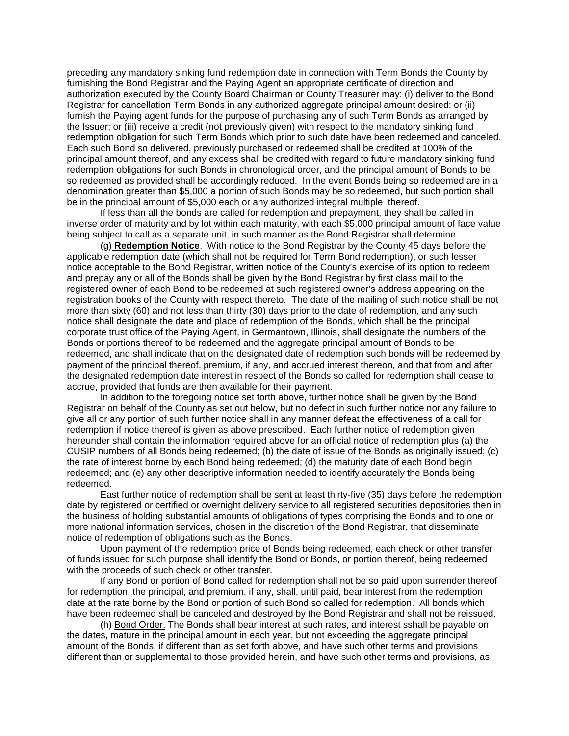preceding any mandatory sinking fund redemption date in connection with Term Bonds the County by furnishing the Bond Registrar and the Paying Agent an appropriate certificate of direction and authorization executed by the County Board Chairman or County Treasurer may: (i) deliver to the Bond Registrar for cancellation Term Bonds in any authorized aggregate principal amount desired; or (ii) furnish the Paying agent funds for the purpose of purchasing any of such Term Bonds as arranged by the Issuer; or (iii) receive a credit (not previously given) with respect to the mandatory sinking fund redemption obligation for such Term Bonds which prior to such date have been redeemed and canceled. Each such Bond so delivered, previously purchased or redeemed shall be credited at 100% of the principal amount thereof, and any excess shall be credited with regard to future mandatory sinking fund redemption obligations for such Bonds in chronological order, and the principal amount of Bonds to be so redeemed as provided shall be accordingly reduced. In the event Bonds being so redeemed are in a denomination greater than $5,000 a portion of such Bonds may be so redeemed, but such portion shall be in the principal amount of $5,000 each or any authorized integral multiple thereof.

If less than all the bonds are called for redemption and prepayment, they shall be called in inverse order of maturity and by lot within each maturity, with each $5,000 principal amount of face value being subject to call as a separate unit, in such manner as the Bond Registrar shall determine.

(g) **<u>Redemption Notice</u>**. With notice to the Bond Registrar by the County 45 days before the applicable redemption date (which shall not be required for Term Bond redemption), or such lesser notice acceptable to the Bond Registrar, written notice of the County's exercise of its option to redeem and prepay any or all of the Bonds shall be given by the Bond Registrar by first class mail to the registered owner of each Bond to be redeemed at such registered owner's address appearing on the registration books of the County with respect thereto. The date of the mailing of such notice shall be not more than sixty (60) and not less than thirty (30) days prior to the date of redemption, and any such notice shall designate the date and place of redemption of the Bonds, which shall be the principal corporate trust office of the Paying Agent, in Germantown, Illinois, shall designate the numbers of the Bonds or portions thereof to be redeemed and the aggregate principal amount of Bonds to be redeemed, and shall indicate that on the designated date of redemption such bonds will be redeemed by payment of the principal thereof, premium, if any, and accrued interest thereon, and that from and after the designated redemption date interest in respect of the Bonds so called for redemption shall cease to accrue, provided that funds are then available for their payment.

In addition to the foregoing notice set forth above, further notice shall be given by the Bond Registrar on behalf of the County as set out below, but no defect in such further notice nor any failure to give all or any portion of such further notice shall in any manner defeat the effectiveness of a call for redemption if notice thereof is given as above prescribed. Each further notice of redemption given hereunder shall contain the information required above for an official notice of redemption plus (a) the CUSIP numbers of all Bonds being redeemed; (b) the date of issue of the Bonds as originally issued; (c) the rate of interest borne by each Bond being redeemed; (d) the maturity date of each Bond begin redeemed; and (e) any other descriptive information needed to identify accurately the Bonds being redeemed.

East further notice of redemption shall be sent at least thirty-five (35) days before the redemption date by registered or certified or overnight delivery service to all registered securities depositories then in the business of holding substantial amounts of obligations of types comprising the Bonds and to one or more national information services, chosen in the discretion of the Bond Registrar, that disseminate notice of redemption of obligations such as the Bonds.

Upon payment of the redemption price of Bonds being redeemed, each check or other transfer of funds issued for such purpose shall identify the Bond or Bonds, or portion thereof, being redeemed with the proceeds of such check or other transfer.

If any Bond or portion of Bond called for redemption shall not be so paid upon surrender thereof for redemption, the principal, and premium, if any, shall, until paid, bear interest from the redemption date at the rate borne by the Bond or portion of such Bond so called for redemption. All bonds which have been redeemed shall be canceled and destroyed by the Bond Registrar and shall not be reissued.

(h) <u>Bond Order.</u> The Bonds shall bear interest at such rates, and interest sshall be payable on the dates, mature in the principal amount in each year, but not exceeding the aggregate principal amount of the Bonds, if different than as set forth above, and have such other terms and provisions different than or supplemental to those provided herein, and have such other terms and provisions, as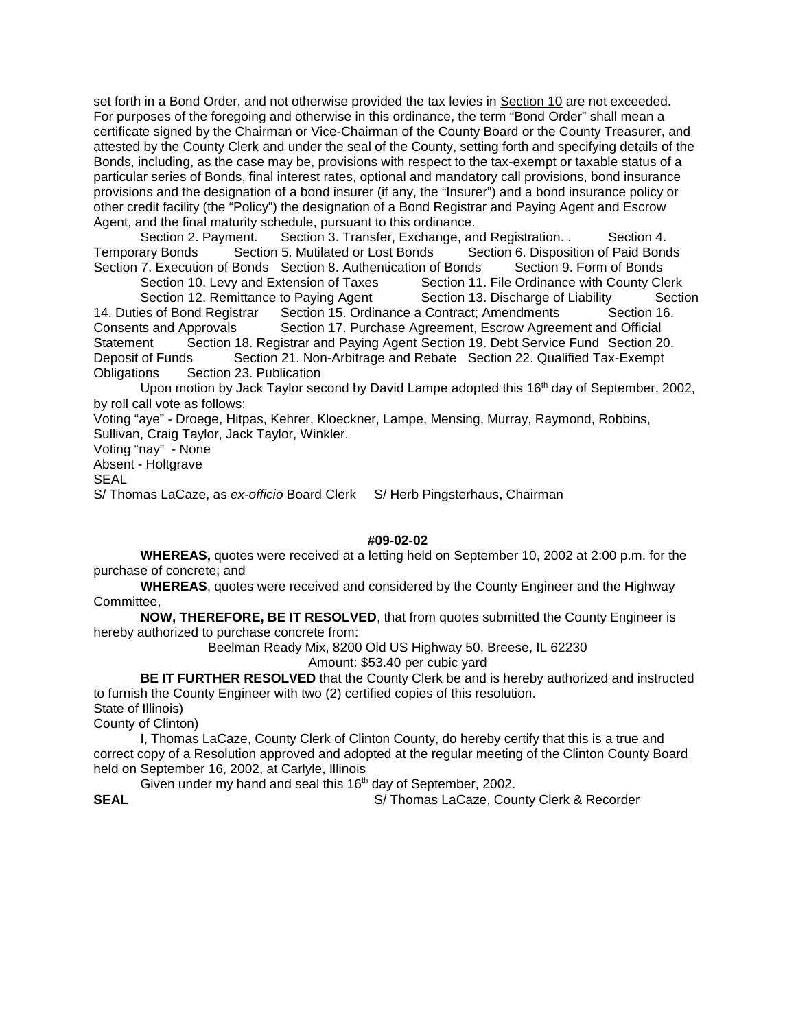set forth in a Bond Order, and not otherwise provided the tax levies in Section 10 are not exceeded. For purposes of the foregoing and otherwise in this ordinance, the term "Bond Order" shall mean a certificate signed by the Chairman or Vice-Chairman of the County Board or the County Treasurer, and attested by the County Clerk and under the seal of the County, setting forth and specifying details of the Bonds, including, as the case may be, provisions with respect to the tax-exempt or taxable status of a particular series of Bonds, final interest rates, optional and mandatory call provisions, bond insurance provisions and the designation of a bond insurer (if any, the "Insurer") and a bond insurance policy or other credit facility (the "Policy") the designation of a Bond Registrar and Paying Agent and Escrow Agent, and the final maturity schedule, pursuant to this ordinance.

Section 2. Payment. Section 3. Transfer, Exchange, and Registration. . Section 4. Temporary Bonds Section 5. Mutilated or Lost Bonds Section 6. Disposition of Paid Bonds Section 7. Execution of Bonds Section 8. Authentication of Bonds Section 9. Form of Bonds Section 10. Levy and Extension of Taxes Section 11. File Ordinance with County Clerk Section 12. Remittance to Paying Agent Section 13. Discharge of Liability Section 14. Duties of Bond Registrar Section 15. Ordinance a Contract; Amendments Section 16. Consents and Approvals Section 17. Purchase Agreement, Escrow Agreement and Official Statement Section 18. Registrar and Paying Agent Section 19. Debt Service Fund Section 20. Deposit of Funds Section 21. Non-Arbitrage and Rebate Section 22. Qualified Tax-Exempt Obligations Section 23. Publication

Upon motion by Jack Taylor second by David Lampe adopted this 16th day of September, 2002, by roll call vote as follows:

Voting "aye" - Droege, Hitpas, Kehrer, Kloeckner, Lampe, Mensing, Murray, Raymond, Robbins, Sullivan, Craig Taylor, Jack Taylor, Winkler.

Voting "nay" - None

Absent - Holtgrave

SEAL

S/ Thomas LaCaze, as *ex-officio* Board Clerk S/ Herb Pingsterhaus, Chairman

**#09-02-02**

**WHEREAS,** quotes were received at a letting held on September 10, 2002 at 2:00 p.m. for the purchase of concrete; and

**WHEREAS**, quotes were received and considered by the County Engineer and the Highway Committee,

**NOW, THEREFORE, BE IT RESOLVED**, that from quotes submitted the County Engineer is hereby authorized to purchase concrete from:

Beelman Ready Mix, 8200 Old US Highway 50, Breese, IL 62230

Amount: $53.40 per cubic yard

**BE IT FURTHER RESOLVED** that the County Clerk be and is hereby authorized and instructed to furnish the County Engineer with two (2) certified copies of this resolution.

State of Illinois)

County of Clinton)

I, Thomas LaCaze, County Clerk of Clinton County, do hereby certify that this is a true and correct copy of a Resolution approved and adopted at the regular meeting of the Clinton County Board held on September 16, 2002, at Carlyle, Illinois

Given under my hand and seal this 16th day of September, 2002.

**SEAL** S/ Thomas LaCaze, County Clerk & Recorder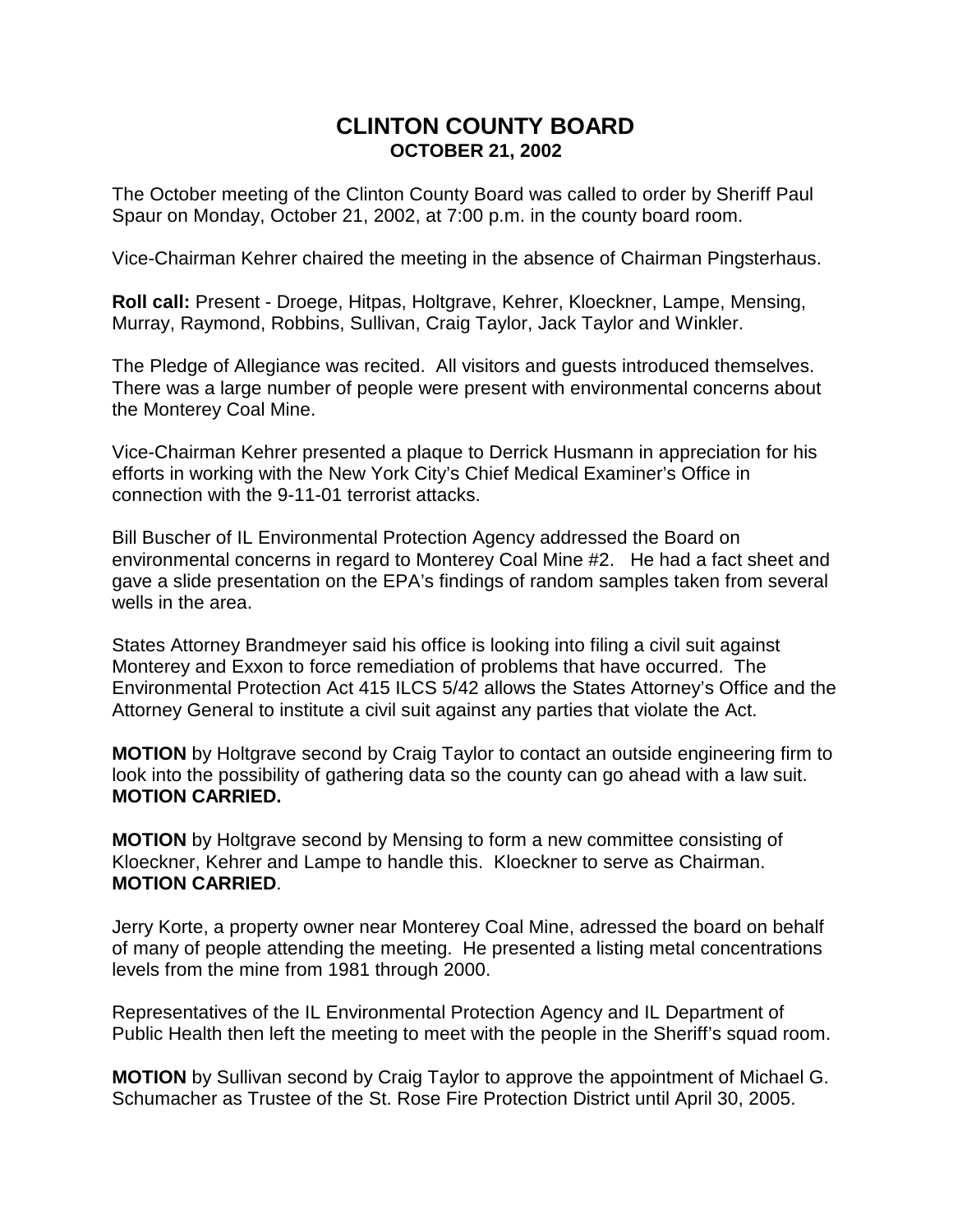# CLINTON COUNTY BOARD
## OCTOBER 21, 2002

The October meeting of the Clinton County Board was called to order by Sheriff Paul Spaur on Monday, October 21, 2002, at 7:00 p.m. in the county board room.

Vice-Chairman Kehrer chaired the meeting in the absence of Chairman Pingsterhaus.

**Roll call:** Present - Droege, Hitpas, Holtgrave, Kehrer, Kloeckner, Lampe, Mensing, Murray, Raymond, Robbins, Sullivan, Craig Taylor, Jack Taylor and Winkler.

The Pledge of Allegiance was recited. All visitors and guests introduced themselves. There was a large number of people were present with environmental concerns about the Monterey Coal Mine.

Vice-Chairman Kehrer presented a plaque to Derrick Husmann in appreciation for his efforts in working with the New York City's Chief Medical Examiner's Office in connection with the 9-11-01 terrorist attacks.

Bill Buscher of IL Environmental Protection Agency addressed the Board on environmental concerns in regard to Monterey Coal Mine #2. He had a fact sheet and gave a slide presentation on the EPA's findings of random samples taken from several wells in the area.

States Attorney Brandmeyer said his office is looking into filing a civil suit against Monterey and Exxon to force remediation of problems that have occurred. The Environmental Protection Act 415 ILCS 5/42 allows the States Attorney's Office and the Attorney General to institute a civil suit against any parties that violate the Act.

**MOTION** by Holtgrave second by Craig Taylor to contact an outside engineering firm to look into the possibility of gathering data so the county can go ahead with a law suit. **MOTION CARRIED.**

**MOTION** by Holtgrave second by Mensing to form a new committee consisting of Kloeckner, Kehrer and Lampe to handle this. Kloeckner to serve as Chairman. **MOTION CARRIED**.

Jerry Korte, a property owner near Monterey Coal Mine, adressed the board on behalf of many of people attending the meeting. He presented a listing metal concentrations levels from the mine from 1981 through 2000.

Representatives of the IL Environmental Protection Agency and IL Department of Public Health then left the meeting to meet with the people in the Sheriff's squad room.

**MOTION** by Sullivan second by Craig Taylor to approve the appointment of Michael G. Schumacher as Trustee of the St. Rose Fire Protection District until April 30, 2005.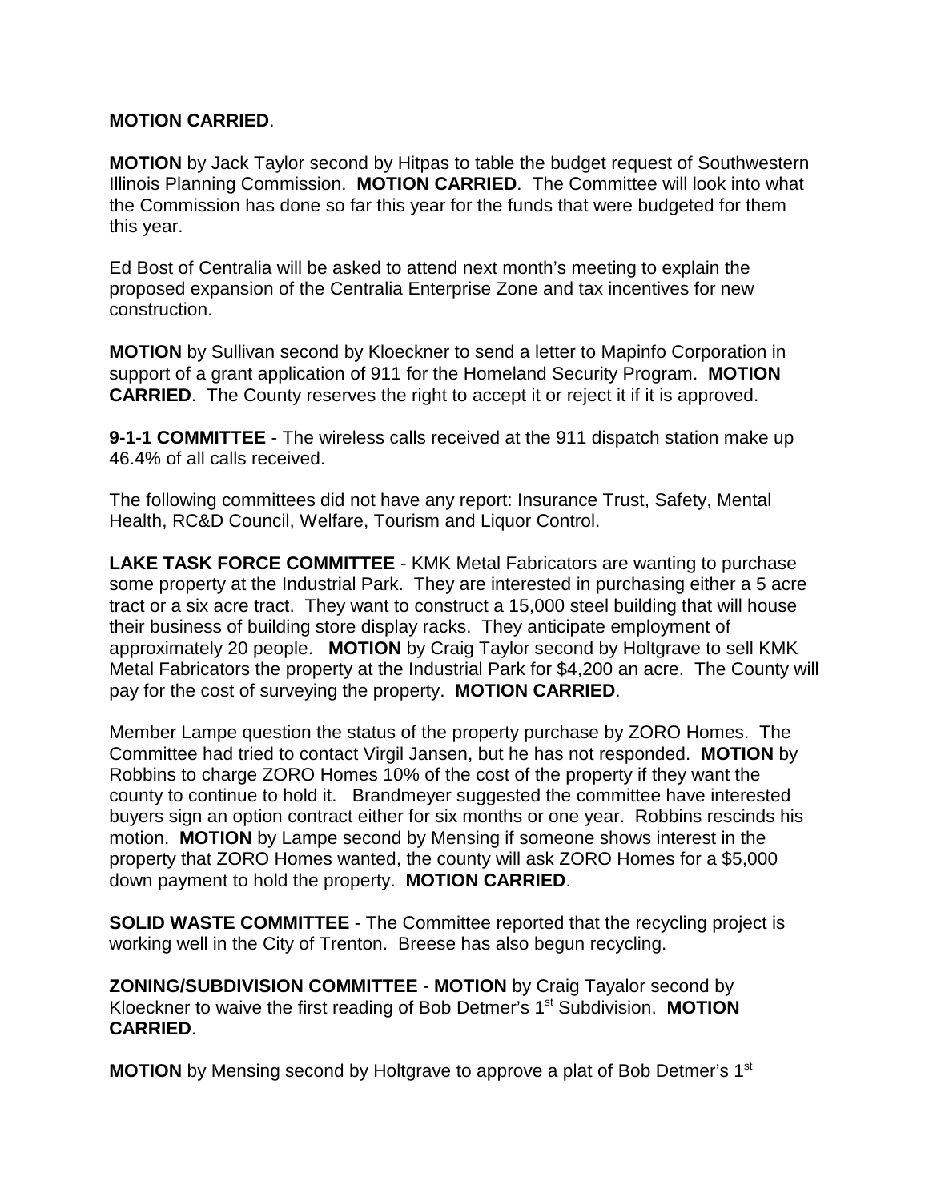**MOTION CARRIED**.

**MOTION** by Jack Taylor second by Hitpas to table the budget request of Southwestern Illinois Planning Commission. **MOTION CARRIED**. The Committee will look into what the Commission has done so far this year for the funds that were budgeted for them this year.

Ed Bost of Centralia will be asked to attend next month's meeting to explain the proposed expansion of the Centralia Enterprise Zone and tax incentives for new construction.

**MOTION** by Sullivan second by Kloeckner to send a letter to Mapinfo Corporation in support of a grant application of 911 for the Homeland Security Program. **MOTION CARRIED**. The County reserves the right to accept it or reject it if it is approved.

**9-1-1 COMMITTEE** - The wireless calls received at the 911 dispatch station make up 46.4% of all calls received.

The following committees did not have any report: Insurance Trust, Safety, Mental Health, RC&D Council, Welfare, Tourism and Liquor Control.

**LAKE TASK FORCE COMMITTEE** - KMK Metal Fabricators are wanting to purchase some property at the Industrial Park. They are interested in purchasing either a 5 acre tract or a six acre tract. They want to construct a 15,000 steel building that will house their business of building store display racks. They anticipate employment of approximately 20 people. **MOTION** by Craig Taylor second by Holtgrave to sell KMK Metal Fabricators the property at the Industrial Park for $4,200 an acre. The County will pay for the cost of surveying the property. **MOTION CARRIED**.

Member Lampe question the status of the property purchase by ZORO Homes. The Committee had tried to contact Virgil Jansen, but he has not responded. **MOTION** by Robbins to charge ZORO Homes 10% of the cost of the property if they want the county to continue to hold it. Brandmeyer suggested the committee have interested buyers sign an option contract either for six months or one year. Robbins rescinds his motion. **MOTION** by Lampe second by Mensing if someone shows interest in the property that ZORO Homes wanted, the county will ask ZORO Homes for a $5,000 down payment to hold the property. **MOTION CARRIED**.

**SOLID WASTE COMMITTEE** - The Committee reported that the recycling project is working well in the City of Trenton. Breese has also begun recycling.

**ZONING/SUBDIVISION COMMITTEE** - **MOTION** by Craig Tayalor second by Kloeckner to waive the first reading of Bob Detmer's 1st Subdivision. **MOTION CARRIED**.

**MOTION** by Mensing second by Holtgrave to approve a plat of Bob Detmer's 1st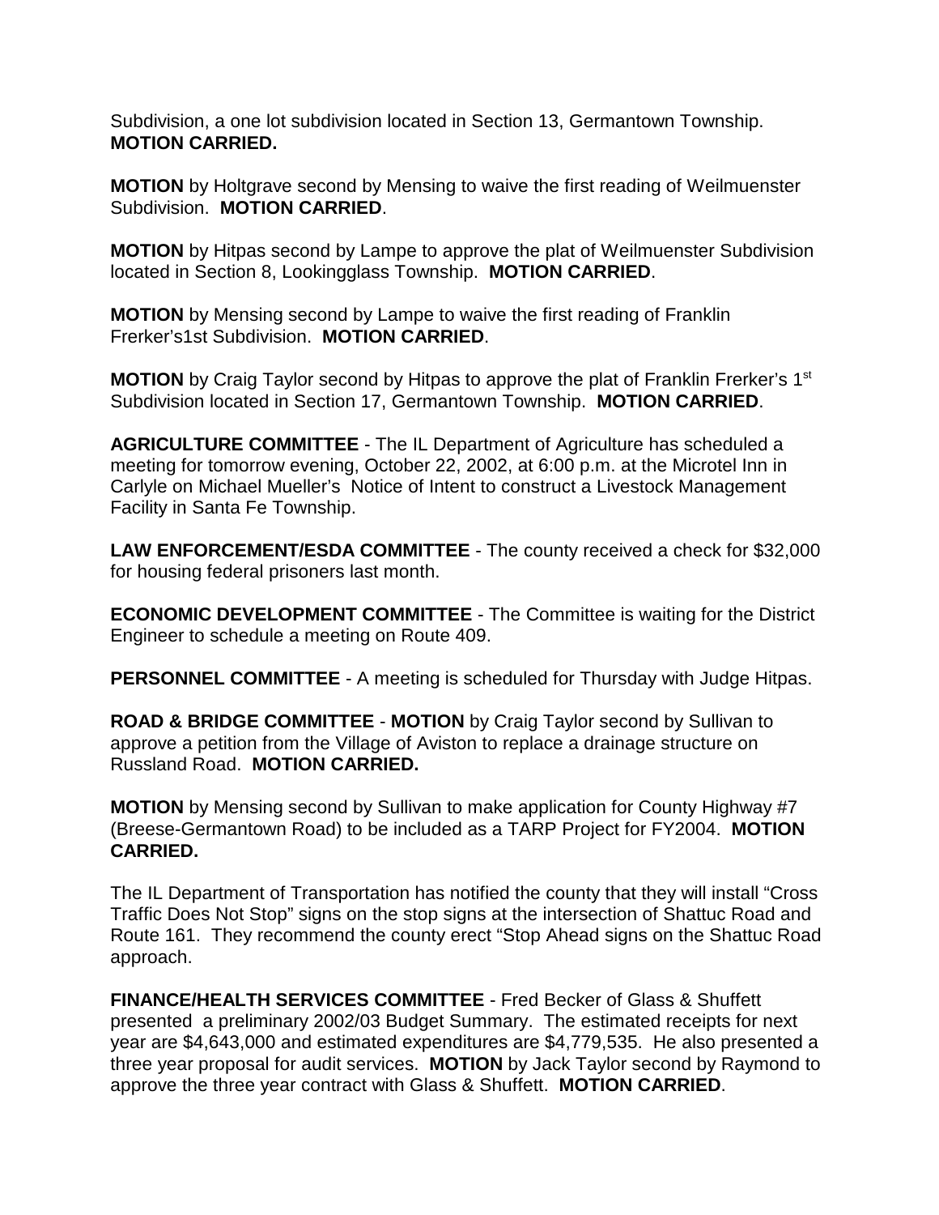Subdivision, a one lot subdivision located in Section 13, Germantown Township. **MOTION CARRIED.**

**MOTION** by Holtgrave second by Mensing to waive the first reading of Weilmuenster Subdivision. **MOTION CARRIED**.

**MOTION** by Hitpas second by Lampe to approve the plat of Weilmuenster Subdivision located in Section 8, Lookingglass Township. **MOTION CARRIED**.

**MOTION** by Mensing second by Lampe to waive the first reading of Franklin Frerker's1st Subdivision. **MOTION CARRIED**.

**MOTION** by Craig Taylor second by Hitpas to approve the plat of Franklin Frerker's 1st Subdivision located in Section 17, Germantown Township. **MOTION CARRIED**.

**AGRICULTURE COMMITTEE** - The IL Department of Agriculture has scheduled a meeting for tomorrow evening, October 22, 2002, at 6:00 p.m. at the Microtel Inn in Carlyle on Michael Mueller's Notice of Intent to construct a Livestock Management Facility in Santa Fe Township.

**LAW ENFORCEMENT/ESDA COMMITTEE** - The county received a check for $32,000 for housing federal prisoners last month.

**ECONOMIC DEVELOPMENT COMMITTEE** - The Committee is waiting for the District Engineer to schedule a meeting on Route 409.

**PERSONNEL COMMITTEE** - A meeting is scheduled for Thursday with Judge Hitpas.

**ROAD & BRIDGE COMMITTEE** - **MOTION** by Craig Taylor second by Sullivan to approve a petition from the Village of Aviston to replace a drainage structure on Russland Road. **MOTION CARRIED.**

**MOTION** by Mensing second by Sullivan to make application for County Highway #7 (Breese-Germantown Road) to be included as a TARP Project for FY2004. **MOTION CARRIED.**

The IL Department of Transportation has notified the county that they will install "Cross Traffic Does Not Stop" signs on the stop signs at the intersection of Shattuc Road and Route 161. They recommend the county erect "Stop Ahead signs on the Shattuc Road approach.

**FINANCE/HEALTH SERVICES COMMITTEE** - Fred Becker of Glass & Shuffett presented a preliminary 2002/03 Budget Summary. The estimated receipts for next year are $4,643,000 and estimated expenditures are $4,779,535. He also presented a three year proposal for audit services. **MOTION** by Jack Taylor second by Raymond to approve the three year contract with Glass & Shuffett. **MOTION CARRIED**.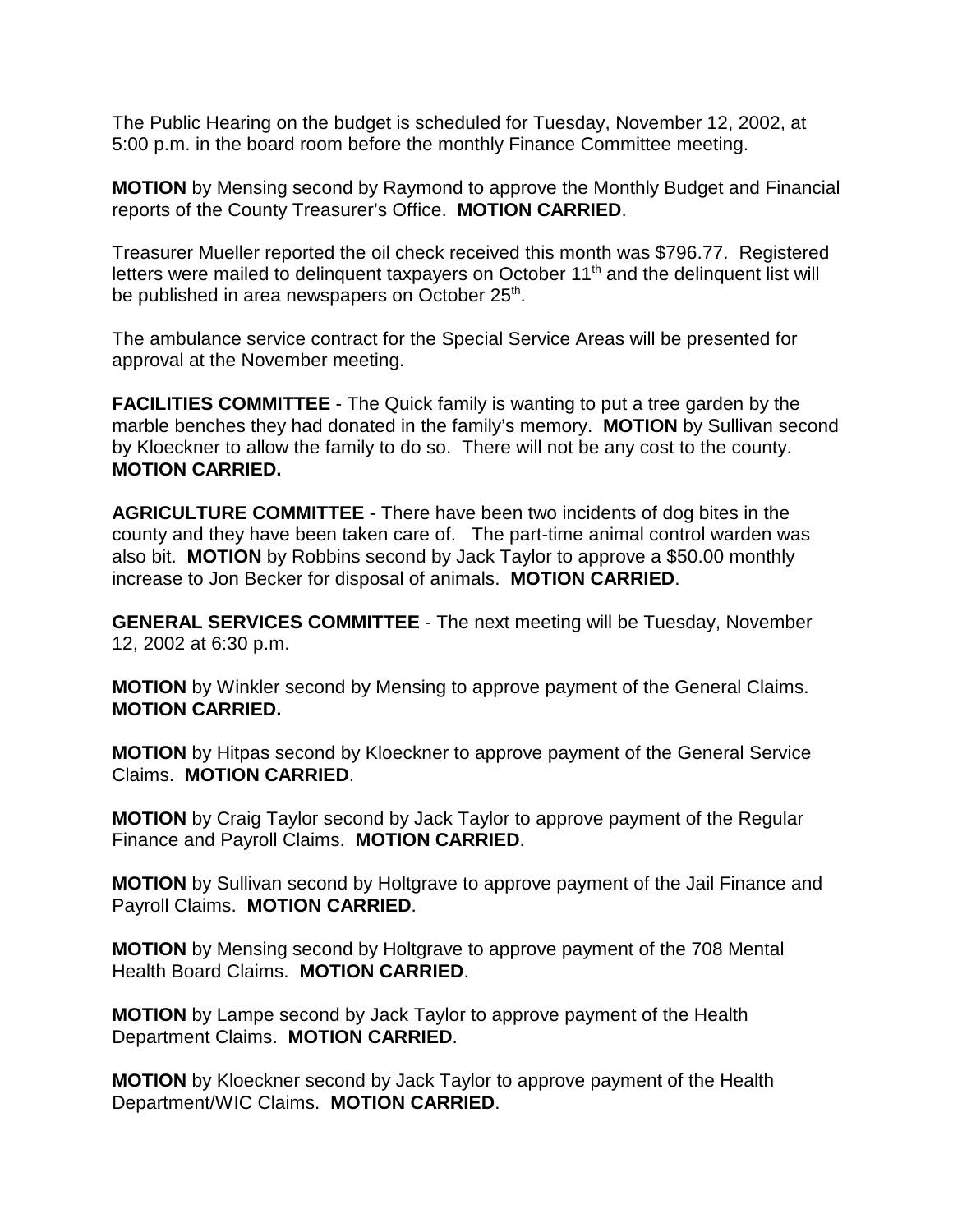The Public Hearing on the budget is scheduled for Tuesday, November 12, 2002, at 5:00 p.m. in the board room before the monthly Finance Committee meeting.

**MOTION** by Mensing second by Raymond to approve the Monthly Budget and Financial reports of the County Treasurer's Office. **MOTION CARRIED**.

Treasurer Mueller reported the oil check received this month was $796.77. Registered letters were mailed to delinquent taxpayers on October 11th and the delinquent list will be published in area newspapers on October 25th.

The ambulance service contract for the Special Service Areas will be presented for approval at the November meeting.

**FACILITIES COMMITTEE** - The Quick family is wanting to put a tree garden by the marble benches they had donated in the family's memory. **MOTION** by Sullivan second by Kloeckner to allow the family to do so. There will not be any cost to the county. **MOTION CARRIED.**

**AGRICULTURE COMMITTEE** - There have been two incidents of dog bites in the county and they have been taken care of. The part-time animal control warden was also bit. **MOTION** by Robbins second by Jack Taylor to approve a $50.00 monthly increase to Jon Becker for disposal of animals. **MOTION CARRIED**.

**GENERAL SERVICES COMMITTEE** - The next meeting will be Tuesday, November 12, 2002 at 6:30 p.m.

**MOTION** by Winkler second by Mensing to approve payment of the General Claims. **MOTION CARRIED.**

**MOTION** by Hitpas second by Kloeckner to approve payment of the General Service Claims. **MOTION CARRIED**.

**MOTION** by Craig Taylor second by Jack Taylor to approve payment of the Regular Finance and Payroll Claims. **MOTION CARRIED**.

**MOTION** by Sullivan second by Holtgrave to approve payment of the Jail Finance and Payroll Claims. **MOTION CARRIED**.

**MOTION** by Mensing second by Holtgrave to approve payment of the 708 Mental Health Board Claims. **MOTION CARRIED**.

**MOTION** by Lampe second by Jack Taylor to approve payment of the Health Department Claims. **MOTION CARRIED**.

**MOTION** by Kloeckner second by Jack Taylor to approve payment of the Health Department/WIC Claims. **MOTION CARRIED**.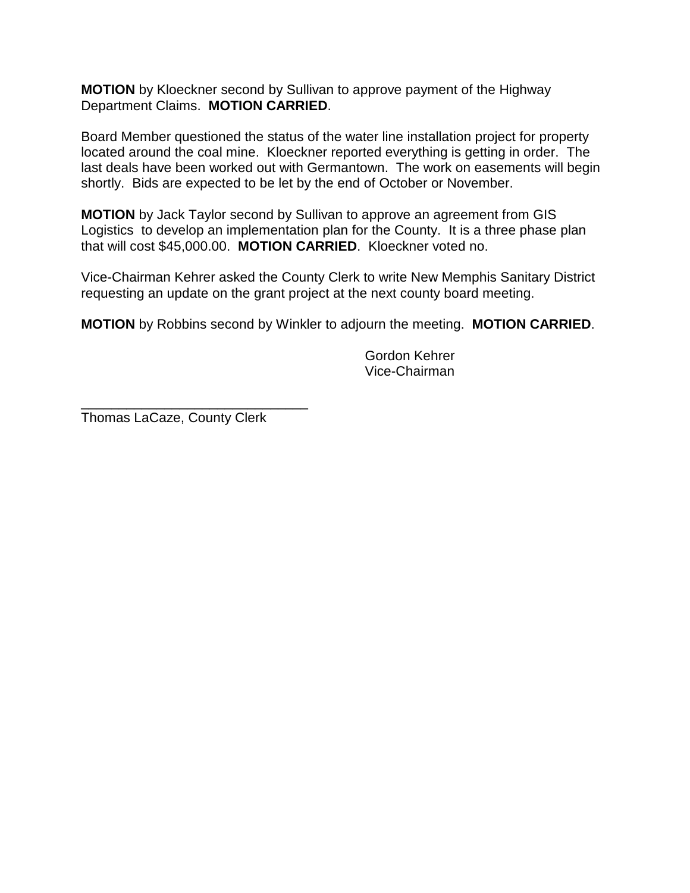**MOTION** by Kloeckner second by Sullivan to approve payment of the Highway Department Claims. **MOTION CARRIED**.

Board Member questioned the status of the water line installation project for property located around the coal mine. Kloeckner reported everything is getting in order. The last deals have been worked out with Germantown. The work on easements will begin shortly. Bids are expected to be let by the end of October or November.

**MOTION** by Jack Taylor second by Sullivan to approve an agreement from GIS Logistics to develop an implementation plan for the County. It is a three phase plan that will cost $45,000.00. **MOTION CARRIED**. Kloeckner voted no.

Vice-Chairman Kehrer asked the County Clerk to write New Memphis Sanitary District requesting an update on the grant project at the next county board meeting.

**MOTION** by Robbins second by Winkler to adjourn the meeting. **MOTION CARRIED**.

Gordon Kehrer
Vice-Chairman

______________________________
Thomas LaCaze, County Clerk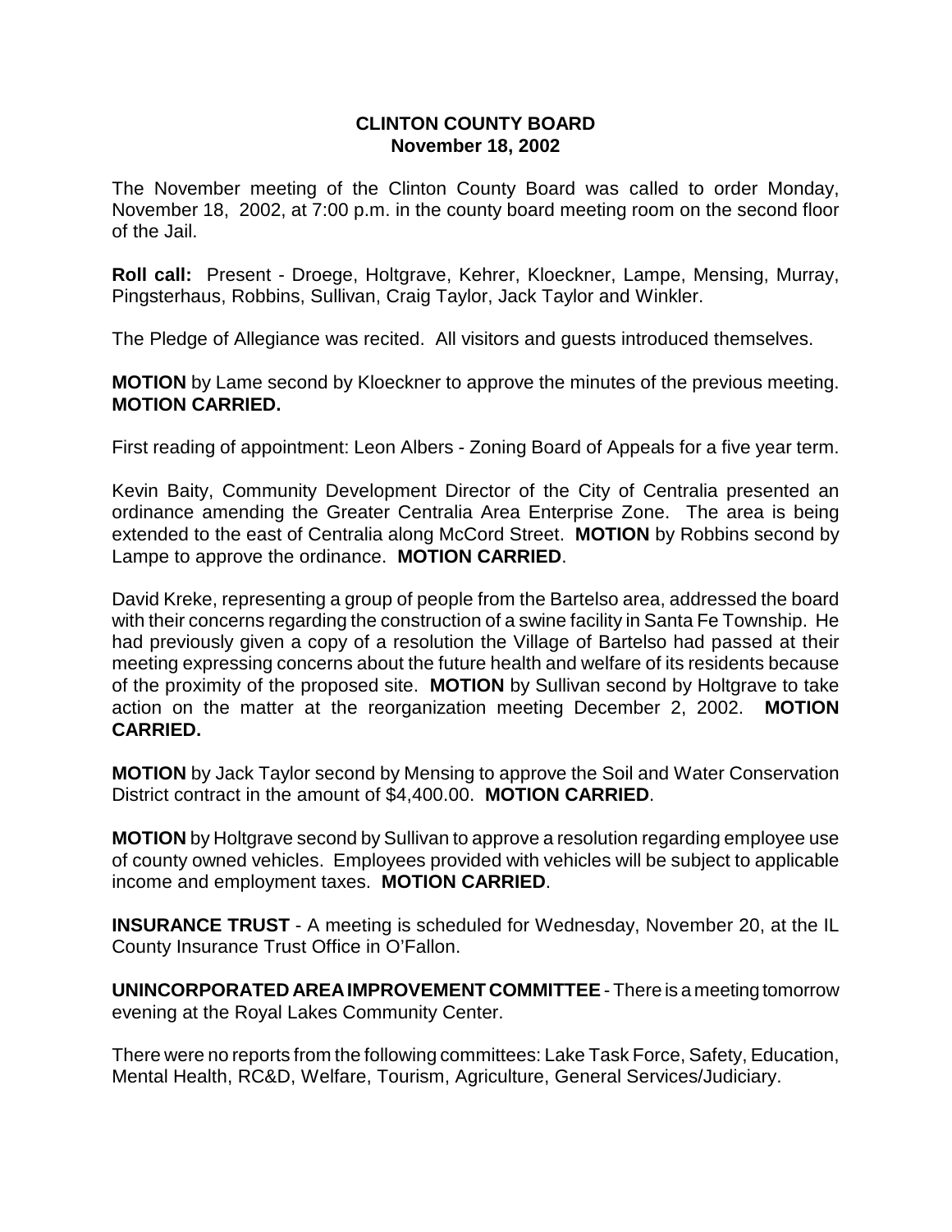**CLINTON COUNTY BOARD**
**November 18, 2002**

The November meeting of the Clinton County Board was called to order Monday, November 18, 2002, at 7:00 p.m. in the county board meeting room on the second floor of the Jail.

**Roll call:** Present - Droege, Holtgrave, Kehrer, Kloeckner, Lampe, Mensing, Murray, Pingsterhaus, Robbins, Sullivan, Craig Taylor, Jack Taylor and Winkler.

The Pledge of Allegiance was recited. All visitors and guests introduced themselves.

**MOTION** by Lame second by Kloeckner to approve the minutes of the previous meeting. **MOTION CARRIED.**

First reading of appointment: Leon Albers - Zoning Board of Appeals for a five year term.

Kevin Baity, Community Development Director of the City of Centralia presented an ordinance amending the Greater Centralia Area Enterprise Zone. The area is being extended to the east of Centralia along McCord Street. **MOTION** by Robbins second by Lampe to approve the ordinance. **MOTION CARRIED**.

David Kreke, representing a group of people from the Bartelso area, addressed the board with their concerns regarding the construction of a swine facility in Santa Fe Township. He had previously given a copy of a resolution the Village of Bartelso had passed at their meeting expressing concerns about the future health and welfare of its residents because of the proximity of the proposed site. **MOTION** by Sullivan second by Holtgrave to take action on the matter at the reorganization meeting December 2, 2002. **MOTION CARRIED.**

**MOTION** by Jack Taylor second by Mensing to approve the Soil and Water Conservation District contract in the amount of $4,400.00. **MOTION CARRIED**.

**MOTION** by Holtgrave second by Sullivan to approve a resolution regarding employee use of county owned vehicles. Employees provided with vehicles will be subject to applicable income and employment taxes. **MOTION CARRIED**.

**INSURANCE TRUST** - A meeting is scheduled for Wednesday, November 20, at the IL County Insurance Trust Office in O'Fallon.

**UNINCORPORATED AREA IMPROVEMENT COMMITTEE** - There is a meeting tomorrow evening at the Royal Lakes Community Center.

There were no reports from the following committees: Lake Task Force, Safety, Education, Mental Health, RC&D, Welfare, Tourism, Agriculture, General Services/Judiciary.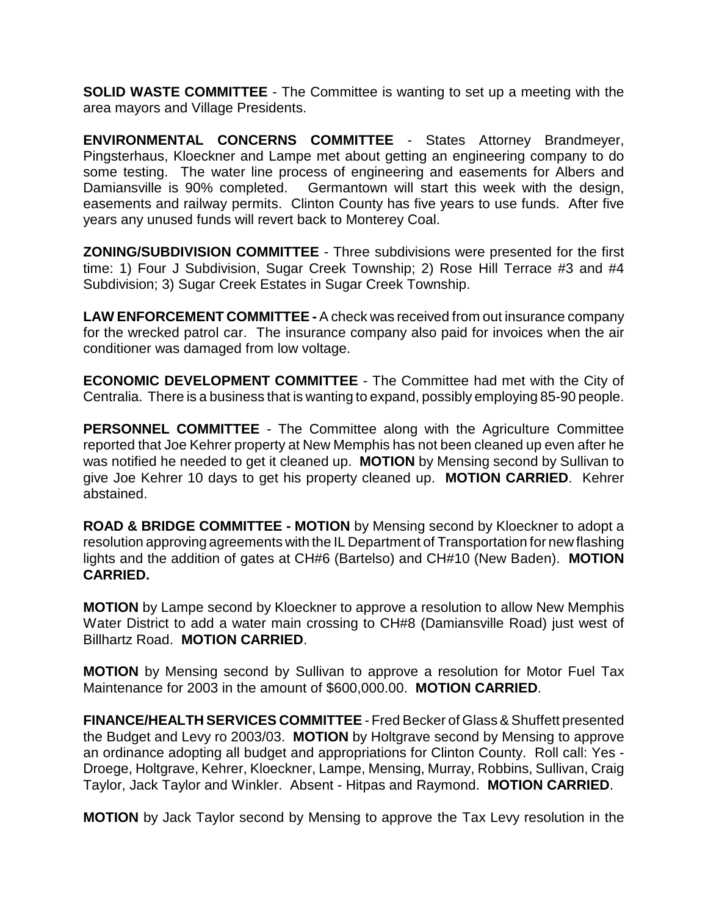**SOLID WASTE COMMITTEE** - The Committee is wanting to set up a meeting with the area mayors and Village Presidents.

**ENVIRONMENTAL CONCERNS COMMITTEE** - States Attorney Brandmeyer, Pingsterhaus, Kloeckner and Lampe met about getting an engineering company to do some testing. The water line process of engineering and easements for Albers and Damiansville is 90% completed. Germantown will start this week with the design, easements and railway permits. Clinton County has five years to use funds. After five years any unused funds will revert back to Monterey Coal.

**ZONING/SUBDIVISION COMMITTEE** - Three subdivisions were presented for the first time: 1) Four J Subdivision, Sugar Creek Township; 2) Rose Hill Terrace #3 and #4 Subdivision; 3) Sugar Creek Estates in Sugar Creek Township.

**LAW ENFORCEMENT COMMITTEE -** A check was received from out insurance company for the wrecked patrol car. The insurance company also paid for invoices when the air conditioner was damaged from low voltage.

**ECONOMIC DEVELOPMENT COMMITTEE** - The Committee had met with the City of Centralia. There is a business that is wanting to expand, possibly employing 85-90 people.

**PERSONNEL COMMITTEE** - The Committee along with the Agriculture Committee reported that Joe Kehrer property at New Memphis has not been cleaned up even after he was notified he needed to get it cleaned up. **MOTION** by Mensing second by Sullivan to give Joe Kehrer 10 days to get his property cleaned up. **MOTION CARRIED**. Kehrer abstained.

**ROAD & BRIDGE COMMITTEE - MOTION** by Mensing second by Kloeckner to adopt a resolution approving agreements with the IL Department of Transportation for new flashing lights and the addition of gates at CH#6 (Bartelso) and CH#10 (New Baden). **MOTION CARRIED.**

**MOTION** by Lampe second by Kloeckner to approve a resolution to allow New Memphis Water District to add a water main crossing to CH#8 (Damiansville Road) just west of Billhartz Road. **MOTION CARRIED**.

**MOTION** by Mensing second by Sullivan to approve a resolution for Motor Fuel Tax Maintenance for 2003 in the amount of $600,000.00. **MOTION CARRIED**.

**FINANCE/HEALTH SERVICES COMMITTEE** - Fred Becker of Glass & Shuffett presented the Budget and Levy ro 2003/03. **MOTION** by Holtgrave second by Mensing to approve an ordinance adopting all budget and appropriations for Clinton County. Roll call: Yes - Droege, Holtgrave, Kehrer, Kloeckner, Lampe, Mensing, Murray, Robbins, Sullivan, Craig Taylor, Jack Taylor and Winkler. Absent - Hitpas and Raymond. **MOTION CARRIED**.

**MOTION** by Jack Taylor second by Mensing to approve the Tax Levy resolution in the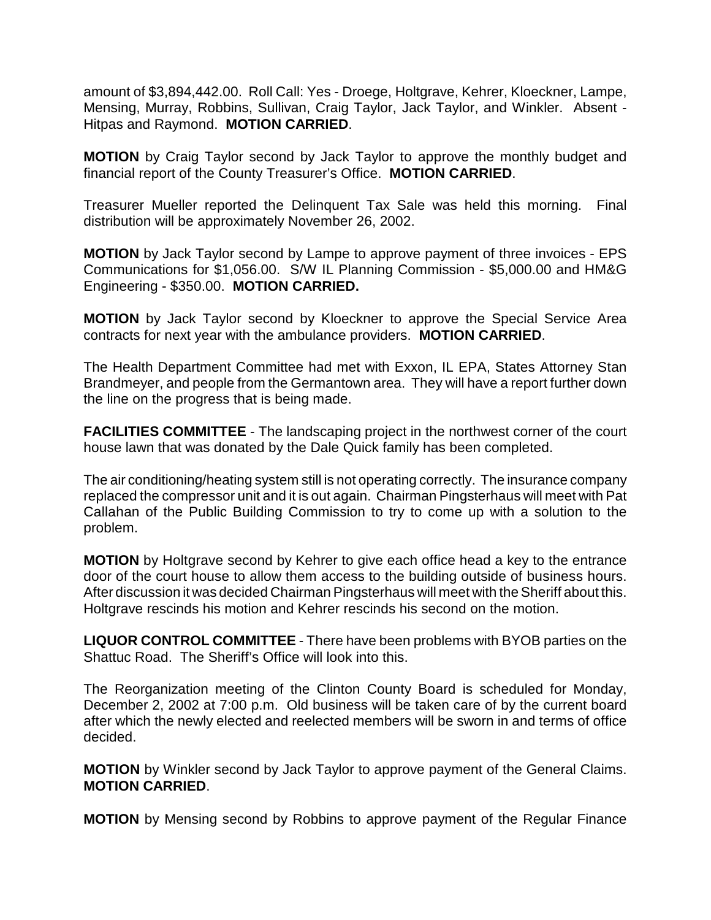amount of $3,894,442.00. Roll Call: Yes - Droege, Holtgrave, Kehrer, Kloeckner, Lampe, Mensing, Murray, Robbins, Sullivan, Craig Taylor, Jack Taylor, and Winkler. Absent - Hitpas and Raymond. **MOTION CARRIED**.

**MOTION** by Craig Taylor second by Jack Taylor to approve the monthly budget and financial report of the County Treasurer's Office. **MOTION CARRIED**.

Treasurer Mueller reported the Delinquent Tax Sale was held this morning. Final distribution will be approximately November 26, 2002.

**MOTION** by Jack Taylor second by Lampe to approve payment of three invoices - EPS Communications for $1,056.00. S/W IL Planning Commission - $5,000.00 and HM&G Engineering - $350.00. **MOTION CARRIED.**

**MOTION** by Jack Taylor second by Kloeckner to approve the Special Service Area contracts for next year with the ambulance providers. **MOTION CARRIED**.

The Health Department Committee had met with Exxon, IL EPA, States Attorney Stan Brandmeyer, and people from the Germantown area. They will have a report further down the line on the progress that is being made.

**FACILITIES COMMITTEE** - The landscaping project in the northwest corner of the court house lawn that was donated by the Dale Quick family has been completed.

The air conditioning/heating system still is not operating correctly. The insurance company replaced the compressor unit and it is out again. Chairman Pingsterhaus will meet with Pat Callahan of the Public Building Commission to try to come up with a solution to the problem.

**MOTION** by Holtgrave second by Kehrer to give each office head a key to the entrance door of the court house to allow them access to the building outside of business hours. After discussion it was decided Chairman Pingsterhaus will meet with the Sheriff about this. Holtgrave rescinds his motion and Kehrer rescinds his second on the motion.

**LIQUOR CONTROL COMMITTEE** - There have been problems with BYOB parties on the Shattuc Road. The Sheriff's Office will look into this.

The Reorganization meeting of the Clinton County Board is scheduled for Monday, December 2, 2002 at 7:00 p.m. Old business will be taken care of by the current board after which the newly elected and reelected members will be sworn in and terms of office decided.

**MOTION** by Winkler second by Jack Taylor to approve payment of the General Claims. **MOTION CARRIED**.

**MOTION** by Mensing second by Robbins to approve payment of the Regular Finance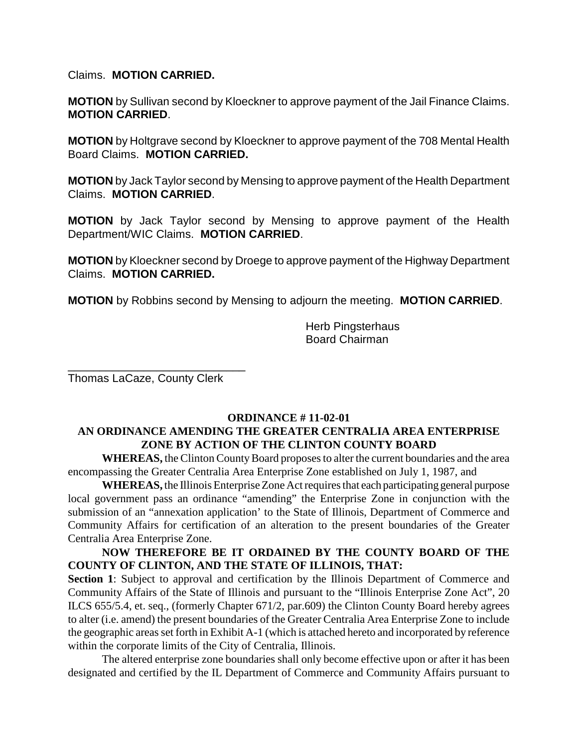Claims. **MOTION CARRIED.**

**MOTION** by Sullivan second by Kloeckner to approve payment of the Jail Finance Claims. **MOTION CARRIED**.

**MOTION** by Holtgrave second by Kloeckner to approve payment of the 708 Mental Health Board Claims. **MOTION CARRIED.**

**MOTION** by Jack Taylor second by Mensing to approve payment of the Health Department Claims. **MOTION CARRIED**.

**MOTION** by Jack Taylor second by Mensing to approve payment of the Health Department/WIC Claims. **MOTION CARRIED**.

**MOTION** by Kloeckner second by Droege to approve payment of the Highway Department Claims. **MOTION CARRIED.**

**MOTION** by Robbins second by Mensing to adjourn the meeting. **MOTION CARRIED**.

Herb Pingsterhaus
Board Chairman

\_\_\_\_\_\_\_\_\_\_\_\_\_\_\_\_\_\_\_\_\_\_\_\_\_\_\_\_\_
Thomas LaCaze, County Clerk

**ORDINANCE # 11-02-01**

**AN ORDINANCE AMENDING THE GREATER CENTRALIA AREA ENTERPRISE ZONE BY ACTION OF THE CLINTON COUNTY BOARD**

**WHEREAS,** the Clinton County Board proposes to alter the current boundaries and the area encompassing the Greater Centralia Area Enterprise Zone established on July 1, 1987, and

**WHEREAS,** the Illinois Enterprise Zone Act requires that each participating general purpose local government pass an ordinance "amending" the Enterprise Zone in conjunction with the submission of an "annexation application' to the State of Illinois, Department of Commerce and Community Affairs for certification of an alteration to the present boundaries of the Greater Centralia Area Enterprise Zone.

**NOW THEREFORE BE IT ORDAINED BY THE COUNTY BOARD OF THE COUNTY OF CLINTON, AND THE STATE OF ILLINOIS, THAT:**

**Section 1**: Subject to approval and certification by the Illinois Department of Commerce and Community Affairs of the State of Illinois and pursuant to the "Illinois Enterprise Zone Act", 20 ILCS 655/5.4, et. seq., (formerly Chapter 671/2, par.609) the Clinton County Board hereby agrees to alter (i.e. amend) the present boundaries of the Greater Centralia Area Enterprise Zone to include the geographic areas set forth in Exhibit A-1 (which is attached hereto and incorporated by reference within the corporate limits of the City of Centralia, Illinois.

The altered enterprise zone boundaries shall only become effective upon or after it has been designated and certified by the IL Department of Commerce and Community Affairs pursuant to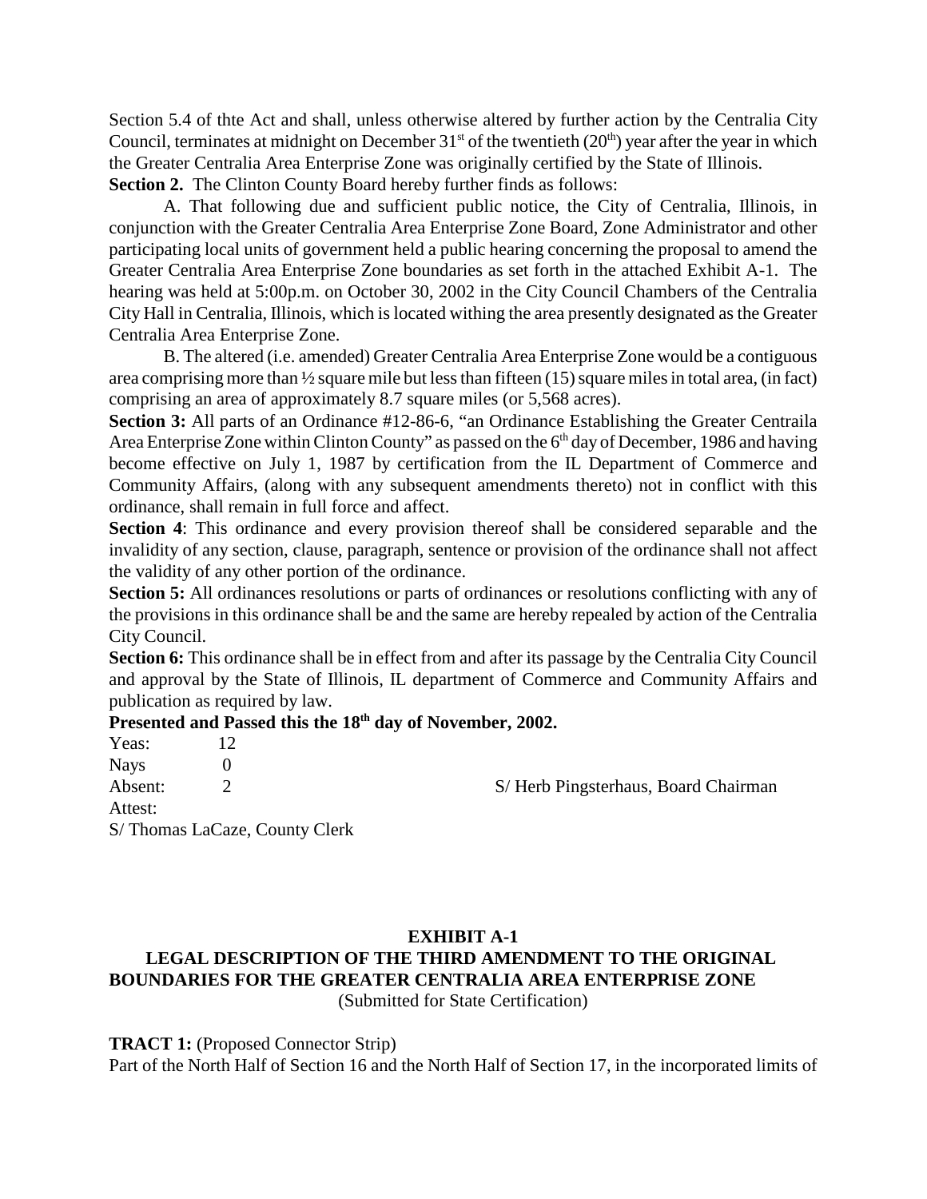Section 5.4 of thte Act and shall, unless otherwise altered by further action by the Centralia City Council, terminates at midnight on December 31st of the twentieth (20th) year after the year in which the Greater Centralia Area Enterprise Zone was originally certified by the State of Illinois.

**Section 2.** The Clinton County Board hereby further finds as follows:

A. That following due and sufficient public notice, the City of Centralia, Illinois, in conjunction with the Greater Centralia Area Enterprise Zone Board, Zone Administrator and other participating local units of government held a public hearing concerning the proposal to amend the Greater Centralia Area Enterprise Zone boundaries as set forth in the attached Exhibit A-1. The hearing was held at 5:00p.m. on October 30, 2002 in the City Council Chambers of the Centralia City Hall in Centralia, Illinois, which is located withing the area presently designated as the Greater Centralia Area Enterprise Zone.

B. The altered (i.e. amended) Greater Centralia Area Enterprise Zone would be a contiguous area comprising more than ½ square mile but less than fifteen (15) square miles in total area, (in fact) comprising an area of approximately 8.7 square miles (or 5,568 acres).

**Section 3:** All parts of an Ordinance #12-86-6, "an Ordinance Establishing the Greater Centraila Area Enterprise Zone within Clinton County" as passed on the 6th day of December, 1986 and having become effective on July 1, 1987 by certification from the IL Department of Commerce and Community Affairs, (along with any subsequent amendments thereto) not in conflict with this ordinance, shall remain in full force and affect.

**Section 4**: This ordinance and every provision thereof shall be considered separable and the invalidity of any section, clause, paragraph, sentence or provision of the ordinance shall not affect the validity of any other portion of the ordinance.

**Section 5:** All ordinances resolutions or parts of ordinances or resolutions conflicting with any of the provisions in this ordinance shall be and the same are hereby repealed by action of the Centralia City Council.

**Section 6:** This ordinance shall be in effect from and after its passage by the Centralia City Council and approval by the State of Illinois, IL department of Commerce and Community Affairs and publication as required by law.

**Presented and Passed this the 18th day of November, 2002.**

Yeas: 12
Nays 0
Absent: 2

S/ Herb Pingsterhaus, Board Chairman

Attest:
S/ Thomas LaCaze, County Clerk

**EXHIBIT A-1**

**LEGAL DESCRIPTION OF THE THIRD AMENDMENT TO THE ORIGINAL BOUNDARIES FOR THE GREATER CENTRALIA AREA ENTERPRISE ZONE**
(Submitted for State Certification)

**TRACT 1:** (Proposed Connector Strip)
Part of the North Half of Section 16 and the North Half of Section 17, in the incorporated limits of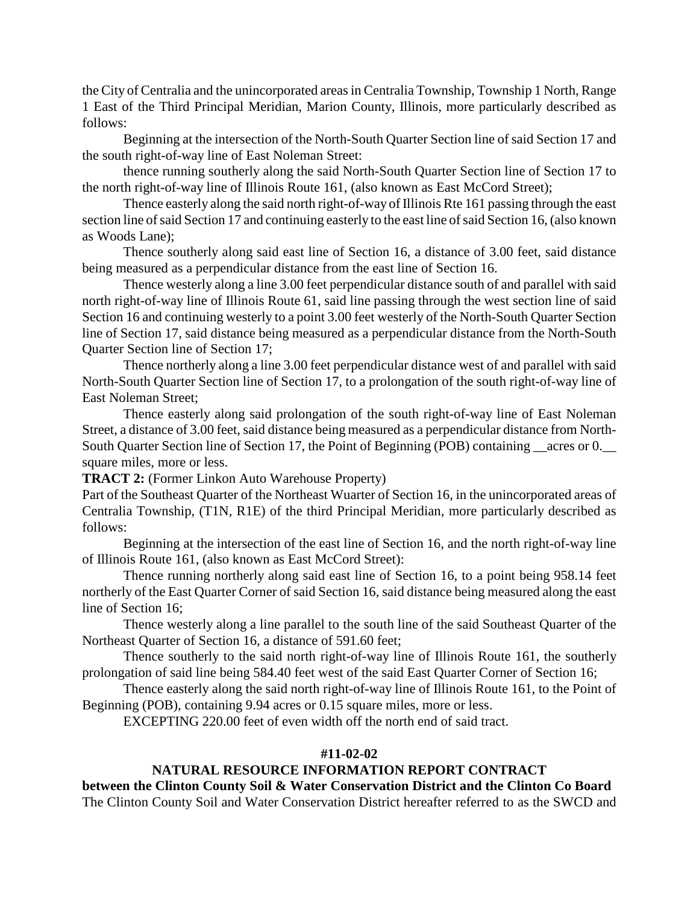the City of Centralia and the unincorporated areas in Centralia Township, Township 1 North, Range 1 East of the Third Principal Meridian, Marion County, Illinois, more particularly described as follows:

Beginning at the intersection of the North-South Quarter Section line of said Section 17 and the south right-of-way line of East Noleman Street:

thence running southerly along the said North-South Quarter Section line of Section 17 to the north right-of-way line of Illinois Route 161, (also known as East McCord Street);

Thence easterly along the said north right-of-way of Illinois Rte 161 passing through the east section line of said Section 17 and continuing easterly to the east line of said Section 16, (also known as Woods Lane);

Thence southerly along said east line of Section 16, a distance of 3.00 feet, said distance being measured as a perpendicular distance from the east line of Section 16.

Thence westerly along a line 3.00 feet perpendicular distance south of and parallel with said north right-of-way line of Illinois Route 61, said line passing through the west section line of said Section 16 and continuing westerly to a point 3.00 feet westerly of the North-South Quarter Section line of Section 17, said distance being measured as a perpendicular distance from the North-South Quarter Section line of Section 17;

Thence northerly along a line 3.00 feet perpendicular distance west of and parallel with said North-South Quarter Section line of Section 17, to a prolongation of the south right-of-way line of East Noleman Street;

Thence easterly along said prolongation of the south right-of-way line of East Noleman Street, a distance of 3.00 feet, said distance being measured as a perpendicular distance from North-South Quarter Section line of Section 17, the Point of Beginning (POB) containing __acres or 0.__ square miles, more or less.

**TRACT 2:** (Former Linkon Auto Warehouse Property)

Part of the Southeast Quarter of the Northeast Wuarter of Section 16, in the unincorporated areas of Centralia Township, (T1N, R1E) of the third Principal Meridian, more particularly described as follows:

Beginning at the intersection of the east line of Section 16, and the north right-of-way line of Illinois Route 161, (also known as East McCord Street):

Thence running northerly along said east line of Section 16, to a point being 958.14 feet northerly of the East Quarter Corner of said Section 16, said distance being measured along the east line of Section 16;

Thence westerly along a line parallel to the south line of the said Southeast Quarter of the Northeast Quarter of Section 16, a distance of 591.60 feet;

Thence southerly to the said north right-of-way line of Illinois Route 161, the southerly prolongation of said line being 584.40 feet west of the said East Quarter Corner of Section 16;

Thence easterly along the said north right-of-way line of Illinois Route 161, to the Point of Beginning (POB), containing 9.94 acres or 0.15 square miles, more or less.

EXCEPTING 220.00 feet of even width off the north end of said tract.

**#11-02-02**

**NATURAL RESOURCE INFORMATION REPORT CONTRACT**

**between the Clinton County Soil & Water Conservation District and the Clinton Co Board**

The Clinton County Soil and Water Conservation District hereafter referred to as the SWCD and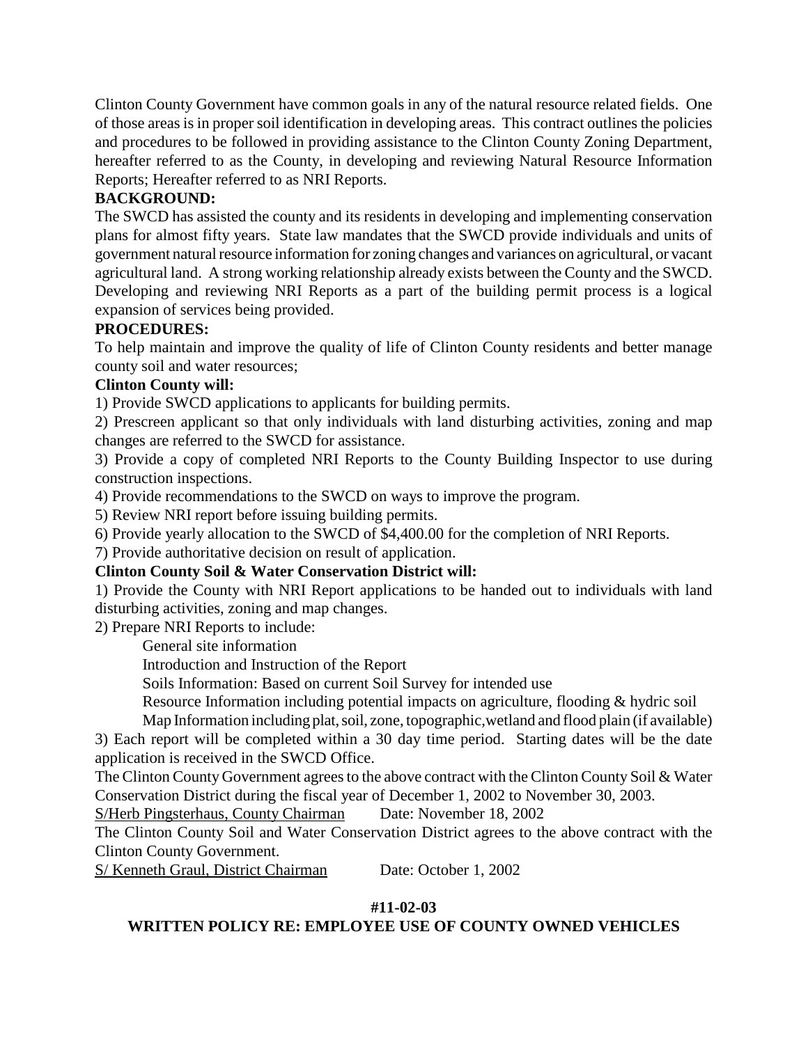Clinton County Government have common goals in any of the natural resource related fields. One of those areas is in proper soil identification in developing areas. This contract outlines the policies and procedures to be followed in providing assistance to the Clinton County Zoning Department, hereafter referred to as the County, in developing and reviewing Natural Resource Information Reports; Hereafter referred to as NRI Reports.

**BACKGROUND:**

The SWCD has assisted the county and its residents in developing and implementing conservation plans for almost fifty years. State law mandates that the SWCD provide individuals and units of government natural resource information for zoning changes and variances on agricultural, or vacant agricultural land. A strong working relationship already exists between the County and the SWCD. Developing and reviewing NRI Reports as a part of the building permit process is a logical expansion of services being provided.

**PROCEDURES:**

To help maintain and improve the quality of life of Clinton County residents and better manage county soil and water resources;

**Clinton County will:**

1) Provide SWCD applications to applicants for building permits.

2) Prescreen applicant so that only individuals with land disturbing activities, zoning and map changes are referred to the SWCD for assistance.

3) Provide a copy of completed NRI Reports to the County Building Inspector to use during construction inspections.

4) Provide recommendations to the SWCD on ways to improve the program.

5) Review NRI report before issuing building permits.

6) Provide yearly allocation to the SWCD of $4,400.00 for the completion of NRI Reports.

7) Provide authoritative decision on result of application.

**Clinton County Soil & Water Conservation District will:**

1) Provide the County with NRI Report applications to be handed out to individuals with land disturbing activities, zoning and map changes.

2) Prepare NRI Reports to include:

General site information

Introduction and Instruction of the Report

Soils Information: Based on current Soil Survey for intended use

Resource Information including potential impacts on agriculture, flooding & hydric soil

Map Information including plat, soil, zone, topographic,wetland and flood plain (if available)

3) Each report will be completed within a 30 day time period. Starting dates will be the date application is received in the SWCD Office.

The Clinton County Government agrees to the above contract with the Clinton County Soil & Water Conservation District during the fiscal year of December 1, 2002 to November 30, 2003.

S/Herb Pingsterhaus, County Chairman Date: November 18, 2002

The Clinton County Soil and Water Conservation District agrees to the above contract with the Clinton County Government.

S/ Kenneth Graul, District Chairman Date: October 1, 2002

**#11-02-03**

**WRITTEN POLICY RE: EMPLOYEE USE OF COUNTY OWNED VEHICLES**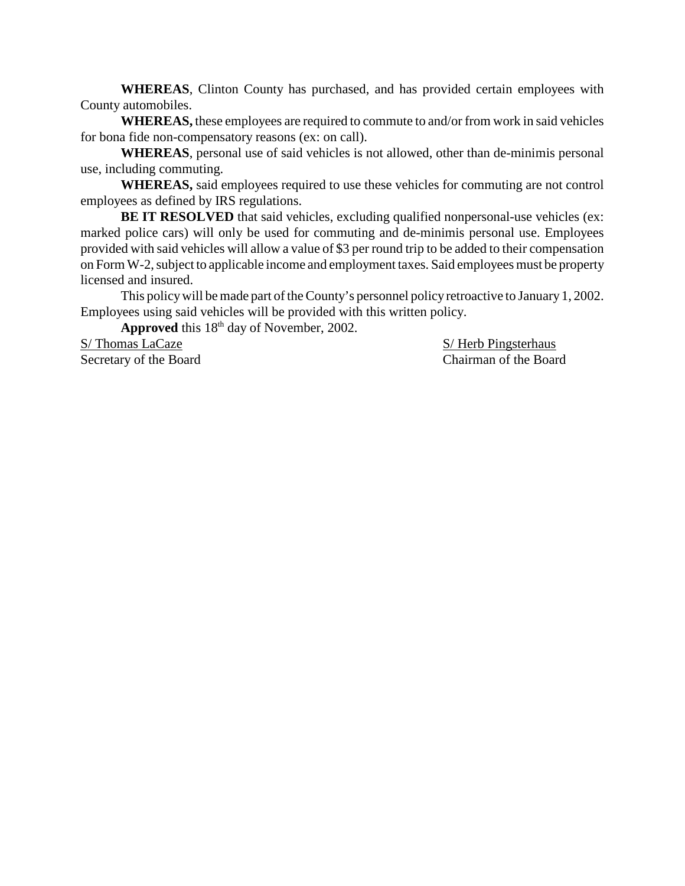**WHEREAS**, Clinton County has purchased, and has provided certain employees with County automobiles.

**WHEREAS,** these employees are required to commute to and/or from work in said vehicles for bona fide non-compensatory reasons (ex: on call).

**WHEREAS**, personal use of said vehicles is not allowed, other than de-minimis personal use, including commuting.

**WHEREAS,** said employees required to use these vehicles for commuting are not control employees as defined by IRS regulations.

**BE IT RESOLVED** that said vehicles, excluding qualified nonpersonal-use vehicles (ex: marked police cars) will only be used for commuting and de-minimis personal use. Employees provided with said vehicles will allow a value of $3 per round trip to be added to their compensation on Form W-2, subject to applicable income and employment taxes. Said employees must be property licensed and insured.

This policy will be made part of the County's personnel policy retroactive to January 1, 2002. Employees using said vehicles will be provided with this written policy.

**Approved** this 18th day of November, 2002.

S/ Thomas LaCaze
Secretary of the Board

S/ Herb Pingsterhaus
Chairman of the Board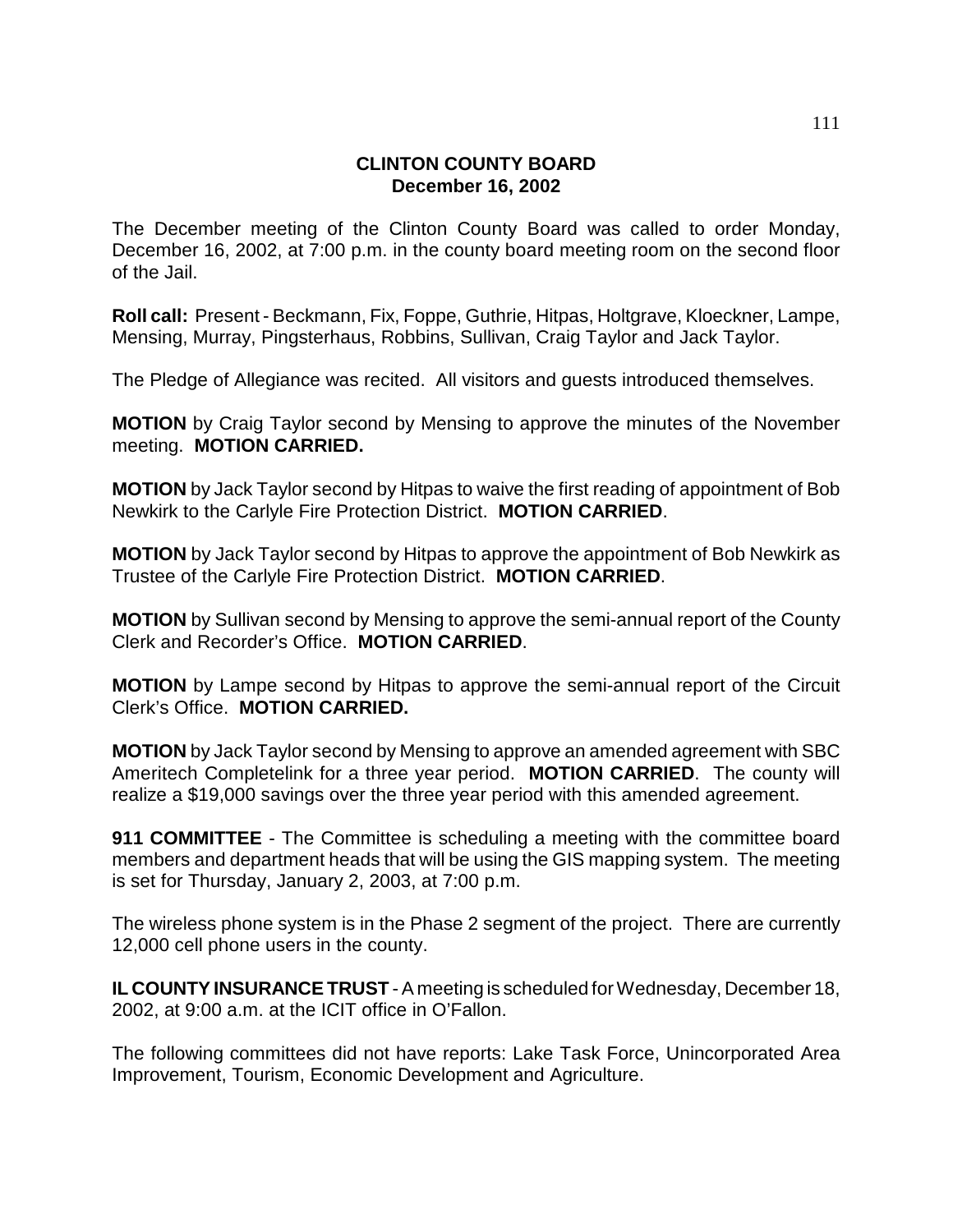# CLINTON COUNTY BOARD
## December 16, 2002

The December meeting of the Clinton County Board was called to order Monday, December 16, 2002, at 7:00 p.m. in the county board meeting room on the second floor of the Jail.

**Roll call:** Present - Beckmann, Fix, Foppe, Guthrie, Hitpas, Holtgrave, Kloeckner, Lampe, Mensing, Murray, Pingsterhaus, Robbins, Sullivan, Craig Taylor and Jack Taylor.

The Pledge of Allegiance was recited. All visitors and guests introduced themselves.

**MOTION** by Craig Taylor second by Mensing to approve the minutes of the November meeting. **MOTION CARRIED.**

**MOTION** by Jack Taylor second by Hitpas to waive the first reading of appointment of Bob Newkirk to the Carlyle Fire Protection District. **MOTION CARRIED**.

**MOTION** by Jack Taylor second by Hitpas to approve the appointment of Bob Newkirk as Trustee of the Carlyle Fire Protection District. **MOTION CARRIED**.

**MOTION** by Sullivan second by Mensing to approve the semi-annual report of the County Clerk and Recorder's Office. **MOTION CARRIED**.

**MOTION** by Lampe second by Hitpas to approve the semi-annual report of the Circuit Clerk's Office. **MOTION CARRIED.**

**MOTION** by Jack Taylor second by Mensing to approve an amended agreement with SBC Ameritech Completelink for a three year period. **MOTION CARRIED**. The county will realize a $19,000 savings over the three year period with this amended agreement.

**911 COMMITTEE** - The Committee is scheduling a meeting with the committee board members and department heads that will be using the GIS mapping system. The meeting is set for Thursday, January 2, 2003, at 7:00 p.m.

The wireless phone system is in the Phase 2 segment of the project. There are currently 12,000 cell phone users in the county.

**IL COUNTY INSURANCE TRUST** - A meeting is scheduled for Wednesday, December 18, 2002, at 9:00 a.m. at the ICIT office in O'Fallon.

The following committees did not have reports: Lake Task Force, Unincorporated Area Improvement, Tourism, Economic Development and Agriculture.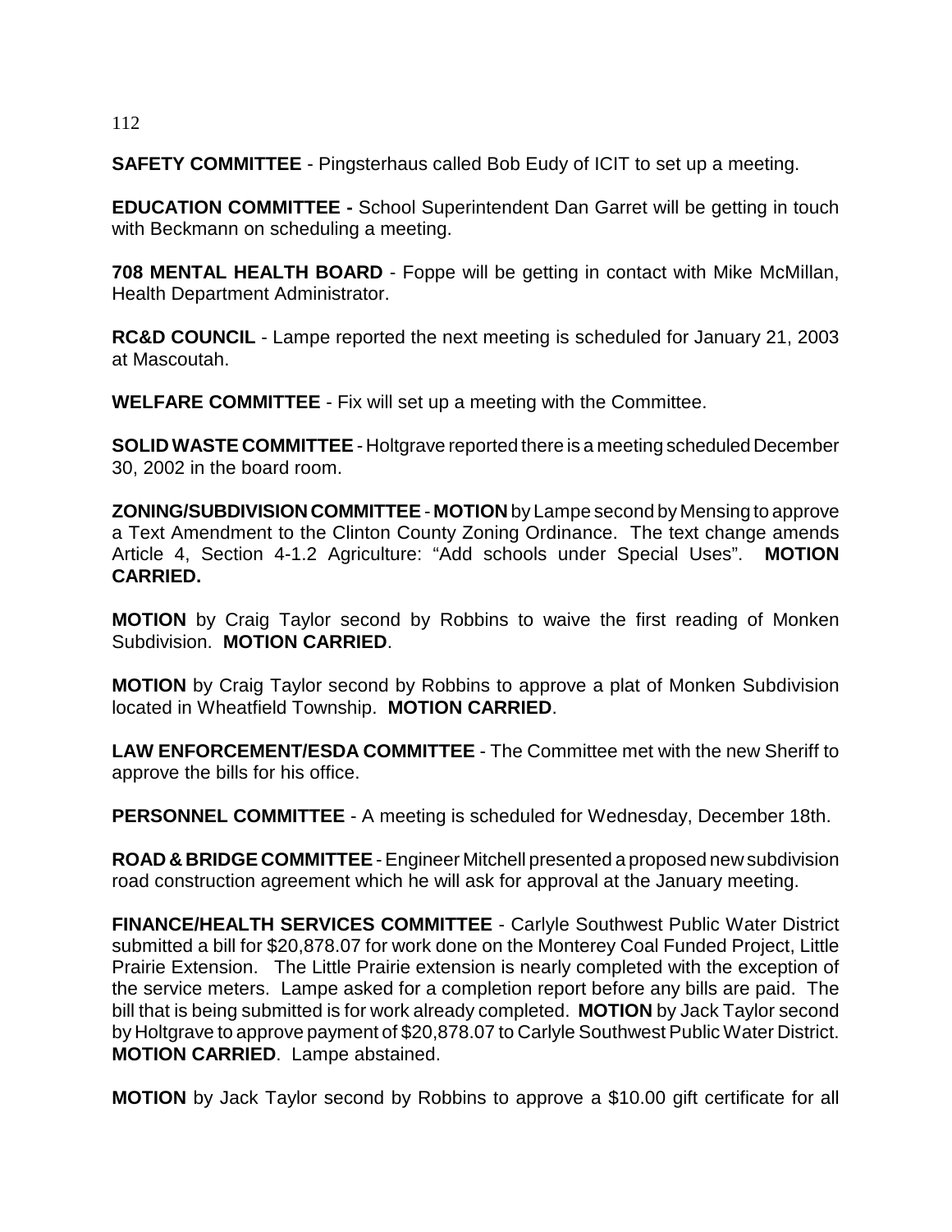**SAFETY COMMITTEE** - Pingsterhaus called Bob Eudy of ICIT to set up a meeting.

**EDUCATION COMMITTEE -** School Superintendent Dan Garret will be getting in touch with Beckmann on scheduling a meeting.

**708 MENTAL HEALTH BOARD** - Foppe will be getting in contact with Mike McMillan, Health Department Administrator.

**RC&D COUNCIL** - Lampe reported the next meeting is scheduled for January 21, 2003 at Mascoutah.

**WELFARE COMMITTEE** - Fix will set up a meeting with the Committee.

**SOLID WASTE COMMITTEE** - Holtgrave reported there is a meeting scheduled December 30, 2002 in the board room.

**ZONING/SUBDIVISION COMMITTEE** - **MOTION** by Lampe second by Mensing to approve a Text Amendment to the Clinton County Zoning Ordinance. The text change amends Article 4, Section 4-1.2 Agriculture: "Add schools under Special Uses". **MOTION CARRIED.**

**MOTION** by Craig Taylor second by Robbins to waive the first reading of Monken Subdivision. **MOTION CARRIED**.

**MOTION** by Craig Taylor second by Robbins to approve a plat of Monken Subdivision located in Wheatfield Township. **MOTION CARRIED**.

**LAW ENFORCEMENT/ESDA COMMITTEE** - The Committee met with the new Sheriff to approve the bills for his office.

**PERSONNEL COMMITTEE** - A meeting is scheduled for Wednesday, December 18th.

**ROAD & BRIDGE COMMITTEE** - Engineer Mitchell presented a proposed new subdivision road construction agreement which he will ask for approval at the January meeting.

**FINANCE/HEALTH SERVICES COMMITTEE** - Carlyle Southwest Public Water District submitted a bill for $20,878.07 for work done on the Monterey Coal Funded Project, Little Prairie Extension. The Little Prairie extension is nearly completed with the exception of the service meters. Lampe asked for a completion report before any bills are paid. The bill that is being submitted is for work already completed. **MOTION** by Jack Taylor second by Holtgrave to approve payment of $20,878.07 to Carlyle Southwest Public Water District. **MOTION CARRIED**. Lampe abstained.

**MOTION** by Jack Taylor second by Robbins to approve a $10.00 gift certificate for all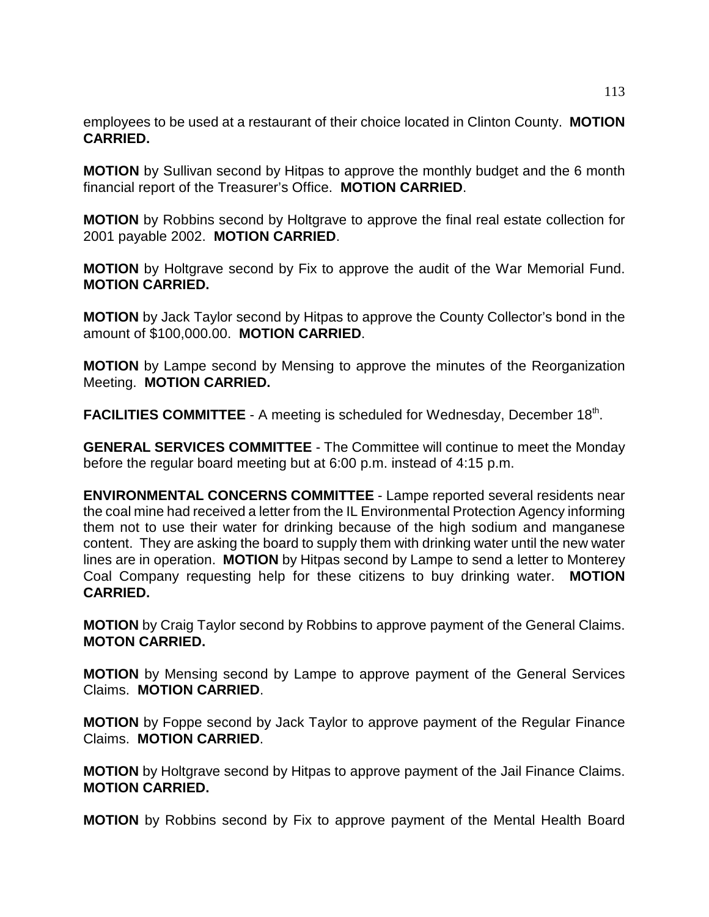employees to be used at a restaurant of their choice located in Clinton County. **MOTION CARRIED.**

**MOTION** by Sullivan second by Hitpas to approve the monthly budget and the 6 month financial report of the Treasurer's Office. **MOTION CARRIED**.

**MOTION** by Robbins second by Holtgrave to approve the final real estate collection for 2001 payable 2002. **MOTION CARRIED**.

**MOTION** by Holtgrave second by Fix to approve the audit of the War Memorial Fund. **MOTION CARRIED.**

**MOTION** by Jack Taylor second by Hitpas to approve the County Collector's bond in the amount of $100,000.00. **MOTION CARRIED**.

**MOTION** by Lampe second by Mensing to approve the minutes of the Reorganization Meeting. **MOTION CARRIED.**

**FACILITIES COMMITTEE** - A meeting is scheduled for Wednesday, December 18th.

**GENERAL SERVICES COMMITTEE** - The Committee will continue to meet the Monday before the regular board meeting but at 6:00 p.m. instead of 4:15 p.m.

**ENVIRONMENTAL CONCERNS COMMITTEE** - Lampe reported several residents near the coal mine had received a letter from the IL Environmental Protection Agency informing them not to use their water for drinking because of the high sodium and manganese content. They are asking the board to supply them with drinking water until the new water lines are in operation. **MOTION** by Hitpas second by Lampe to send a letter to Monterey Coal Company requesting help for these citizens to buy drinking water. **MOTION CARRIED.**

**MOTION** by Craig Taylor second by Robbins to approve payment of the General Claims. **MOTON CARRIED.**

**MOTION** by Mensing second by Lampe to approve payment of the General Services Claims. **MOTION CARRIED**.

**MOTION** by Foppe second by Jack Taylor to approve payment of the Regular Finance Claims. **MOTION CARRIED**.

**MOTION** by Holtgrave second by Hitpas to approve payment of the Jail Finance Claims. **MOTION CARRIED.**

**MOTION** by Robbins second by Fix to approve payment of the Mental Health Board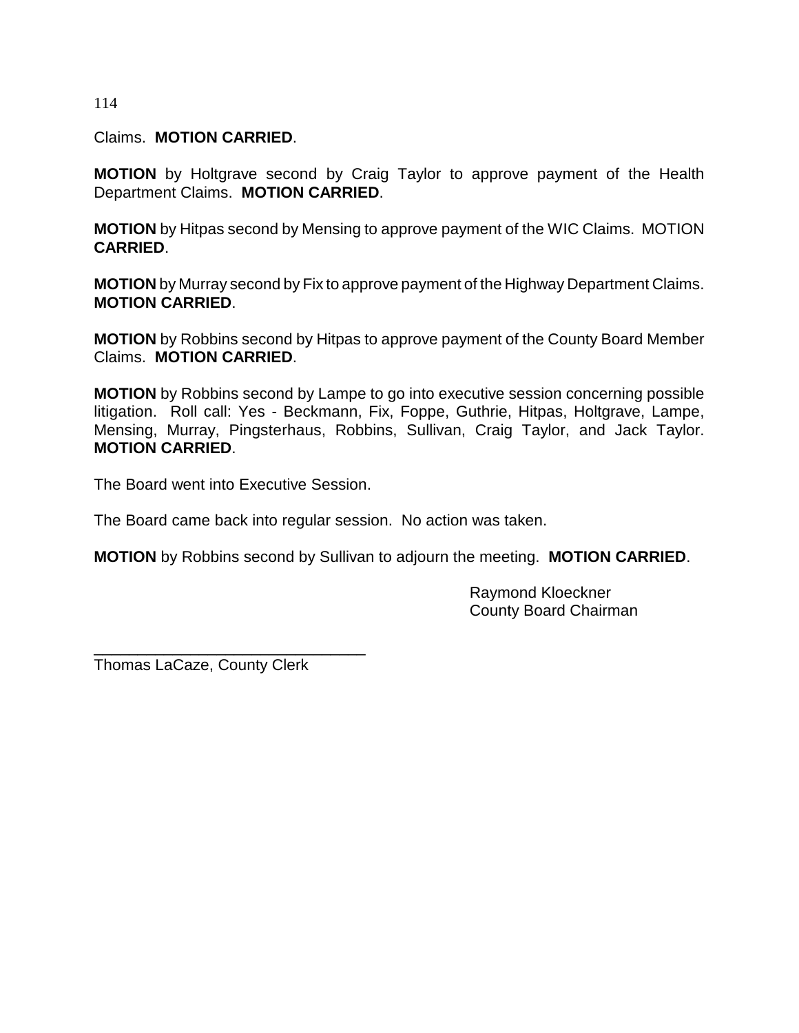Claims. **MOTION CARRIED**.

**MOTION** by Holtgrave second by Craig Taylor to approve payment of the Health Department Claims. **MOTION CARRIED**.

**MOTION** by Hitpas second by Mensing to approve payment of the WIC Claims. MOTION **CARRIED**.

**MOTION** by Murray second by Fix to approve payment of the Highway Department Claims. **MOTION CARRIED**.

**MOTION** by Robbins second by Hitpas to approve payment of the County Board Member Claims. **MOTION CARRIED**.

**MOTION** by Robbins second by Lampe to go into executive session concerning possible litigation. Roll call: Yes - Beckmann, Fix, Foppe, Guthrie, Hitpas, Holtgrave, Lampe, Mensing, Murray, Pingsterhaus, Robbins, Sullivan, Craig Taylor, and Jack Taylor. **MOTION CARRIED**.

The Board went into Executive Session.

The Board came back into regular session. No action was taken.

**MOTION** by Robbins second by Sullivan to adjourn the meeting. **MOTION CARRIED**.

Raymond Kloeckner
County Board Chairman

_______________________________
Thomas LaCaze, County Clerk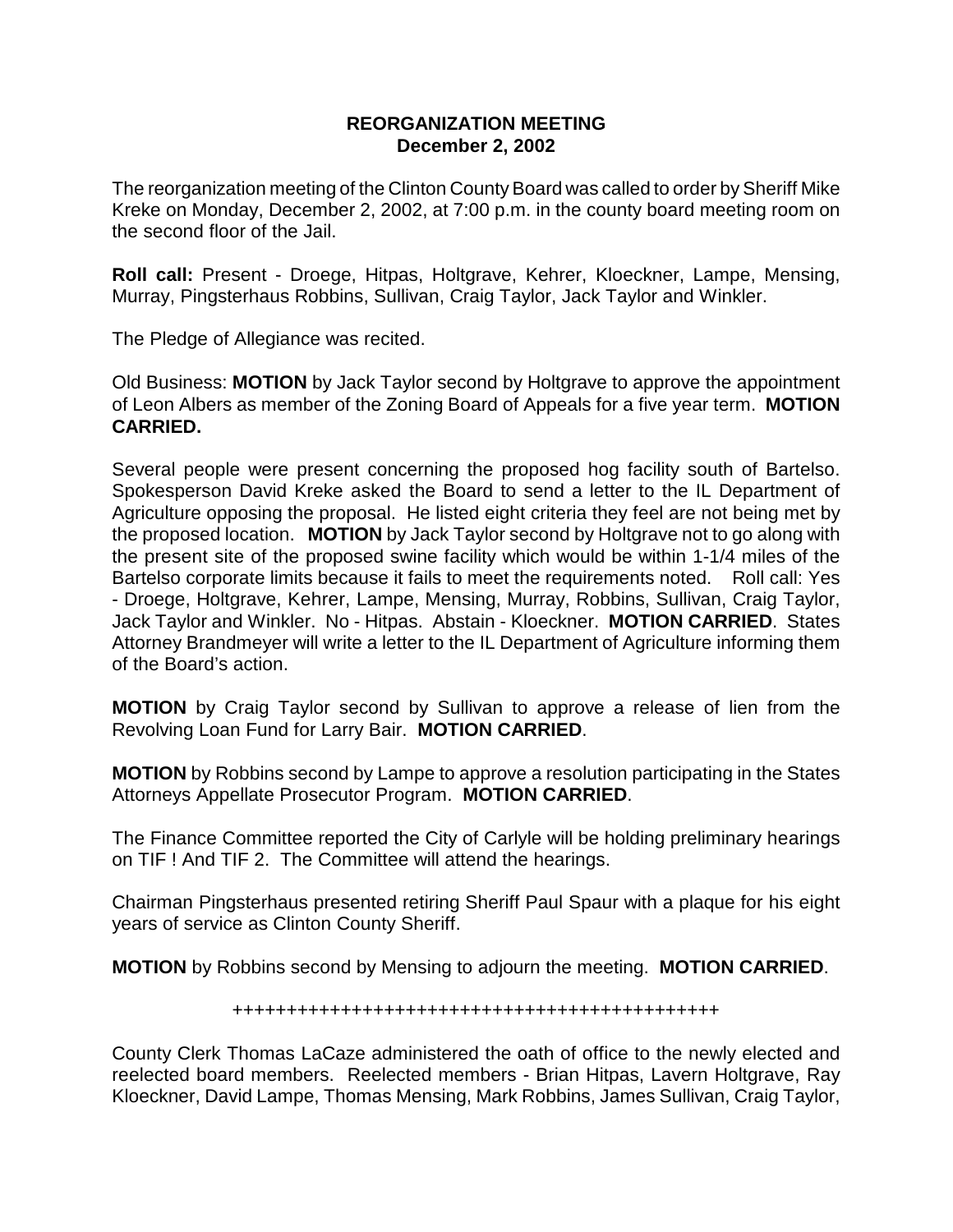**REORGANIZATION MEETING**
**December 2, 2002**

The reorganization meeting of the Clinton County Board was called to order by Sheriff Mike Kreke on Monday, December 2, 2002, at 7:00 p.m. in the county board meeting room on the second floor of the Jail.

**Roll call:** Present - Droege, Hitpas, Holtgrave, Kehrer, Kloeckner, Lampe, Mensing, Murray, Pingsterhaus Robbins, Sullivan, Craig Taylor, Jack Taylor and Winkler.

The Pledge of Allegiance was recited.

Old Business: **MOTION** by Jack Taylor second by Holtgrave to approve the appointment of Leon Albers as member of the Zoning Board of Appeals for a five year term. **MOTION CARRIED.**

Several people were present concerning the proposed hog facility south of Bartelso. Spokesperson David Kreke asked the Board to send a letter to the IL Department of Agriculture opposing the proposal. He listed eight criteria they feel are not being met by the proposed location. **MOTION** by Jack Taylor second by Holtgrave not to go along with the present site of the proposed swine facility which would be within 1-1/4 miles of the Bartelso corporate limits because it fails to meet the requirements noted. Roll call: Yes - Droege, Holtgrave, Kehrer, Lampe, Mensing, Murray, Robbins, Sullivan, Craig Taylor, Jack Taylor and Winkler. No - Hitpas. Abstain - Kloeckner. **MOTION CARRIED**. States Attorney Brandmeyer will write a letter to the IL Department of Agriculture informing them of the Board's action.

**MOTION** by Craig Taylor second by Sullivan to approve a release of lien from the Revolving Loan Fund for Larry Bair. **MOTION CARRIED**.

**MOTION** by Robbins second by Lampe to approve a resolution participating in the States Attorneys Appellate Prosecutor Program. **MOTION CARRIED**.

The Finance Committee reported the City of Carlyle will be holding preliminary hearings on TIF ! And TIF 2. The Committee will attend the hearings.

Chairman Pingsterhaus presented retiring Sheriff Paul Spaur with a plaque for his eight years of service as Clinton County Sheriff.

**MOTION** by Robbins second by Mensing to adjourn the meeting. **MOTION CARRIED**.

+++++++++++++++++++++++++++++++++++++++++++++++

County Clerk Thomas LaCaze administered the oath of office to the newly elected and reelected board members. Reelected members - Brian Hitpas, Lavern Holtgrave, Ray Kloeckner, David Lampe, Thomas Mensing, Mark Robbins, James Sullivan, Craig Taylor,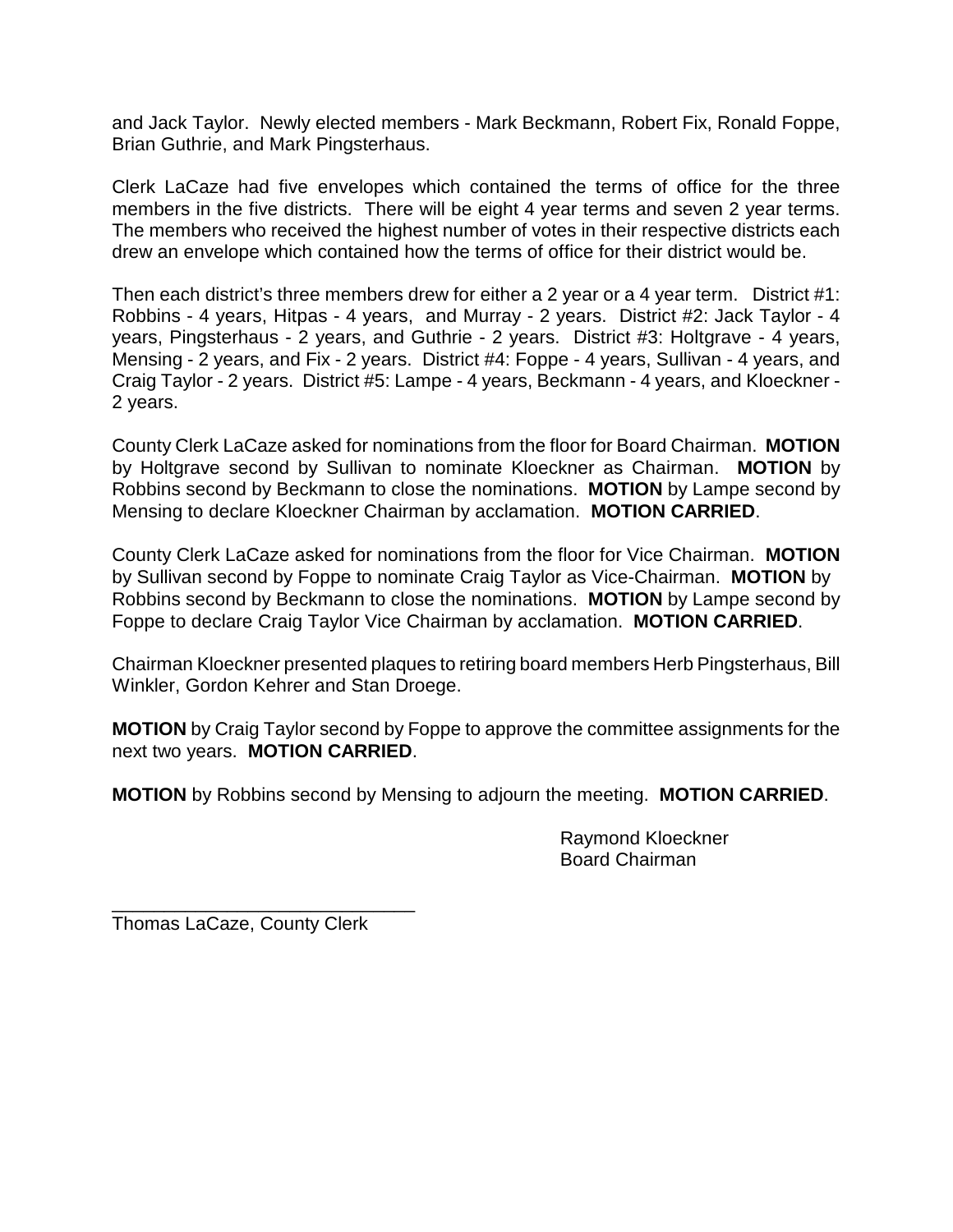and Jack Taylor. Newly elected members - Mark Beckmann, Robert Fix, Ronald Foppe, Brian Guthrie, and Mark Pingsterhaus.

Clerk LaCaze had five envelopes which contained the terms of office for the three members in the five districts. There will be eight 4 year terms and seven 2 year terms. The members who received the highest number of votes in their respective districts each drew an envelope which contained how the terms of office for their district would be.

Then each district's three members drew for either a 2 year or a 4 year term. District #1: Robbins - 4 years, Hitpas - 4 years, and Murray - 2 years. District #2: Jack Taylor - 4 years, Pingsterhaus - 2 years, and Guthrie - 2 years. District #3: Holtgrave - 4 years, Mensing - 2 years, and Fix - 2 years. District #4: Foppe - 4 years, Sullivan - 4 years, and Craig Taylor - 2 years. District #5: Lampe - 4 years, Beckmann - 4 years, and Kloeckner - 2 years.

County Clerk LaCaze asked for nominations from the floor for Board Chairman. **MOTION** by Holtgrave second by Sullivan to nominate Kloeckner as Chairman. **MOTION** by Robbins second by Beckmann to close the nominations. **MOTION** by Lampe second by Mensing to declare Kloeckner Chairman by acclamation. **MOTION CARRIED**.

County Clerk LaCaze asked for nominations from the floor for Vice Chairman. **MOTION** by Sullivan second by Foppe to nominate Craig Taylor as Vice-Chairman. **MOTION** by Robbins second by Beckmann to close the nominations. **MOTION** by Lampe second by Foppe to declare Craig Taylor Vice Chairman by acclamation. **MOTION CARRIED**.

Chairman Kloeckner presented plaques to retiring board members Herb Pingsterhaus, Bill Winkler, Gordon Kehrer and Stan Droege.

**MOTION** by Craig Taylor second by Foppe to approve the committee assignments for the next two years. **MOTION CARRIED**.

**MOTION** by Robbins second by Mensing to adjourn the meeting. **MOTION CARRIED**.

Raymond Kloeckner
Board Chairman

______________________________
Thomas LaCaze, County Clerk